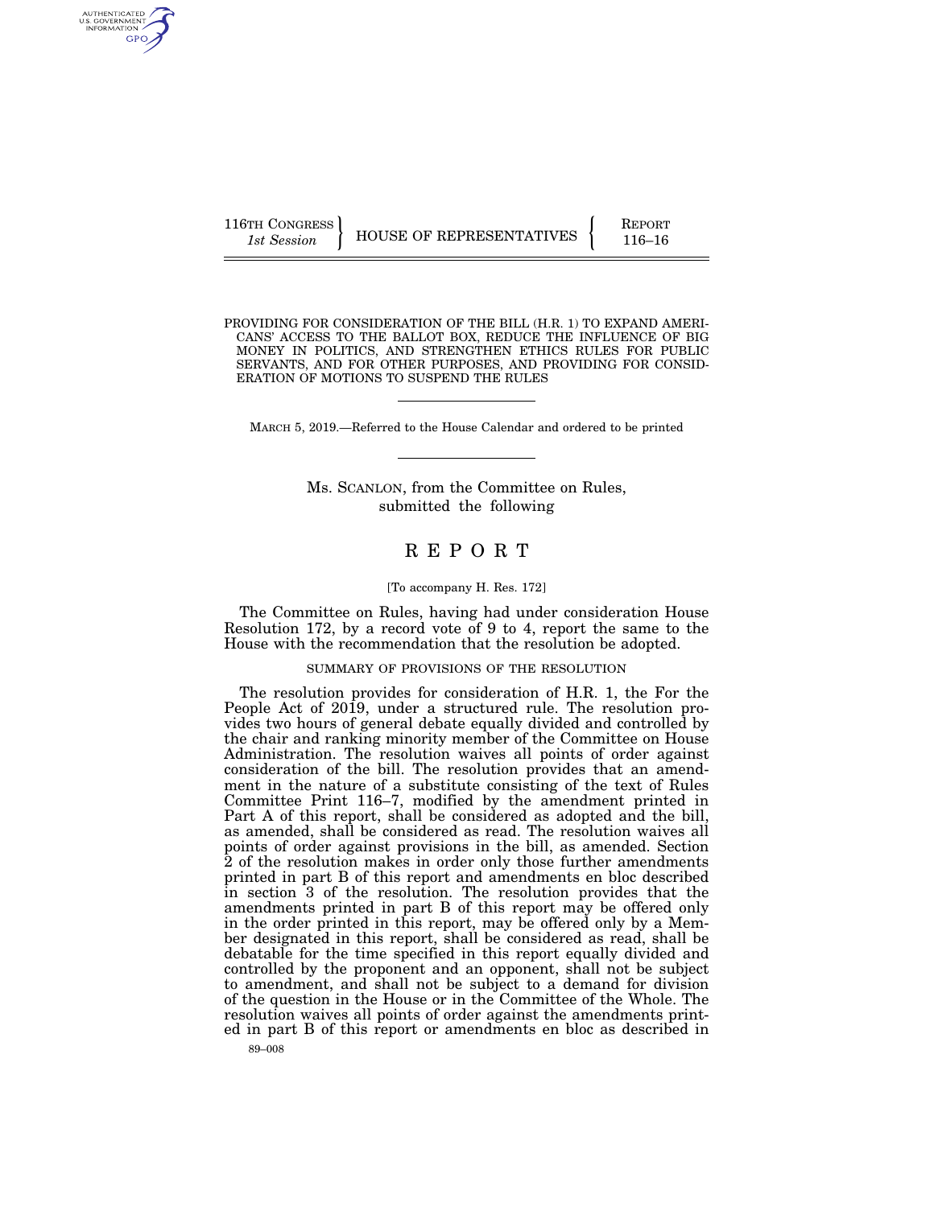116TH CONGRESS
*1st Session*

HOUSE OF REPRESENTATIVES

REPORT
116–16

# PROVIDING FOR CONSIDERATION OF THE BILL (H.R. 1) TO EXPAND AMERICANS' ACCESS TO THE BALLOT BOX, REDUCE THE INFLUENCE OF BIG MONEY IN POLITICS, AND STRENGTHEN ETHICS RULES FOR PUBLIC SERVANTS, AND FOR OTHER PURPOSES, AND PROVIDING FOR CONSIDERATION OF MOTIONS TO SUSPEND THE RULES

MARCH 5, 2019.—Referred to the House Calendar and ordered to be printed

Ms. SCANLON, from the Committee on Rules, submitted the following

# REPORT

[To accompany H. Res. 172]

The Committee on Rules, having had under consideration House Resolution 172, by a record vote of 9 to 4, report the same to the House with the recommendation that the resolution be adopted.

## SUMMARY OF PROVISIONS OF THE RESOLUTION

The resolution provides for consideration of H.R. 1, the For the People Act of 2019, under a structured rule. The resolution provides two hours of general debate equally divided and controlled by the chair and ranking minority member of the Committee on House Administration. The resolution waives all points of order against consideration of the bill. The resolution provides that an amendment in the nature of a substitute consisting of the text of Rules Committee Print 116–7, modified by the amendment printed in Part A of this report, shall be considered as adopted and the bill, as amended, shall be considered as read. The resolution waives all points of order against provisions in the bill, as amended. Section 2 of the resolution makes in order only those further amendments printed in part B of this report and amendments en bloc described in section 3 of the resolution. The resolution provides that the amendments printed in part B of this report may be offered only in the order printed in this report, may be offered only by a Member designated in this report, shall be considered as read, shall be debatable for the time specified in this report equally divided and controlled by the proponent and an opponent, shall not be subject to amendment, and shall not be subject to a demand for division of the question in the House or in the Committee of the Whole. The resolution waives all points of order against the amendments printed in part B of this report or amendments en bloc as described in

89–008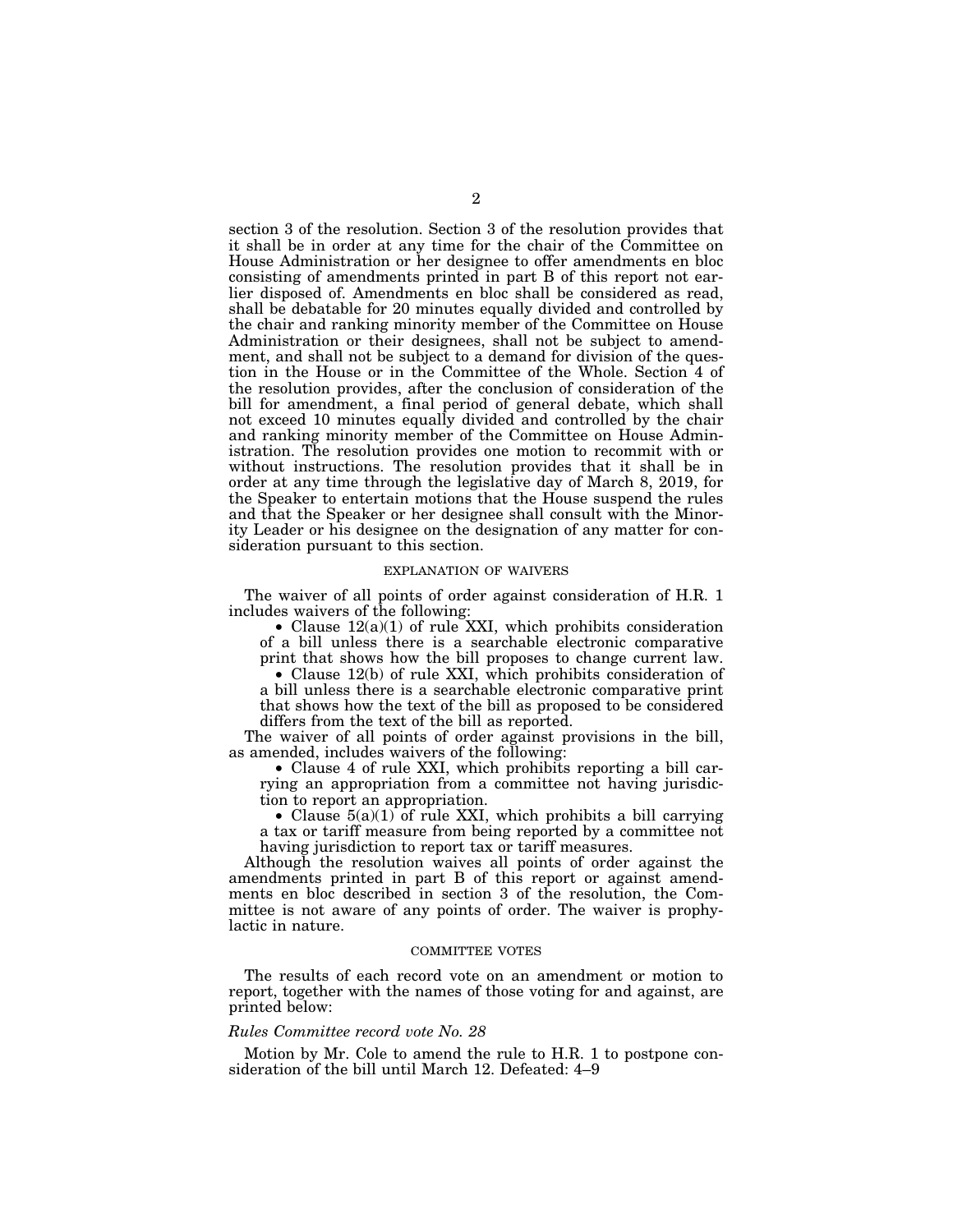section 3 of the resolution. Section 3 of the resolution provides that it shall be in order at any time for the chair of the Committee on House Administration or her designee to offer amendments en bloc consisting of amendments printed in part B of this report not earlier disposed of. Amendments en bloc shall be considered as read, shall be debatable for 20 minutes equally divided and controlled by the chair and ranking minority member of the Committee on House Administration or their designees, shall not be subject to amendment, and shall not be subject to a demand for division of the question in the House or in the Committee of the Whole. Section 4 of the resolution provides, after the conclusion of consideration of the bill for amendment, a final period of general debate, which shall not exceed 10 minutes equally divided and controlled by the chair and ranking minority member of the Committee on House Administration. The resolution provides one motion to recommit with or without instructions. The resolution provides that it shall be in order at any time through the legislative day of March 8, 2019, for the Speaker to entertain motions that the House suspend the rules and that the Speaker or her designee shall consult with the Minority Leader or his designee on the designation of any matter for consideration pursuant to this section.

## EXPLANATION OF WAIVERS

The waiver of all points of order against consideration of H.R. 1 includes waivers of the following:

- Clause 12(a)(1) of rule XXI, which prohibits consideration of a bill unless there is a searchable electronic comparative print that shows how the bill proposes to change current law.
- Clause 12(b) of rule XXI, which prohibits consideration of a bill unless there is a searchable electronic comparative print that shows how the text of the bill as proposed to be considered differs from the text of the bill as reported.

The waiver of all points of order against provisions in the bill, as amended, includes waivers of the following:

- Clause 4 of rule XXI, which prohibits reporting a bill carrying an appropriation from a committee not having jurisdiction to report an appropriation.
- Clause 5(a)(1) of rule XXI, which prohibits a bill carrying a tax or tariff measure from being reported by a committee not having jurisdiction to report tax or tariff measures.

Although the resolution waives all points of order against the amendments printed in part B of this report or against amendments en bloc described in section 3 of the resolution, the Committee is not aware of any points of order. The waiver is prophylactic in nature.

## COMMITTEE VOTES

The results of each record vote on an amendment or motion to report, together with the names of those voting for and against, are printed below:

*Rules Committee record vote No. 28*

Motion by Mr. Cole to amend the rule to H.R. 1 to postpone consideration of the bill until March 12. Defeated: 4–9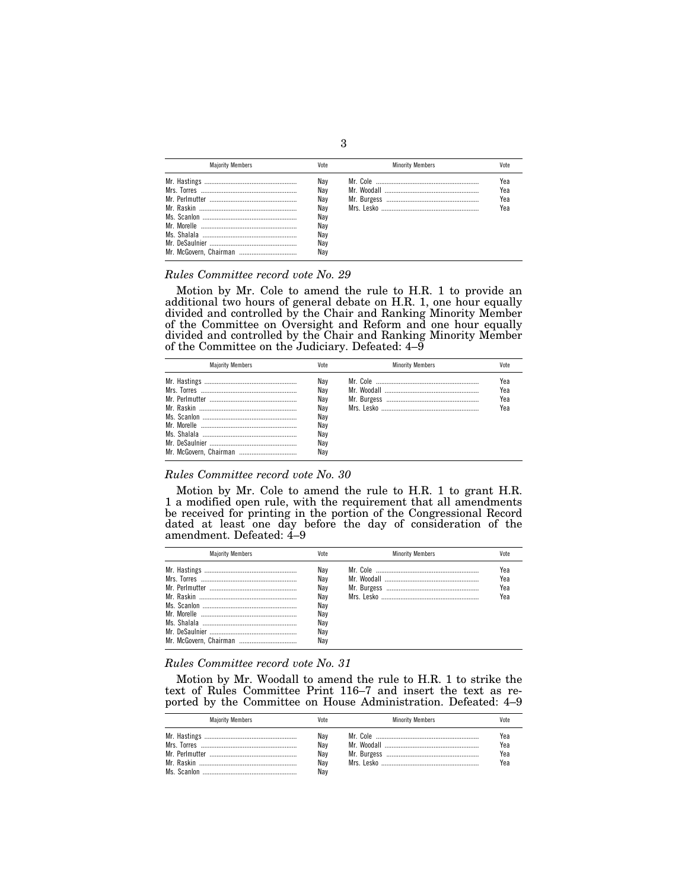| Majority Members | Vote | Minority Members | Vote |
|---|---|---|---|
| Mr. Hastings | Nay | Mr. Cole | Yea |
| Mrs. Torres | Nay | Mr. Woodall | Yea |
| Mr. Perlmutter | Nay | Mr. Burgess | Yea |
| Mr. Raskin | Nay | Mrs. Lesko | Yea |
| Ms. Scanlon | Nay | | |
| Mr. Morelle | Nay | | |
| Ms. Shalala | Nay | | |
| Mr. DeSaulnier | Nay | | |
| Mr. McGovern, Chairman | Nay | | |

*Rules Committee record vote No. 29*

Motion by Mr. Cole to amend the rule to H.R. 1 to provide an additional two hours of general debate on H.R. 1, one hour equally divided and controlled by the Chair and Ranking Minority Member of the Committee on Oversight and Reform and one hour equally divided and controlled by the Chair and Ranking Minority Member of the Committee on the Judiciary. Defeated: 4–9

| Majority Members | Vote | Minority Members | Vote |
|---|---|---|---|
| Mr. Hastings | Nay | Mr. Cole | Yea |
| Mrs. Torres | Nay | Mr. Woodall | Yea |
| Mr. Perlmutter | Nay | Mr. Burgess | Yea |
| Mr. Raskin | Nay | Mrs. Lesko | Yea |
| Ms. Scanlon | Nay | | |
| Mr. Morelle | Nay | | |
| Ms. Shalala | Nay | | |
| Mr. DeSaulnier | Nay | | |
| Mr. McGovern, Chairman | Nay | | |

*Rules Committee record vote No. 30*

Motion by Mr. Cole to amend the rule to H.R. 1 to grant H.R. 1 a modified open rule, with the requirement that all amendments be received for printing in the portion of the Congressional Record dated at least one day before the day of consideration of the amendment. Defeated: 4–9

| Majority Members | Vote | Minority Members | Vote |
|---|---|---|---|
| Mr. Hastings | Nay | Mr. Cole | Yea |
| Mrs. Torres | Nay | Mr. Woodall | Yea |
| Mr. Perlmutter | Nay | Mr. Burgess | Yea |
| Mr. Raskin | Nay | Mrs. Lesko | Yea |
| Ms. Scanlon | Nay | | |
| Mr. Morelle | Nay | | |
| Ms. Shalala | Nay | | |
| Mr. DeSaulnier | Nay | | |
| Mr. McGovern, Chairman | Nay | | |

*Rules Committee record vote No. 31*

Motion by Mr. Woodall to amend the rule to H.R. 1 to strike the text of Rules Committee Print 116–7 and insert the text as reported by the Committee on House Administration. Defeated: 4–9

| Majority Members | Vote | Minority Members | Vote |
|---|---|---|---|
| Mr. Hastings | Nay | Mr. Cole | Yea |
| Mrs. Torres | Nay | Mr. Woodall | Yea |
| Mr. Perlmutter | Nay | Mr. Burgess | Yea |
| Mr. Raskin | Nay | Mrs. Lesko | Yea |
| Ms. Scanlon | Nay | | |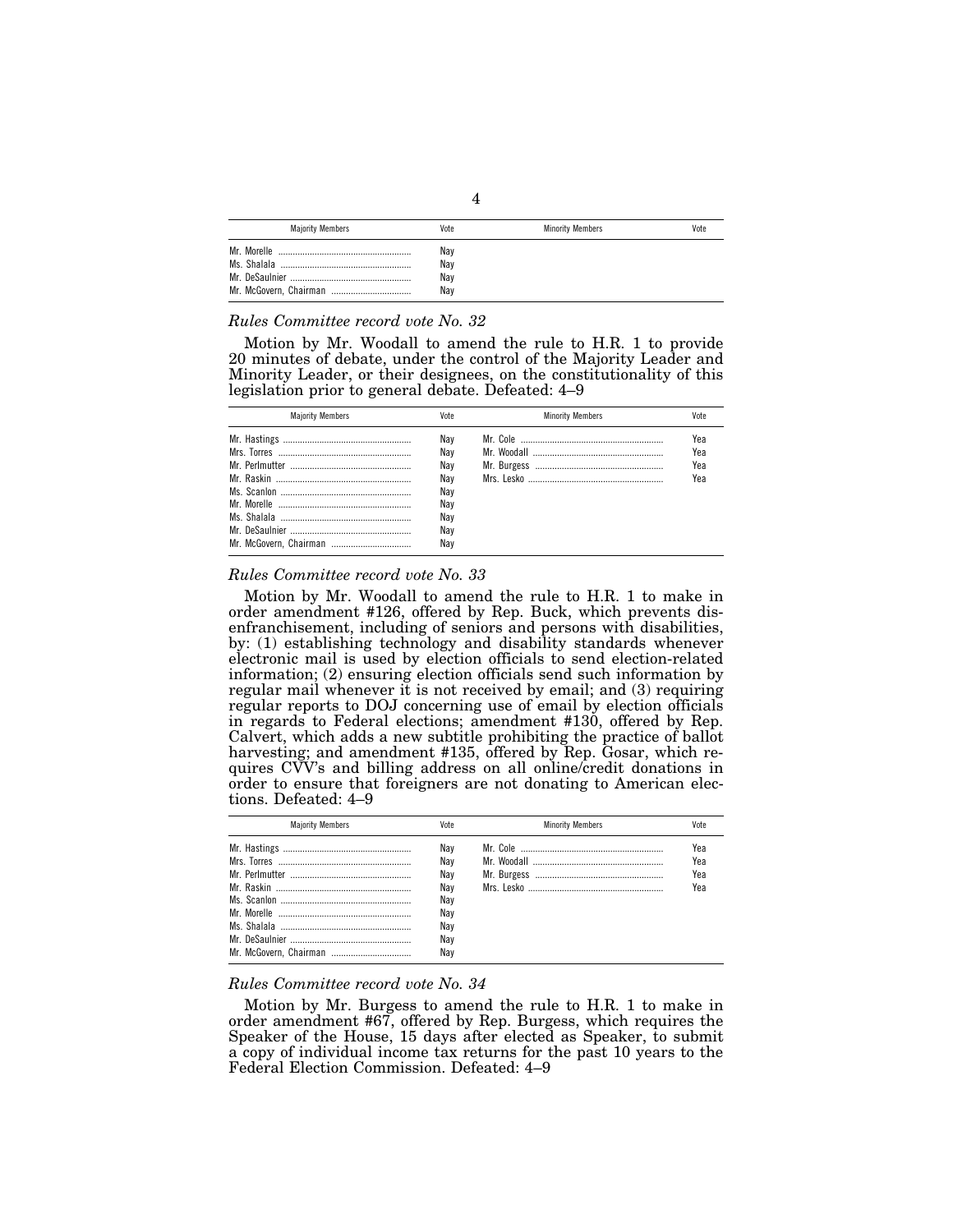| Majority Members | Vote | Minority Members | Vote |
|---|---|---|---|
| Mr. Morelle | Nay | | |
| Ms. Shalala | Nay | | |
| Mr. DeSaulnier | Nay | | |
| Mr. McGovern, Chairman | Nay | | |

*Rules Committee record vote No. 32*

Motion by Mr. Woodall to amend the rule to H.R. 1 to provide 20 minutes of debate, under the control of the Majority Leader and Minority Leader, or their designees, on the constitutionality of this legislation prior to general debate. Defeated: 4–9

| Majority Members | Vote | Minority Members | Vote |
|---|---|---|---|
| Mr. Hastings | Nay | Mr. Cole | Yea |
| Mrs. Torres | Nay | Mr. Woodall | Yea |
| Mr. Perlmutter | Nay | Mr. Burgess | Yea |
| Mr. Raskin | Nay | Mrs. Lesko | Yea |
| Ms. Scanlon | Nay | | |
| Mr. Morelle | Nay | | |
| Ms. Shalala | Nay | | |
| Mr. DeSaulnier | Nay | | |
| Mr. McGovern, Chairman | Nay | | |

*Rules Committee record vote No. 33*

Motion by Mr. Woodall to amend the rule to H.R. 1 to make in order amendment #126, offered by Rep. Buck, which prevents disenfranchisement, including of seniors and persons with disabilities, by: (1) establishing technology and disability standards whenever electronic mail is used by election officials to send election-related information; (2) ensuring election officials send such information by regular mail whenever it is not received by email; and (3) requiring regular reports to DOJ concerning use of email by election officials in regards to Federal elections; amendment #130, offered by Rep. Calvert, which adds a new subtitle prohibiting the practice of ballot harvesting; and amendment #135, offered by Rep. Gosar, which requires CVV's and billing address on all online/credit donations in order to ensure that foreigners are not donating to American elections. Defeated: 4–9

| Majority Members | Vote | Minority Members | Vote |
|---|---|---|---|
| Mr. Hastings | Nay | Mr. Cole | Yea |
| Mrs. Torres | Nay | Mr. Woodall | Yea |
| Mr. Perlmutter | Nay | Mr. Burgess | Yea |
| Mr. Raskin | Nay | Mrs. Lesko | Yea |
| Ms. Scanlon | Nay | | |
| Mr. Morelle | Nay | | |
| Ms. Shalala | Nay | | |
| Mr. DeSaulnier | Nay | | |
| Mr. McGovern, Chairman | Nay | | |

*Rules Committee record vote No. 34*

Motion by Mr. Burgess to amend the rule to H.R. 1 to make in order amendment #67, offered by Rep. Burgess, which requires the Speaker of the House, 15 days after elected as Speaker, to submit a copy of individual income tax returns for the past 10 years to the Federal Election Commission. Defeated: 4–9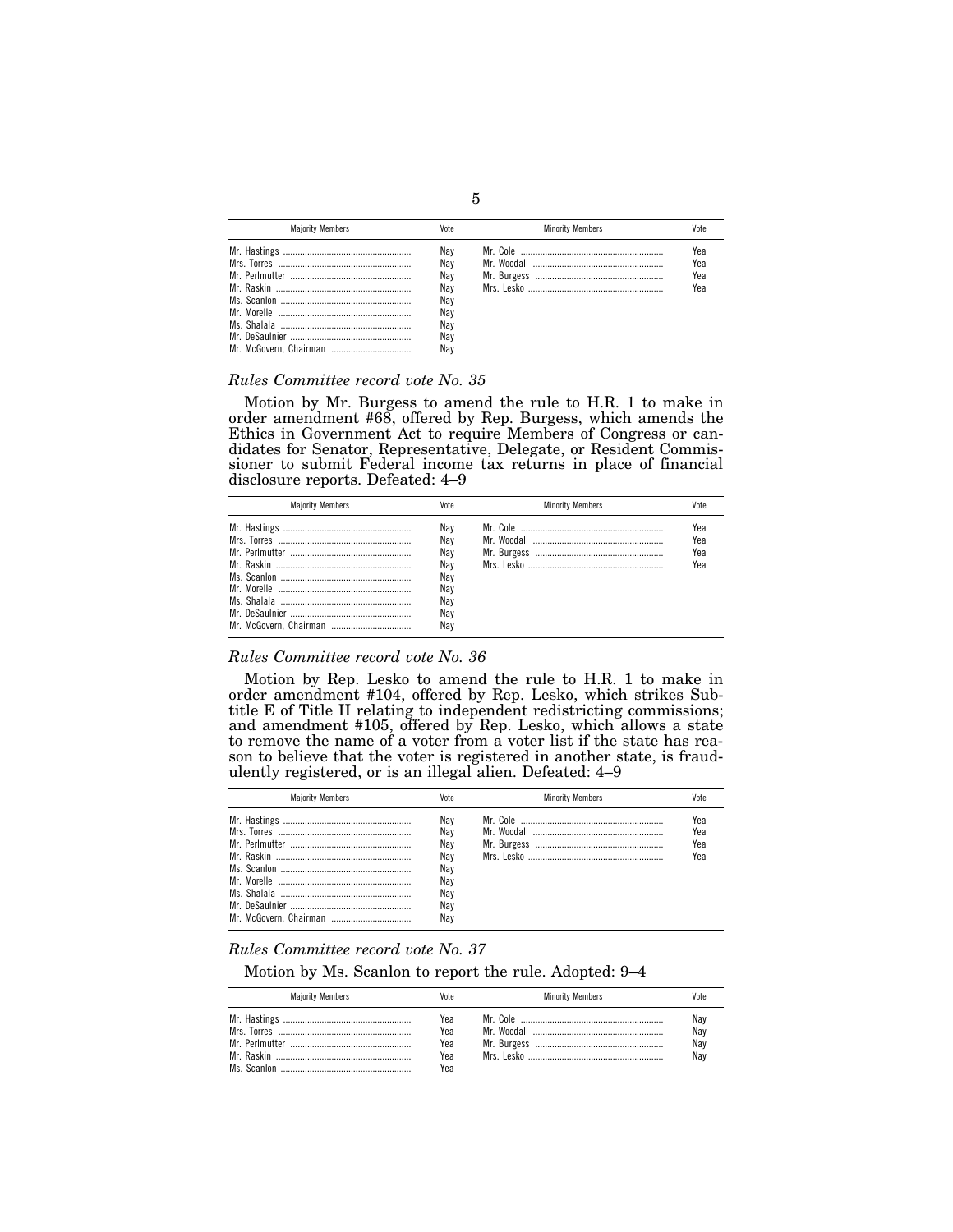| Majority Members | Vote | Minority Members | Vote |
|---|---|---|---|
| Mr. Hastings | Nay | Mr. Cole | Yea |
| Mrs. Torres | Nay | Mr. Woodall | Yea |
| Mr. Perlmutter | Nay | Mr. Burgess | Yea |
| Mr. Raskin | Nay | Mrs. Lesko | Yea |
| Ms. Scanlon | Nay | | |
| Mr. Morelle | Nay | | |
| Ms. Shalala | Nay | | |
| Mr. DeSaulnier | Nay | | |
| Mr. McGovern, Chairman | Nay | | |

*Rules Committee record vote No. 35*

Motion by Mr. Burgess to amend the rule to H.R. 1 to make in order amendment #68, offered by Rep. Burgess, which amends the Ethics in Government Act to require Members of Congress or candidates for Senator, Representative, Delegate, or Resident Commissioner to submit Federal income tax returns in place of financial disclosure reports. Defeated: 4–9

| Majority Members | Vote | Minority Members | Vote |
|---|---|---|---|
| Mr. Hastings | Nay | Mr. Cole | Yea |
| Mrs. Torres | Nay | Mr. Woodall | Yea |
| Mr. Perlmutter | Nay | Mr. Burgess | Yea |
| Mr. Raskin | Nay | Mrs. Lesko | Yea |
| Ms. Scanlon | Nay | | |
| Mr. Morelle | Nay | | |
| Ms. Shalala | Nay | | |
| Mr. DeSaulnier | Nay | | |
| Mr. McGovern, Chairman | Nay | | |

*Rules Committee record vote No. 36*

Motion by Rep. Lesko to amend the rule to H.R. 1 to make in order amendment #104, offered by Rep. Lesko, which strikes Subtitle E of Title II relating to independent redistricting commissions; and amendment #105, offered by Rep. Lesko, which allows a state to remove the name of a voter from a voter list if the state has reason to believe that the voter is registered in another state, is fraudulently registered, or is an illegal alien. Defeated: 4–9

| Majority Members | Vote | Minority Members | Vote |
|---|---|---|---|
| Mr. Hastings | Nay | Mr. Cole | Yea |
| Mrs. Torres | Nay | Mr. Woodall | Yea |
| Mr. Perlmutter | Nay | Mr. Burgess | Yea |
| Mr. Raskin | Nay | Mrs. Lesko | Yea |
| Ms. Scanlon | Nay | | |
| Mr. Morelle | Nay | | |
| Ms. Shalala | Nay | | |
| Mr. DeSaulnier | Nay | | |
| Mr. McGovern, Chairman | Nay | | |

*Rules Committee record vote No. 37*

Motion by Ms. Scanlon to report the rule. Adopted: 9–4

| Majority Members | Vote | Minority Members | Vote |
|---|---|---|---|
| Mr. Hastings | Yea | Mr. Cole | Nay |
| Mrs. Torres | Yea | Mr. Woodall | Nay |
| Mr. Perlmutter | Yea | Mr. Burgess | Nay |
| Mr. Raskin | Yea | Mrs. Lesko | Nay |
| Ms. Scanlon | Yea | | |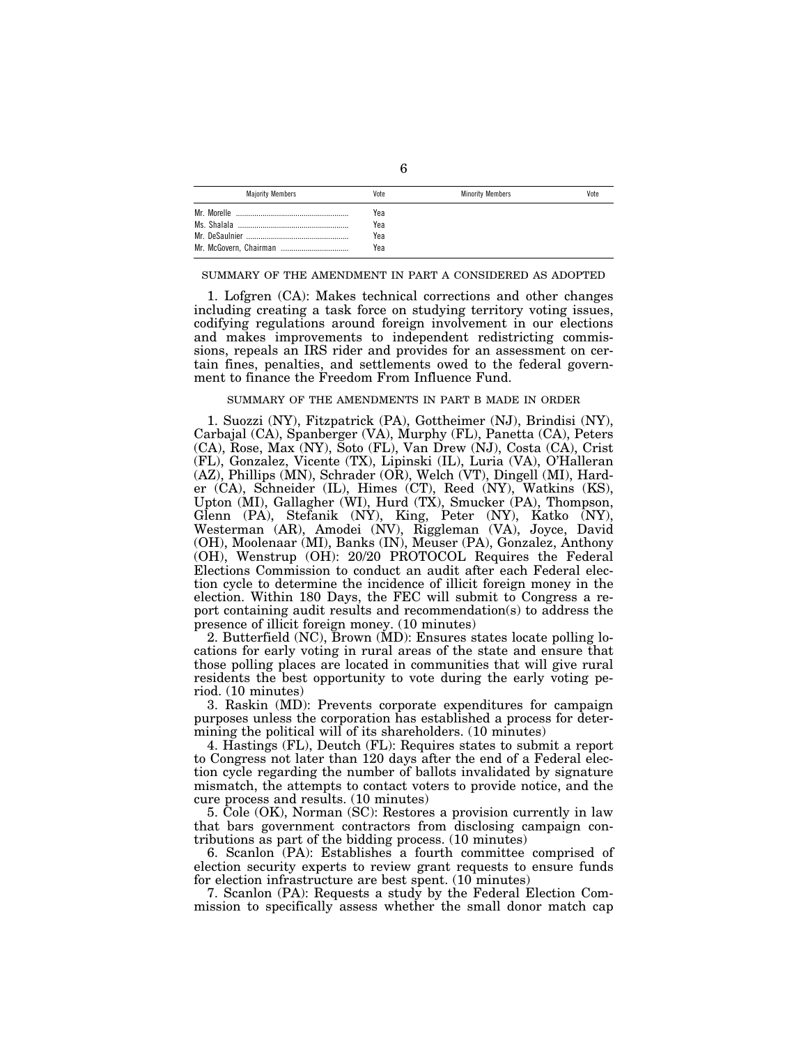| Majority Members | Vote | Minority Members | Vote |
|---|---|---|---|
| Mr. Morelle | Yea | | |
| Ms. Shalala | Yea | | |
| Mr. DeSaulnier | Yea | | |
| Mr. McGovern, Chairman | Yea | | |

## SUMMARY OF THE AMENDMENT IN PART A CONSIDERED AS ADOPTED

1. Lofgren (CA): Makes technical corrections and other changes including creating a task force on studying territory voting issues, codifying regulations around foreign involvement in our elections and makes improvements to independent redistricting commissions, repeals an IRS rider and provides for an assessment on certain fines, penalties, and settlements owed to the federal government to finance the Freedom From Influence Fund.

## SUMMARY OF THE AMENDMENTS IN PART B MADE IN ORDER

1. Suozzi (NY), Fitzpatrick (PA), Gottheimer (NJ), Brindisi (NY), Carbajal (CA), Spanberger (VA), Murphy (FL), Panetta (CA), Peters (CA), Rose, Max (NY), Soto (FL), Van Drew (NJ), Costa (CA), Crist (FL), Gonzalez, Vicente (TX), Lipinski (IL), Luria (VA), O'Halleran (AZ), Phillips (MN), Schrader (OR), Welch (VT), Dingell (MI), Harder (CA), Schneider (IL), Himes (CT), Reed (NY), Watkins (KS), Upton (MI), Gallagher (WI), Hurd (TX), Smucker (PA), Thompson, Glenn (PA), Stefanik (NY), King, Peter (NY), Katko (NY), Westerman (AR), Amodei (NV), Riggleman (VA), Joyce, David (OH), Moolenaar (MI), Banks (IN), Meuser (PA), Gonzalez, Anthony (OH), Wenstrup (OH): 20/20 PROTOCOL Requires the Federal Elections Commission to conduct an audit after each Federal election cycle to determine the incidence of illicit foreign money in the election. Within 180 Days, the FEC will submit to Congress a report containing audit results and recommendation(s) to address the presence of illicit foreign money. (10 minutes)

2. Butterfield (NC), Brown (MD): Ensures states locate polling locations for early voting in rural areas of the state and ensure that those polling places are located in communities that will give rural residents the best opportunity to vote during the early voting period. (10 minutes)

3. Raskin (MD): Prevents corporate expenditures for campaign purposes unless the corporation has established a process for determining the political will of its shareholders. (10 minutes)

4. Hastings (FL), Deutch (FL): Requires states to submit a report to Congress not later than 120 days after the end of a Federal election cycle regarding the number of ballots invalidated by signature mismatch, the attempts to contact voters to provide notice, and the cure process and results. (10 minutes)

5. Cole (OK), Norman (SC): Restores a provision currently in law that bars government contractors from disclosing campaign contributions as part of the bidding process. (10 minutes)

6. Scanlon (PA): Establishes a fourth committee comprised of election security experts to review grant requests to ensure funds for election infrastructure are best spent. (10 minutes)

7. Scanlon (PA): Requests a study by the Federal Election Commission to specifically assess whether the small donor match cap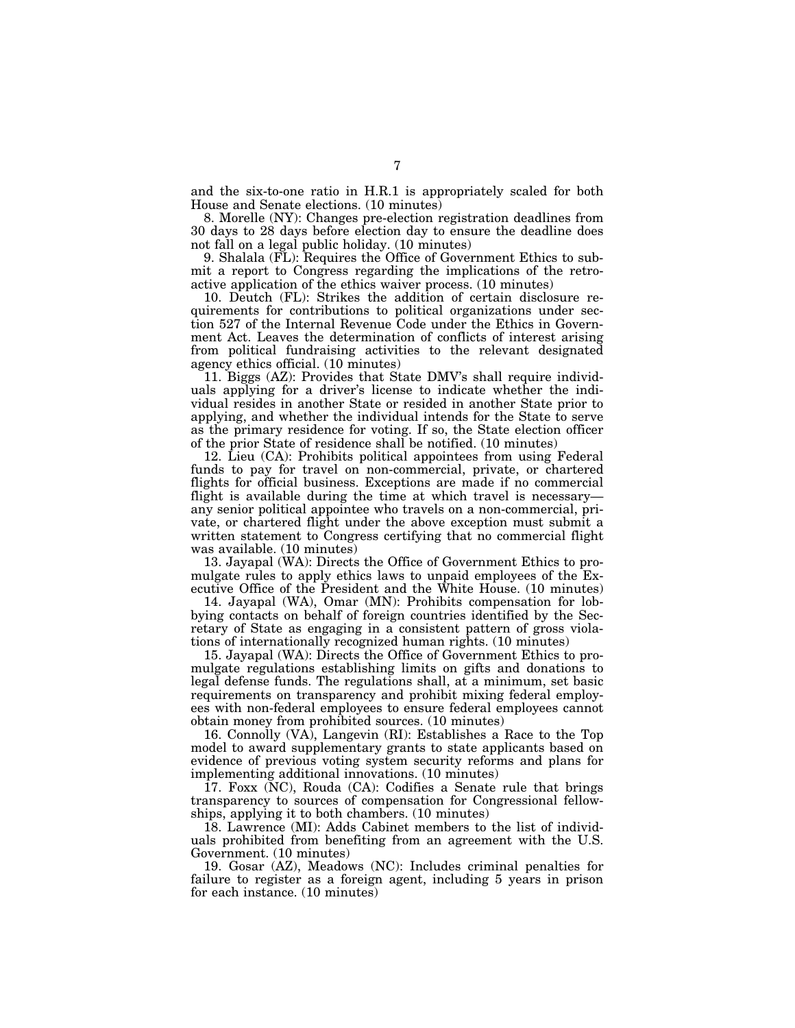and the six-to-one ratio in H.R.1 is appropriately scaled for both House and Senate elections. (10 minutes)

8. Morelle (NY): Changes pre-election registration deadlines from 30 days to 28 days before election day to ensure the deadline does not fall on a legal public holiday. (10 minutes)

9. Shalala (FL): Requires the Office of Government Ethics to submit a report to Congress regarding the implications of the retroactive application of the ethics waiver process. (10 minutes)

10. Deutch (FL): Strikes the addition of certain disclosure requirements for contributions to political organizations under section 527 of the Internal Revenue Code under the Ethics in Government Act. Leaves the determination of conflicts of interest arising from political fundraising activities to the relevant designated agency ethics official. (10 minutes)

11. Biggs (AZ): Provides that State DMV's shall require individuals applying for a driver's license to indicate whether the individual resides in another State or resided in another State prior to applying, and whether the individual intends for the State to serve as the primary residence for voting. If so, the State election officer of the prior State of residence shall be notified. (10 minutes)

12. Lieu (CA): Prohibits political appointees from using Federal funds to pay for travel on non-commercial, private, or chartered flights for official business. Exceptions are made if no commercial flight is available during the time at which travel is necessary—any senior political appointee who travels on a non-commercial, private, or chartered flight under the above exception must submit a written statement to Congress certifying that no commercial flight was available. (10 minutes)

13. Jayapal (WA): Directs the Office of Government Ethics to promulgate rules to apply ethics laws to unpaid employees of the Executive Office of the President and the White House. (10 minutes)

14. Jayapal (WA), Omar (MN): Prohibits compensation for lobbying contacts on behalf of foreign countries identified by the Secretary of State as engaging in a consistent pattern of gross violations of internationally recognized human rights. (10 minutes)

15. Jayapal (WA): Directs the Office of Government Ethics to promulgate regulations establishing limits on gifts and donations to legal defense funds. The regulations shall, at a minimum, set basic requirements on transparency and prohibit mixing federal employees with non-federal employees to ensure federal employees cannot obtain money from prohibited sources. (10 minutes)

16. Connolly (VA), Langevin (RI): Establishes a Race to the Top model to award supplementary grants to state applicants based on evidence of previous voting system security reforms and plans for implementing additional innovations. (10 minutes)

17. Foxx (NC), Rouda (CA): Codifies a Senate rule that brings transparency to sources of compensation for Congressional fellowships, applying it to both chambers. (10 minutes)

18. Lawrence (MI): Adds Cabinet members to the list of individuals prohibited from benefiting from an agreement with the U.S. Government. (10 minutes)

19. Gosar (AZ), Meadows (NC): Includes criminal penalties for failure to register as a foreign agent, including 5 years in prison for each instance. (10 minutes)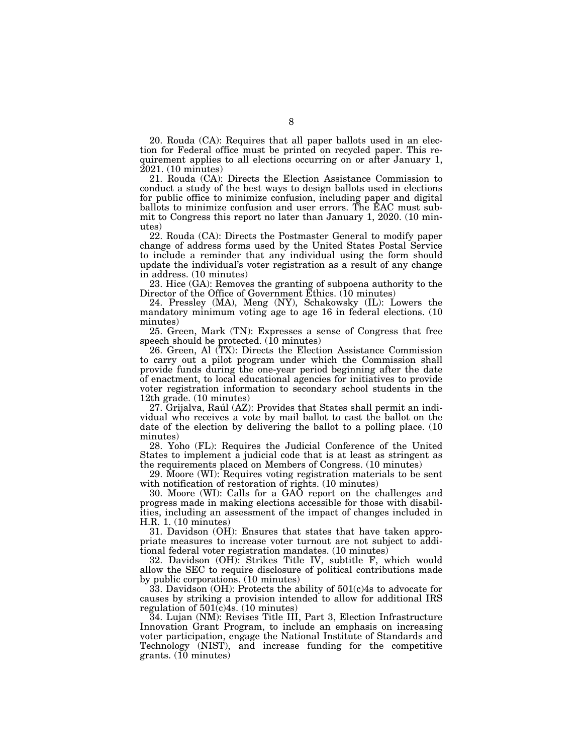20. Rouda (CA): Requires that all paper ballots used in an election for Federal office must be printed on recycled paper. This requirement applies to all elections occurring on or after January 1, 2021. (10 minutes)

21. Rouda (CA): Directs the Election Assistance Commission to conduct a study of the best ways to design ballots used in elections for public office to minimize confusion, including paper and digital ballots to minimize confusion and user errors. The EAC must submit to Congress this report no later than January 1, 2020. (10 minutes)

22. Rouda (CA): Directs the Postmaster General to modify paper change of address forms used by the United States Postal Service to include a reminder that any individual using the form should update the individual's voter registration as a result of any change in address. (10 minutes)

23. Hice (GA): Removes the granting of subpoena authority to the Director of the Office of Government Ethics. (10 minutes)

24. Pressley (MA), Meng (NY), Schakowsky (IL): Lowers the mandatory minimum voting age to age 16 in federal elections. (10 minutes)

25. Green, Mark (TN): Expresses a sense of Congress that free speech should be protected. (10 minutes)

26. Green, Al (TX): Directs the Election Assistance Commission to carry out a pilot program under which the Commission shall provide funds during the one-year period beginning after the date of enactment, to local educational agencies for initiatives to provide voter registration information to secondary school students in the 12th grade. (10 minutes)

27. Grijalva, Raúl (AZ): Provides that States shall permit an individual who receives a vote by mail ballot to cast the ballot on the date of the election by delivering the ballot to a polling place. (10 minutes)

28. Yoho (FL): Requires the Judicial Conference of the United States to implement a judicial code that is at least as stringent as the requirements placed on Members of Congress. (10 minutes)

29. Moore (WI): Requires voting registration materials to be sent with notification of restoration of rights. (10 minutes)

30. Moore (WI): Calls for a GAO report on the challenges and progress made in making elections accessible for those with disabilities, including an assessment of the impact of changes included in H.R. 1. (10 minutes)

31. Davidson (OH): Ensures that states that have taken appropriate measures to increase voter turnout are not subject to additional federal voter registration mandates. (10 minutes)

32. Davidson (OH): Strikes Title IV, subtitle F, which would allow the SEC to require disclosure of political contributions made by public corporations. (10 minutes)

33. Davidson (OH): Protects the ability of 501(c)4s to advocate for causes by striking a provision intended to allow for additional IRS regulation of 501(c)4s. (10 minutes)

34. Lujan (NM): Revises Title III, Part 3, Election Infrastructure Innovation Grant Program, to include an emphasis on increasing voter participation, engage the National Institute of Standards and Technology (NIST), and increase funding for the competitive grants. (10 minutes)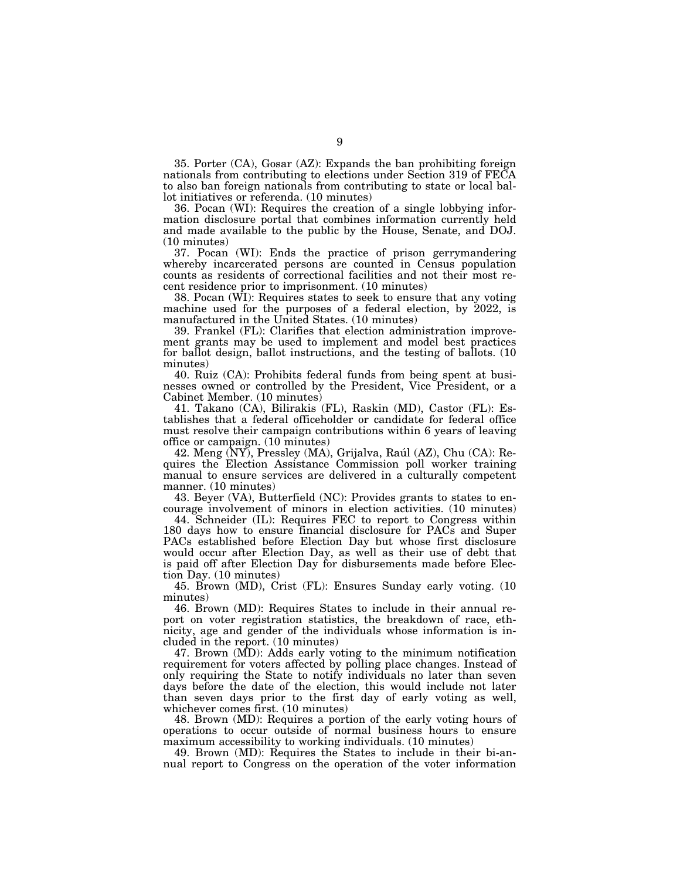35. Porter (CA), Gosar (AZ): Expands the ban prohibiting foreign nationals from contributing to elections under Section 319 of FECA to also ban foreign nationals from contributing to state or local ballot initiatives or referenda. (10 minutes)

36. Pocan (WI): Requires the creation of a single lobbying information disclosure portal that combines information currently held and made available to the public by the House, Senate, and DOJ. (10 minutes)

37. Pocan (WI): Ends the practice of prison gerrymandering whereby incarcerated persons are counted in Census population counts as residents of correctional facilities and not their most recent residence prior to imprisonment. (10 minutes)

38. Pocan (WI): Requires states to seek to ensure that any voting machine used for the purposes of a federal election, by 2022, is manufactured in the United States. (10 minutes)

39. Frankel (FL): Clarifies that election administration improvement grants may be used to implement and model best practices for ballot design, ballot instructions, and the testing of ballots. (10 minutes)

40. Ruiz (CA): Prohibits federal funds from being spent at businesses owned or controlled by the President, Vice President, or a Cabinet Member. (10 minutes)

41. Takano (CA), Bilirakis (FL), Raskin (MD), Castor (FL): Establishes that a federal officeholder or candidate for federal office must resolve their campaign contributions within 6 years of leaving office or campaign. (10 minutes)

42. Meng (NY), Pressley (MA), Grijalva, Raúl (AZ), Chu (CA): Requires the Election Assistance Commission poll worker training manual to ensure services are delivered in a culturally competent manner. (10 minutes)

43. Beyer (VA), Butterfield (NC): Provides grants to states to encourage involvement of minors in election activities. (10 minutes)

44. Schneider (IL): Requires FEC to report to Congress within 180 days how to ensure financial disclosure for PACs and Super PACs established before Election Day but whose first disclosure would occur after Election Day, as well as their use of debt that is paid off after Election Day for disbursements made before Election Day. (10 minutes)

45. Brown (MD), Crist (FL): Ensures Sunday early voting. (10 minutes)

46. Brown (MD): Requires States to include in their annual report on voter registration statistics, the breakdown of race, ethnicity, age and gender of the individuals whose information is included in the report. (10 minutes)

47. Brown (MD): Adds early voting to the minimum notification requirement for voters affected by polling place changes. Instead of only requiring the State to notify individuals no later than seven days before the date of the election, this would include not later than seven days prior to the first day of early voting as well, whichever comes first. (10 minutes)

48. Brown (MD): Requires a portion of the early voting hours of operations to occur outside of normal business hours to ensure maximum accessibility to working individuals. (10 minutes)

49. Brown (MD): Requires the States to include in their bi-annual report to Congress on the operation of the voter information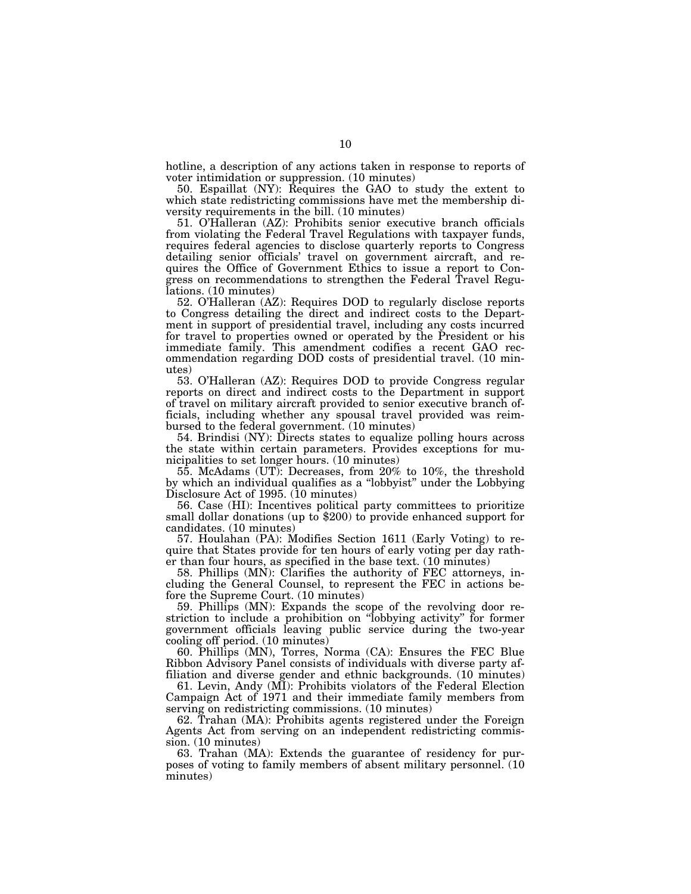hotline, a description of any actions taken in response to reports of voter intimidation or suppression. (10 minutes)

50. Espaillat (NY): Requires the GAO to study the extent to which state redistricting commissions have met the membership diversity requirements in the bill. (10 minutes)

51. O'Halleran (AZ): Prohibits senior executive branch officials from violating the Federal Travel Regulations with taxpayer funds, requires federal agencies to disclose quarterly reports to Congress detailing senior officials' travel on government aircraft, and requires the Office of Government Ethics to issue a report to Congress on recommendations to strengthen the Federal Travel Regulations. (10 minutes)

52. O'Halleran (AZ): Requires DOD to regularly disclose reports to Congress detailing the direct and indirect costs to the Department in support of presidential travel, including any costs incurred for travel to properties owned or operated by the President or his immediate family. This amendment codifies a recent GAO recommendation regarding DOD costs of presidential travel. (10 minutes)

53. O'Halleran (AZ): Requires DOD to provide Congress regular reports on direct and indirect costs to the Department in support of travel on military aircraft provided to senior executive branch officials, including whether any spousal travel provided was reimbursed to the federal government. (10 minutes)

54. Brindisi (NY): Directs states to equalize polling hours across the state within certain parameters. Provides exceptions for municipalities to set longer hours. (10 minutes)

55. McAdams (UT): Decreases, from 20% to 10%, the threshold by which an individual qualifies as a "lobbyist" under the Lobbying Disclosure Act of 1995. (10 minutes)

56. Case (HI): Incentives political party committees to prioritize small dollar donations (up to $200) to provide enhanced support for candidates. (10 minutes)

57. Houlahan (PA): Modifies Section 1611 (Early Voting) to require that States provide for ten hours of early voting per day rather than four hours, as specified in the base text. (10 minutes)

58. Phillips (MN): Clarifies the authority of FEC attorneys, including the General Counsel, to represent the FEC in actions before the Supreme Court. (10 minutes)

59. Phillips (MN): Expands the scope of the revolving door restriction to include a prohibition on "lobbying activity" for former government officials leaving public service during the two-year cooling off period. (10 minutes)

60. Phillips (MN), Torres, Norma (CA): Ensures the FEC Blue Ribbon Advisory Panel consists of individuals with diverse party affiliation and diverse gender and ethnic backgrounds. (10 minutes)

61. Levin, Andy (MI): Prohibits violators of the Federal Election Campaign Act of 1971 and their immediate family members from serving on redistricting commissions. (10 minutes)

62. Trahan (MA): Prohibits agents registered under the Foreign Agents Act from serving on an independent redistricting commission. (10 minutes)

63. Trahan (MA): Extends the guarantee of residency for purposes of voting to family members of absent military personnel. (10 minutes)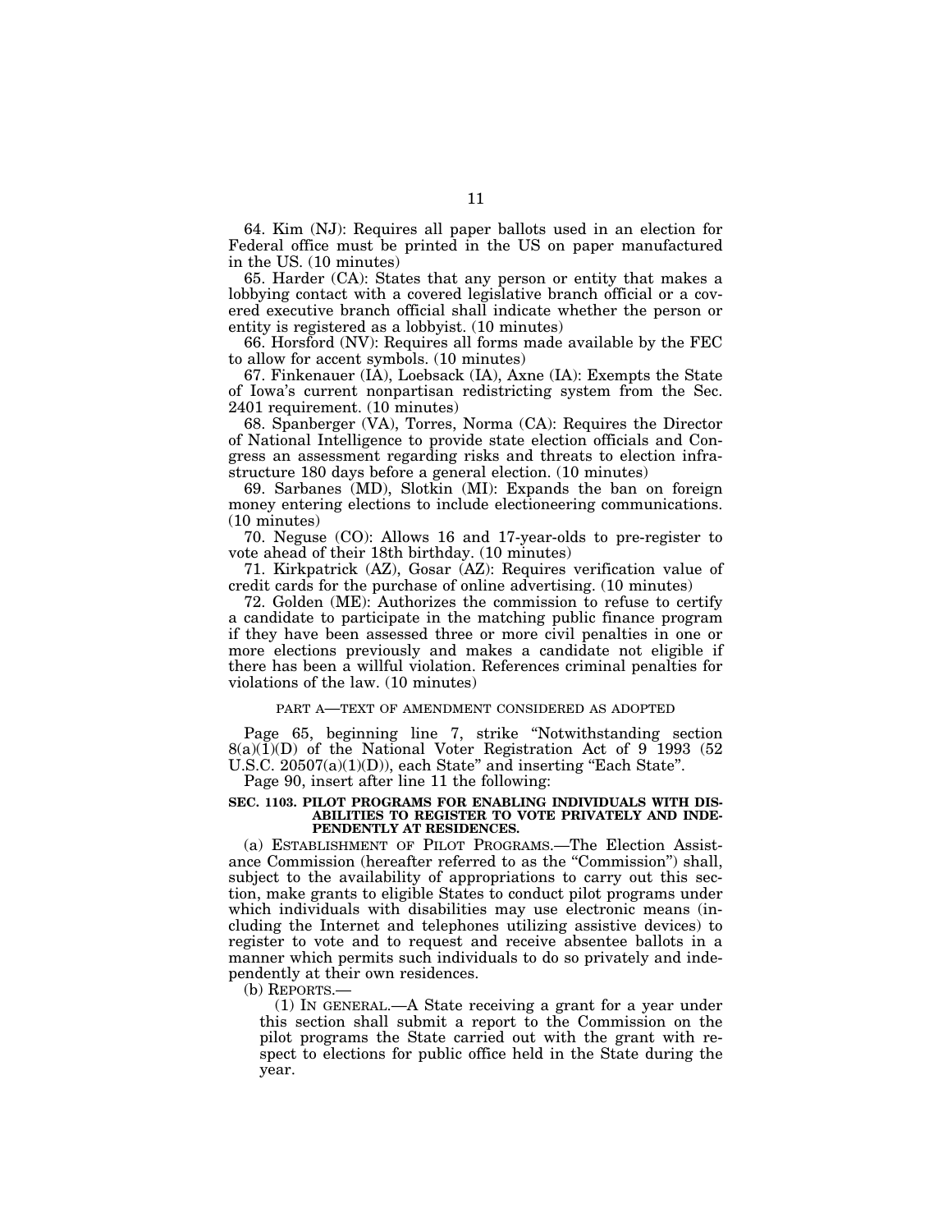64. Kim (NJ): Requires all paper ballots used in an election for Federal office must be printed in the US on paper manufactured in the US. (10 minutes)

65. Harder (CA): States that any person or entity that makes a lobbying contact with a covered legislative branch official or a covered executive branch official shall indicate whether the person or entity is registered as a lobbyist. (10 minutes)

66. Horsford (NV): Requires all forms made available by the FEC to allow for accent symbols. (10 minutes)

67. Finkenauer (IA), Loebsack (IA), Axne (IA): Exempts the State of Iowa's current nonpartisan redistricting system from the Sec. 2401 requirement. (10 minutes)

68. Spanberger (VA), Torres, Norma (CA): Requires the Director of National Intelligence to provide state election officials and Congress an assessment regarding risks and threats to election infrastructure 180 days before a general election. (10 minutes)

69. Sarbanes (MD), Slotkin (MI): Expands the ban on foreign money entering elections to include electioneering communications. (10 minutes)

70. Neguse (CO): Allows 16 and 17-year-olds to pre-register to vote ahead of their 18th birthday. (10 minutes)

71. Kirkpatrick (AZ), Gosar (AZ): Requires verification value of credit cards for the purchase of online advertising. (10 minutes)

72. Golden (ME): Authorizes the commission to refuse to certify a candidate to participate in the matching public finance program if they have been assessed three or more civil penalties in one or more elections previously and makes a candidate not eligible if there has been a willful violation. References criminal penalties for violations of the law. (10 minutes)

PART A—TEXT OF AMENDMENT CONSIDERED AS ADOPTED

Page 65, beginning line 7, strike "Notwithstanding section 8(a)(1)(D) of the National Voter Registration Act of 9 1993 (52 U.S.C. 20507(a)(1)(D)), each State" and inserting "Each State".

Page 90, insert after line 11 the following:

**SEC. 1103. PILOT PROGRAMS FOR ENABLING INDIVIDUALS WITH DISABILITIES TO REGISTER TO VOTE PRIVATELY AND INDEPENDENTLY AT RESIDENCES.**

(a) ESTABLISHMENT OF PILOT PROGRAMS.—The Election Assistance Commission (hereafter referred to as the "Commission") shall, subject to the availability of appropriations to carry out this section, make grants to eligible States to conduct pilot programs under which individuals with disabilities may use electronic means (including the Internet and telephones utilizing assistive devices) to register to vote and to request and receive absentee ballots in a manner which permits such individuals to do so privately and independently at their own residences.

(b) REPORTS.—

(1) IN GENERAL.—A State receiving a grant for a year under this section shall submit a report to the Commission on the pilot programs the State carried out with the grant with respect to elections for public office held in the State during the year.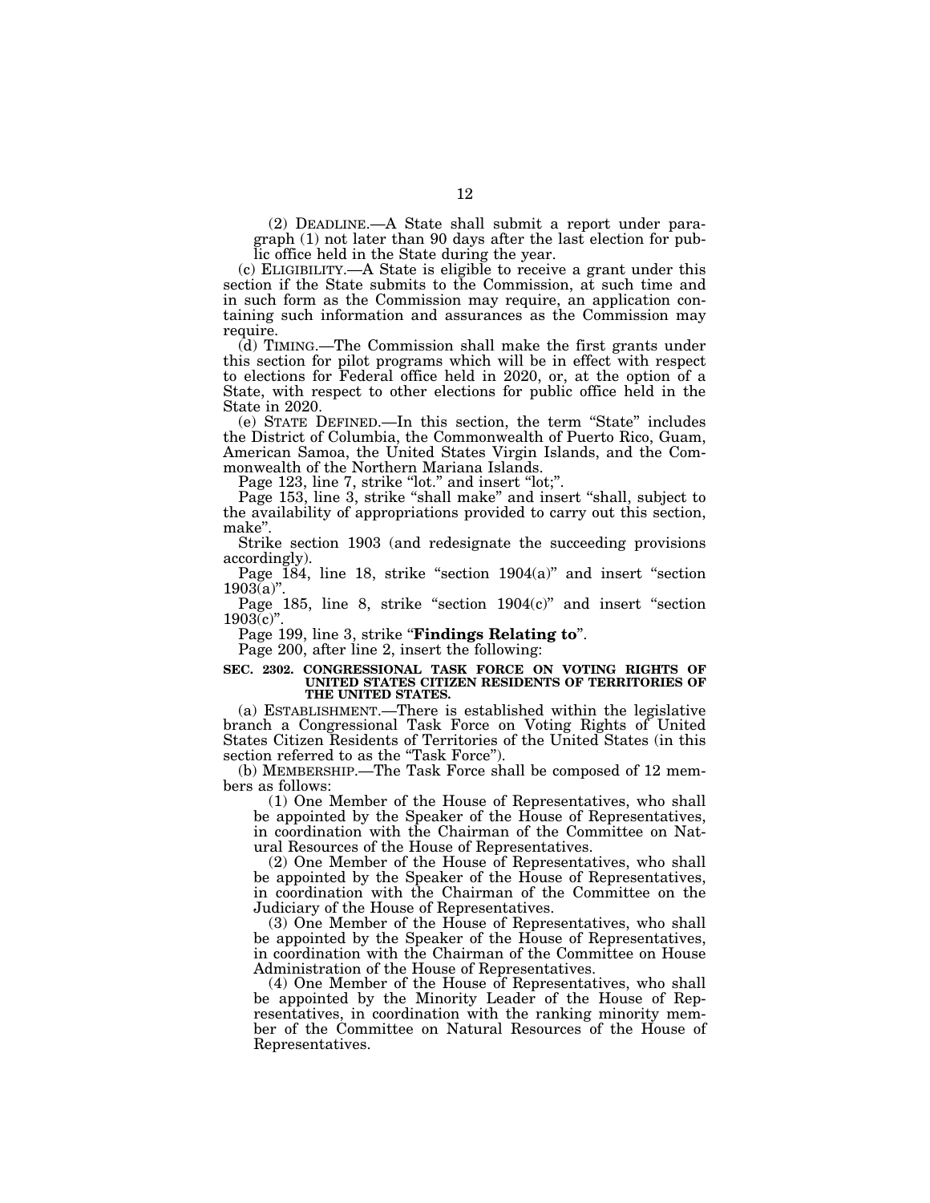(2) DEADLINE.—A State shall submit a report under paragraph (1) not later than 90 days after the last election for public office held in the State during the year.

(c) ELIGIBILITY.—A State is eligible to receive a grant under this section if the State submits to the Commission, at such time and in such form as the Commission may require, an application containing such information and assurances as the Commission may require.

(d) TIMING.—The Commission shall make the first grants under this section for pilot programs which will be in effect with respect to elections for Federal office held in 2020, or, at the option of a State, with respect to other elections for public office held in the State in 2020.

(e) STATE DEFINED.—In this section, the term "State" includes the District of Columbia, the Commonwealth of Puerto Rico, Guam, American Samoa, the United States Virgin Islands, and the Commonwealth of the Northern Mariana Islands.

Page 123, line 7, strike "lot." and insert "lot;".

Page 153, line 3, strike "shall make" and insert "shall, subject to the availability of appropriations provided to carry out this section, make".

Strike section 1903 (and redesignate the succeeding provisions accordingly).

Page 184, line 18, strike "section 1904(a)" and insert "section 1903(a)".

Page 185, line 8, strike "section 1904(c)" and insert "section 1903(c)".

Page 199, line 3, strike "**Findings Relating to**".

Page 200, after line 2, insert the following:

**SEC. 2302. CONGRESSIONAL TASK FORCE ON VOTING RIGHTS OF UNITED STATES CITIZEN RESIDENTS OF TERRITORIES OF THE UNITED STATES.**

(a) ESTABLISHMENT.—There is established within the legislative branch a Congressional Task Force on Voting Rights of United States Citizen Residents of Territories of the United States (in this section referred to as the "Task Force").

(b) MEMBERSHIP.—The Task Force shall be composed of 12 members as follows:

(1) One Member of the House of Representatives, who shall be appointed by the Speaker of the House of Representatives, in coordination with the Chairman of the Committee on Natural Resources of the House of Representatives.

(2) One Member of the House of Representatives, who shall be appointed by the Speaker of the House of Representatives, in coordination with the Chairman of the Committee on the Judiciary of the House of Representatives.

(3) One Member of the House of Representatives, who shall be appointed by the Speaker of the House of Representatives, in coordination with the Chairman of the Committee on House Administration of the House of Representatives.

(4) One Member of the House of Representatives, who shall be appointed by the Minority Leader of the House of Representatives, in coordination with the ranking minority member of the Committee on Natural Resources of the House of Representatives.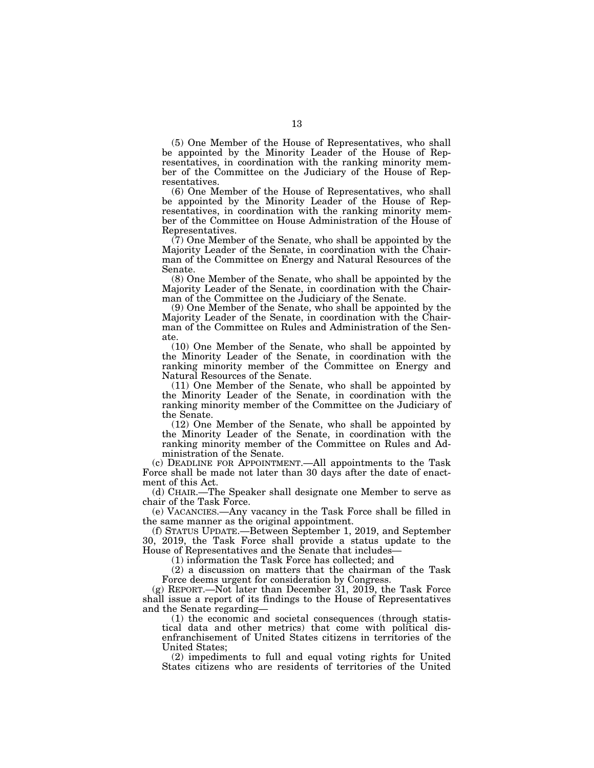(5) One Member of the House of Representatives, who shall be appointed by the Minority Leader of the House of Representatives, in coordination with the ranking minority member of the Committee on the Judiciary of the House of Representatives.

(6) One Member of the House of Representatives, who shall be appointed by the Minority Leader of the House of Representatives, in coordination with the ranking minority member of the Committee on House Administration of the House of Representatives.

(7) One Member of the Senate, who shall be appointed by the Majority Leader of the Senate, in coordination with the Chairman of the Committee on Energy and Natural Resources of the Senate.

(8) One Member of the Senate, who shall be appointed by the Majority Leader of the Senate, in coordination with the Chairman of the Committee on the Judiciary of the Senate.

(9) One Member of the Senate, who shall be appointed by the Majority Leader of the Senate, in coordination with the Chairman of the Committee on Rules and Administration of the Senate.

(10) One Member of the Senate, who shall be appointed by the Minority Leader of the Senate, in coordination with the ranking minority member of the Committee on Energy and Natural Resources of the Senate.

(11) One Member of the Senate, who shall be appointed by the Minority Leader of the Senate, in coordination with the ranking minority member of the Committee on the Judiciary of the Senate.

(12) One Member of the Senate, who shall be appointed by the Minority Leader of the Senate, in coordination with the ranking minority member of the Committee on Rules and Administration of the Senate.

(c) DEADLINE FOR APPOINTMENT.—All appointments to the Task Force shall be made not later than 30 days after the date of enactment of this Act.

(d) CHAIR.—The Speaker shall designate one Member to serve as chair of the Task Force.

(e) VACANCIES.—Any vacancy in the Task Force shall be filled in the same manner as the original appointment.

(f) STATUS UPDATE.—Between September 1, 2019, and September 30, 2019, the Task Force shall provide a status update to the House of Representatives and the Senate that includes—

(1) information the Task Force has collected; and

(2) a discussion on matters that the chairman of the Task Force deems urgent for consideration by Congress.

(g) REPORT.—Not later than December 31, 2019, the Task Force shall issue a report of its findings to the House of Representatives and the Senate regarding—

(1) the economic and societal consequences (through statistical data and other metrics) that come with political disenfranchisement of United States citizens in territories of the United States;

(2) impediments to full and equal voting rights for United States citizens who are residents of territories of the United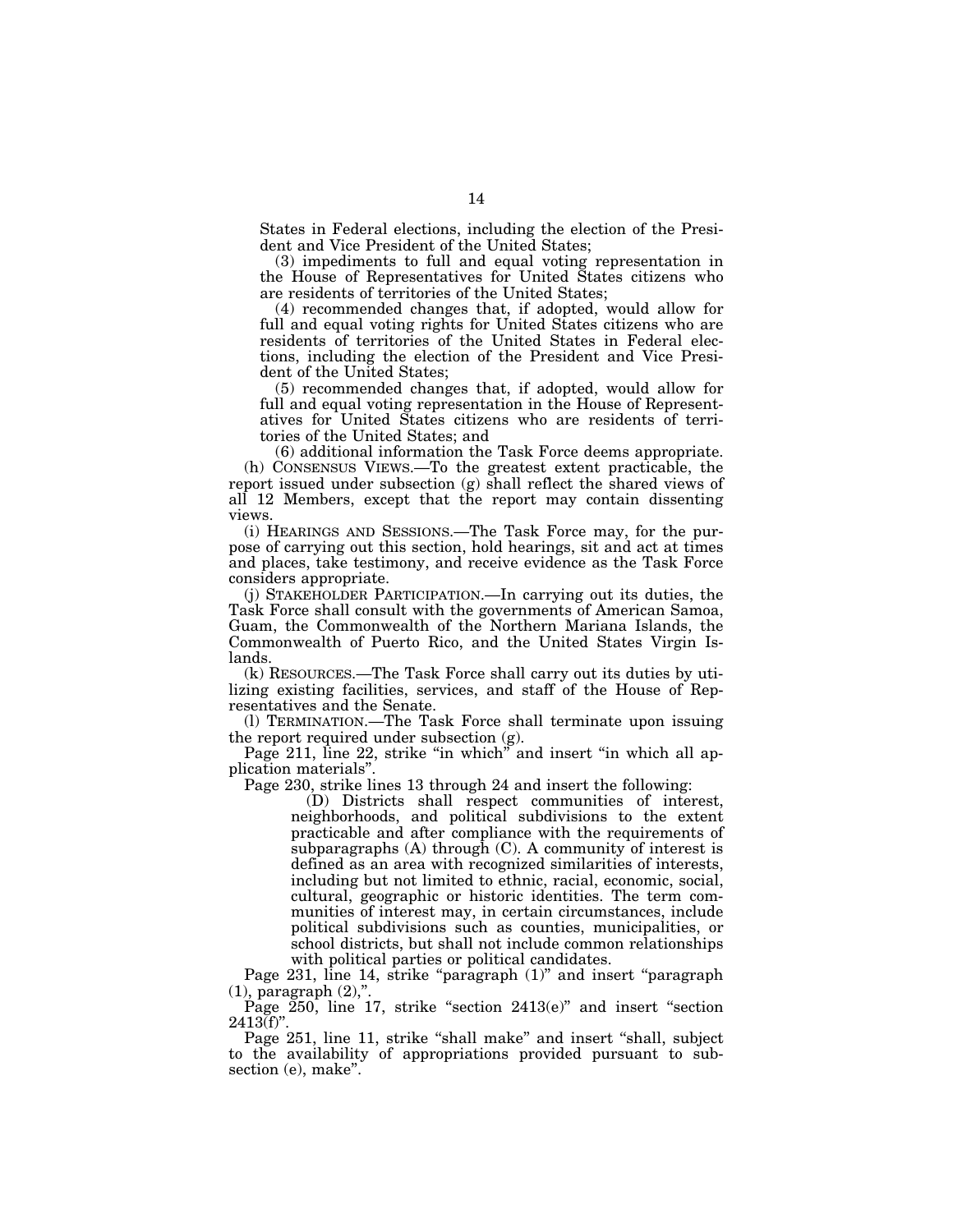States in Federal elections, including the election of the President and Vice President of the United States;

(3) impediments to full and equal voting representation in the House of Representatives for United States citizens who are residents of territories of the United States;

(4) recommended changes that, if adopted, would allow for full and equal voting rights for United States citizens who are residents of territories of the United States in Federal elections, including the election of the President and Vice President of the United States;

(5) recommended changes that, if adopted, would allow for full and equal voting representation in the House of Representatives for United States citizens who are residents of territories of the United States; and

(6) additional information the Task Force deems appropriate.

(h) CONSENSUS VIEWS.—To the greatest extent practicable, the report issued under subsection (g) shall reflect the shared views of all 12 Members, except that the report may contain dissenting views.

(i) HEARINGS AND SESSIONS.—The Task Force may, for the purpose of carrying out this section, hold hearings, sit and act at times and places, take testimony, and receive evidence as the Task Force considers appropriate.

(j) STAKEHOLDER PARTICIPATION.—In carrying out its duties, the Task Force shall consult with the governments of American Samoa, Guam, the Commonwealth of the Northern Mariana Islands, the Commonwealth of Puerto Rico, and the United States Virgin Islands.

(k) RESOURCES.—The Task Force shall carry out its duties by utilizing existing facilities, services, and staff of the House of Representatives and the Senate.

(l) TERMINATION.—The Task Force shall terminate upon issuing the report required under subsection (g).

Page 211, line 22, strike "in which" and insert "in which all application materials".

Page 230, strike lines 13 through 24 and insert the following:

(D) Districts shall respect communities of interest, neighborhoods, and political subdivisions to the extent practicable and after compliance with the requirements of subparagraphs (A) through (C). A community of interest is defined as an area with recognized similarities of interests, including but not limited to ethnic, racial, economic, social, cultural, geographic or historic identities. The term communities of interest may, in certain circumstances, include political subdivisions such as counties, municipalities, or school districts, but shall not include common relationships with political parties or political candidates.

Page 231, line 14, strike "paragraph (1)" and insert "paragraph (1), paragraph (2),".

Page 250, line 17, strike "section 2413(e)" and insert "section 2413(f)".

Page 251, line 11, strike "shall make" and insert "shall, subject to the availability of appropriations provided pursuant to subsection (e), make".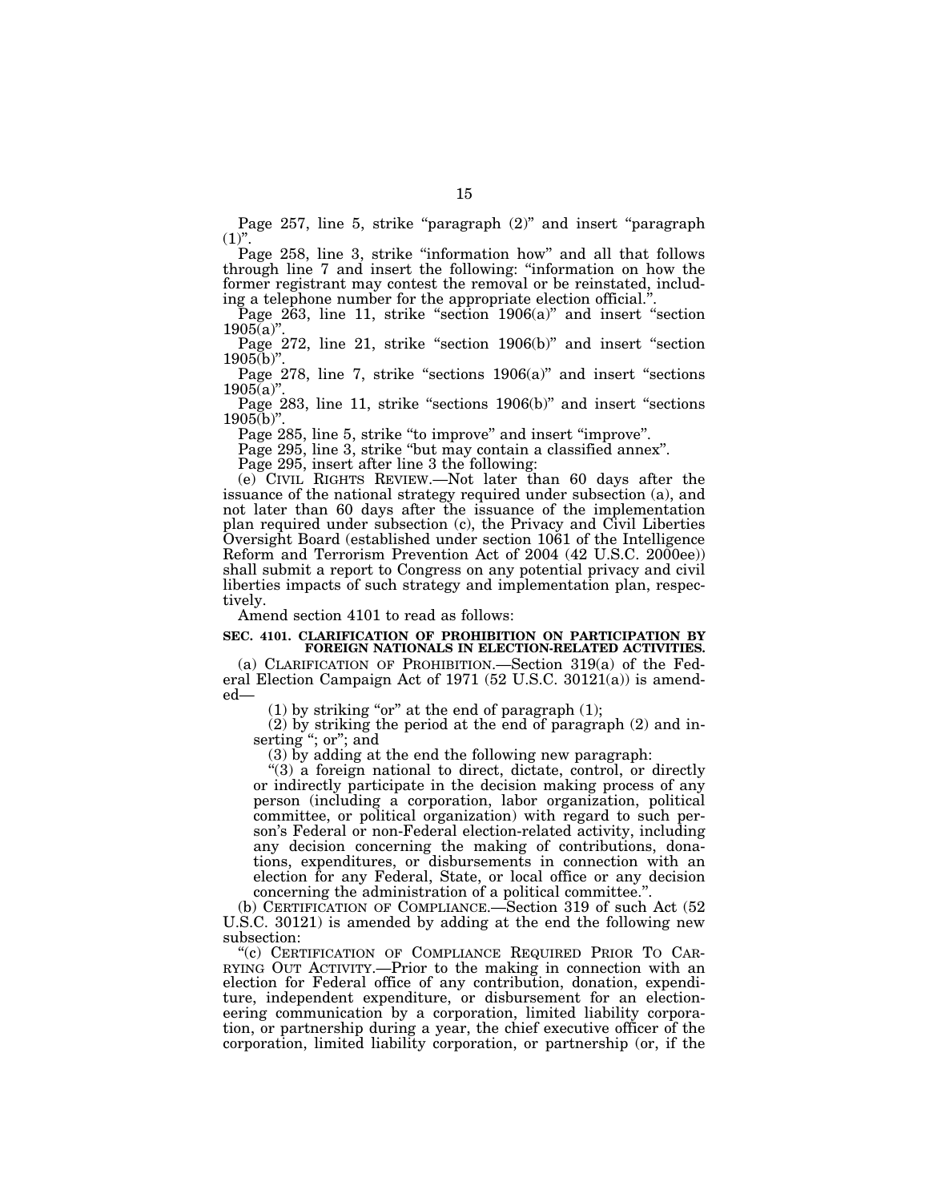Page 257, line 5, strike "paragraph (2)" and insert "paragraph (1)".

Page 258, line 3, strike "information how" and all that follows through line 7 and insert the following: "information on how the former registrant may contest the removal or be reinstated, including a telephone number for the appropriate election official.".

Page 263, line 11, strike "section 1906(a)" and insert "section 1905(a)".

Page 272, line 21, strike "section 1906(b)" and insert "section 1905(b)".

Page 278, line 7, strike "sections 1906(a)" and insert "sections 1905(a)".

Page 283, line 11, strike "sections 1906(b)" and insert "sections 1905(b)".

Page 285, line 5, strike "to improve" and insert "improve".

Page 295, line 3, strike "but may contain a classified annex".

Page 295, insert after line 3 the following:

(e) CIVIL RIGHTS REVIEW.—Not later than 60 days after the issuance of the national strategy required under subsection (a), and not later than 60 days after the issuance of the implementation plan required under subsection (c), the Privacy and Civil Liberties Oversight Board (established under section 1061 of the Intelligence Reform and Terrorism Prevention Act of 2004 (42 U.S.C. 2000ee)) shall submit a report to Congress on any potential privacy and civil liberties impacts of such strategy and implementation plan, respectively.

Amend section 4101 to read as follows:

**SEC. 4101. CLARIFICATION OF PROHIBITION ON PARTICIPATION BY FOREIGN NATIONALS IN ELECTION-RELATED ACTIVITIES.**

(a) CLARIFICATION OF PROHIBITION.—Section 319(a) of the Federal Election Campaign Act of 1971 (52 U.S.C. 30121(a)) is amended—

(1) by striking "or" at the end of paragraph (1);

(2) by striking the period at the end of paragraph (2) and inserting "; or"; and

(3) by adding at the end the following new paragraph:

"(3) a foreign national to direct, dictate, control, or directly or indirectly participate in the decision making process of any person (including a corporation, labor organization, political committee, or political organization) with regard to such person's Federal or non-Federal election-related activity, including any decision concerning the making of contributions, donations, expenditures, or disbursements in connection with an election for any Federal, State, or local office or any decision concerning the administration of a political committee.".

(b) CERTIFICATION OF COMPLIANCE.—Section 319 of such Act (52 U.S.C. 30121) is amended by adding at the end the following new subsection:

"(c) CERTIFICATION OF COMPLIANCE REQUIRED PRIOR TO CARRYING OUT ACTIVITY.—Prior to the making in connection with an election for Federal office of any contribution, donation, expenditure, independent expenditure, or disbursement for an electioneering communication by a corporation, limited liability corporation, or partnership during a year, the chief executive officer of the corporation, limited liability corporation, or partnership (or, if the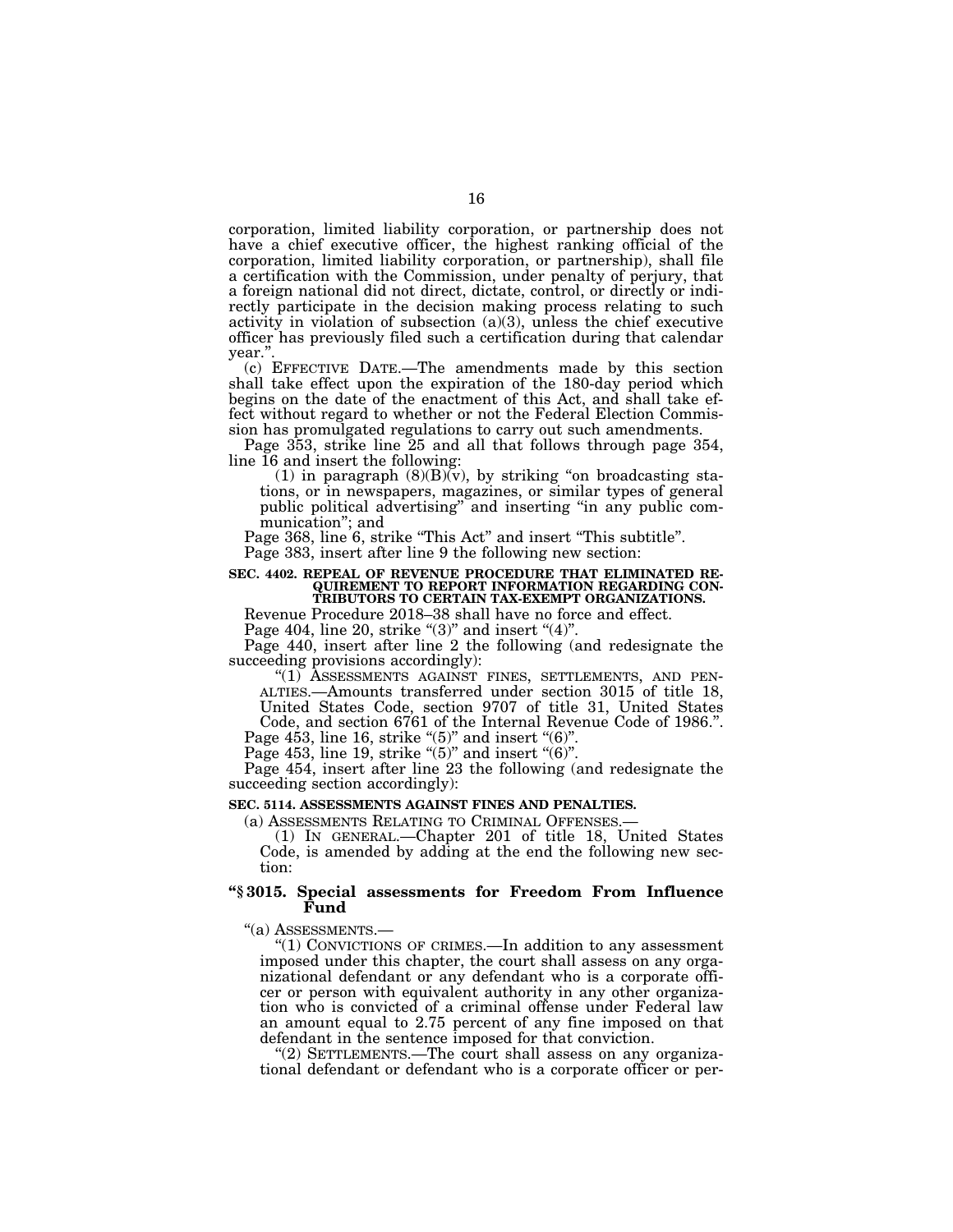corporation, limited liability corporation, or partnership does not have a chief executive officer, the highest ranking official of the corporation, limited liability corporation, or partnership), shall file a certification with the Commission, under penalty of perjury, that a foreign national did not direct, dictate, control, or directly or indirectly participate in the decision making process relating to such activity in violation of subsection (a)(3), unless the chief executive officer has previously filed such a certification during that calendar year.".

(c) EFFECTIVE DATE.—The amendments made by this section shall take effect upon the expiration of the 180-day period which begins on the date of the enactment of this Act, and shall take effect without regard to whether or not the Federal Election Commission has promulgated regulations to carry out such amendments.

Page 353, strike line 25 and all that follows through page 354, line 16 and insert the following:

(1) in paragraph (8)(B)(v), by striking "on broadcasting stations, or in newspapers, magazines, or similar types of general public political advertising" and inserting "in any public communication"; and

Page 368, line 6, strike "This Act" and insert "This subtitle".

Page 383, insert after line 9 the following new section:

**SEC. 4402. REPEAL OF REVENUE PROCEDURE THAT ELIMINATED REQUIREMENT TO REPORT INFORMATION REGARDING CONTRIBUTORS TO CERTAIN TAX-EXEMPT ORGANIZATIONS.**

Revenue Procedure 2018–38 shall have no force and effect.

Page 404, line 20, strike "(3)" and insert "(4)".

Page 440, insert after line 2 the following (and redesignate the succeeding provisions accordingly):

"(1) ASSESSMENTS AGAINST FINES, SETTLEMENTS, AND PENALTIES.—Amounts transferred under section 3015 of title 18, United States Code, section 9707 of title 31, United States Code, and section 6761 of the Internal Revenue Code of 1986.".

Page 453, line 16, strike "(5)" and insert "(6)".

Page 453, line 19, strike "(5)" and insert "(6)".

Page 454, insert after line 23 the following (and redesignate the succeeding section accordingly):

**SEC. 5114. ASSESSMENTS AGAINST FINES AND PENALTIES.**

(a) ASSESSMENTS RELATING TO CRIMINAL OFFENSES.—

(1) IN GENERAL.—Chapter 201 of title 18, United States Code, is amended by adding at the end the following new section:

**"§ 3015. Special assessments for Freedom From Influence Fund**

"(a) ASSESSMENTS.—

"(1) CONVICTIONS OF CRIMES.—In addition to any assessment imposed under this chapter, the court shall assess on any organizational defendant or any defendant who is a corporate officer or person with equivalent authority in any other organization who is convicted of a criminal offense under Federal law an amount equal to 2.75 percent of any fine imposed on that defendant in the sentence imposed for that conviction.

"(2) SETTLEMENTS.—The court shall assess on any organizational defendant or defendant who is a corporate officer or per-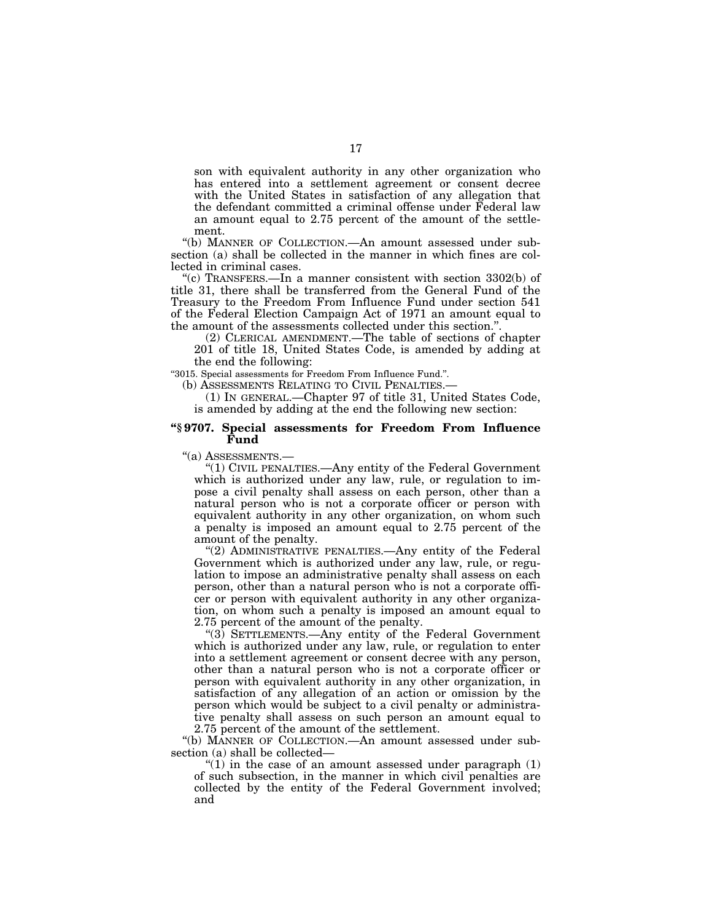son with equivalent authority in any other organization who has entered into a settlement agreement or consent decree with the United States in satisfaction of any allegation that the defendant committed a criminal offense under Federal law an amount equal to 2.75 percent of the amount of the settlement.

"(b) MANNER OF COLLECTION.—An amount assessed under subsection (a) shall be collected in the manner in which fines are collected in criminal cases.

"(c) TRANSFERS.—In a manner consistent with section 3302(b) of title 31, there shall be transferred from the General Fund of the Treasury to the Freedom From Influence Fund under section 541 of the Federal Election Campaign Act of 1971 an amount equal to the amount of the assessments collected under this section.".

(2) CLERICAL AMENDMENT.—The table of sections of chapter 201 of title 18, United States Code, is amended by adding at the end the following:

"3015. Special assessments for Freedom From Influence Fund.".

(b) ASSESSMENTS RELATING TO CIVIL PENALTIES.—

(1) IN GENERAL.—Chapter 97 of title 31, United States Code, is amended by adding at the end the following new section:

**"§ 9707. Special assessments for Freedom From Influence Fund**

"(a) ASSESSMENTS.—

"(1) CIVIL PENALTIES.—Any entity of the Federal Government which is authorized under any law, rule, or regulation to impose a civil penalty shall assess on each person, other than a natural person who is not a corporate officer or person with equivalent authority in any other organization, on whom such a penalty is imposed an amount equal to 2.75 percent of the amount of the penalty.

"(2) ADMINISTRATIVE PENALTIES.—Any entity of the Federal Government which is authorized under any law, rule, or regulation to impose an administrative penalty shall assess on each person, other than a natural person who is not a corporate officer or person with equivalent authority in any other organization, on whom such a penalty is imposed an amount equal to 2.75 percent of the amount of the penalty.

"(3) SETTLEMENTS.—Any entity of the Federal Government which is authorized under any law, rule, or regulation to enter into a settlement agreement or consent decree with any person, other than a natural person who is not a corporate officer or person with equivalent authority in any other organization, in satisfaction of any allegation of an action or omission by the person which would be subject to a civil penalty or administrative penalty shall assess on such person an amount equal to 2.75 percent of the amount of the settlement.

"(b) MANNER OF COLLECTION.—An amount assessed under subsection (a) shall be collected—

"(1) in the case of an amount assessed under paragraph (1) of such subsection, in the manner in which civil penalties are collected by the entity of the Federal Government involved; and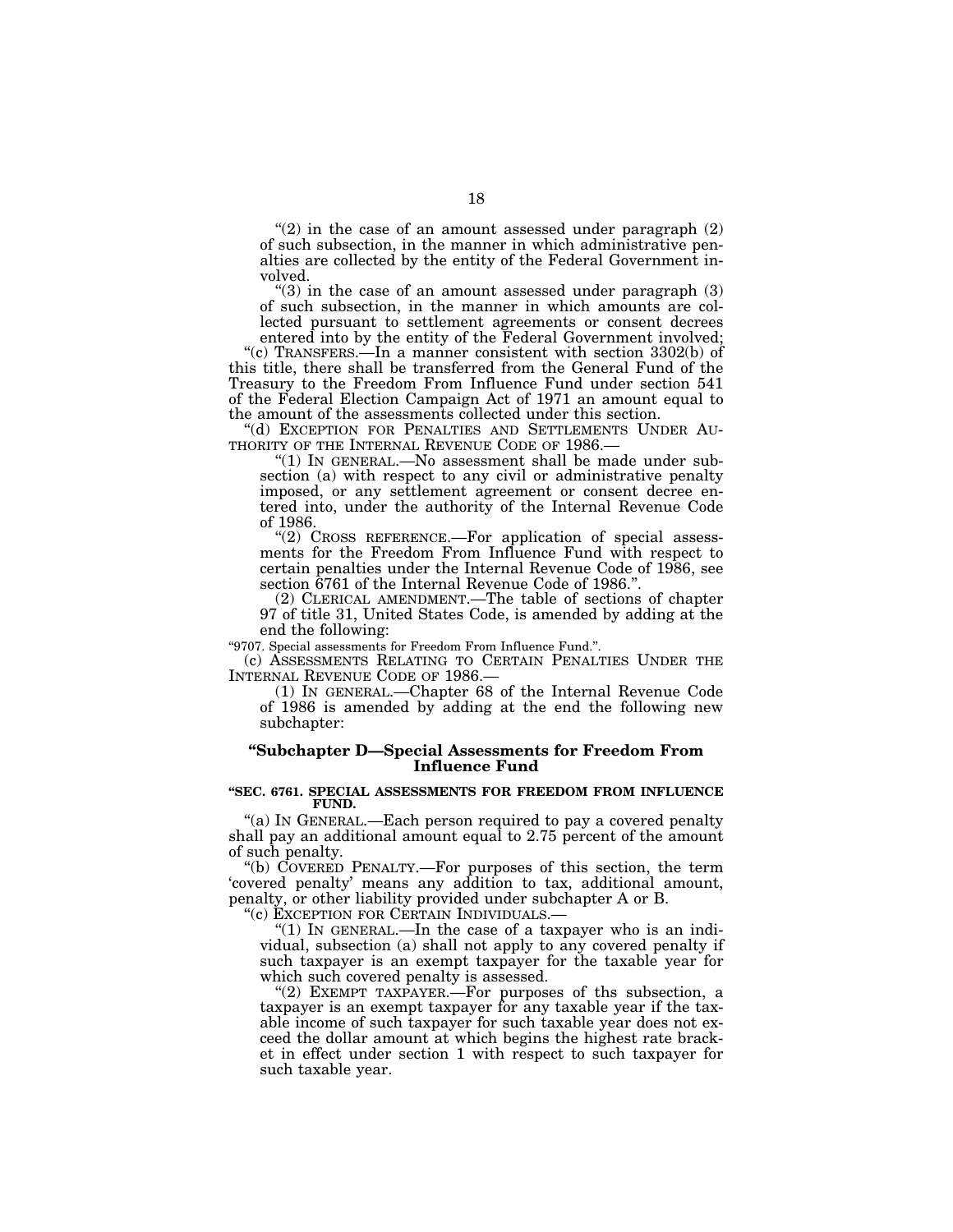"(2) in the case of an amount assessed under paragraph (2) of such subsection, in the manner in which administrative penalties are collected by the entity of the Federal Government involved.

"(3) in the case of an amount assessed under paragraph (3) of such subsection, in the manner in which amounts are collected pursuant to settlement agreements or consent decrees entered into by the entity of the Federal Government involved;

"(c) TRANSFERS.—In a manner consistent with section 3302(b) of this title, there shall be transferred from the General Fund of the Treasury to the Freedom From Influence Fund under section 541 of the Federal Election Campaign Act of 1971 an amount equal to the amount of the assessments collected under this section.

"(d) EXCEPTION FOR PENALTIES AND SETTLEMENTS UNDER AUTHORITY OF THE INTERNAL REVENUE CODE OF 1986.—

"(1) IN GENERAL.—No assessment shall be made under subsection (a) with respect to any civil or administrative penalty imposed, or any settlement agreement or consent decree entered into, under the authority of the Internal Revenue Code of 1986.

"(2) CROSS REFERENCE.—For application of special assessments for the Freedom From Influence Fund with respect to certain penalties under the Internal Revenue Code of 1986, see section 6761 of the Internal Revenue Code of 1986.".

(2) CLERICAL AMENDMENT.—The table of sections of chapter 97 of title 31, United States Code, is amended by adding at the end the following:

"9707. Special assessments for Freedom From Influence Fund.".

(c) ASSESSMENTS RELATING TO CERTAIN PENALTIES UNDER THE INTERNAL REVENUE CODE OF 1986.—

(1) IN GENERAL.—Chapter 68 of the Internal Revenue Code of 1986 is amended by adding at the end the following new subchapter:

### "Subchapter D—Special Assessments for Freedom From Influence Fund

**"SEC. 6761. SPECIAL ASSESSMENTS FOR FREEDOM FROM INFLUENCE FUND.**

"(a) IN GENERAL.—Each person required to pay a covered penalty shall pay an additional amount equal to 2.75 percent of the amount of such penalty.

"(b) COVERED PENALTY.—For purposes of this section, the term 'covered penalty' means any addition to tax, additional amount, penalty, or other liability provided under subchapter A or B.

"(c) EXCEPTION FOR CERTAIN INDIVIDUALS.—

"(1) IN GENERAL.—In the case of a taxpayer who is an individual, subsection (a) shall not apply to any covered penalty if such taxpayer is an exempt taxpayer for the taxable year for which such covered penalty is assessed.

"(2) EXEMPT TAXPAYER.—For purposes of ths subsection, a taxpayer is an exempt taxpayer for any taxable year if the taxable income of such taxpayer for such taxable year does not exceed the dollar amount at which begins the highest rate bracket in effect under section 1 with respect to such taxpayer for such taxable year.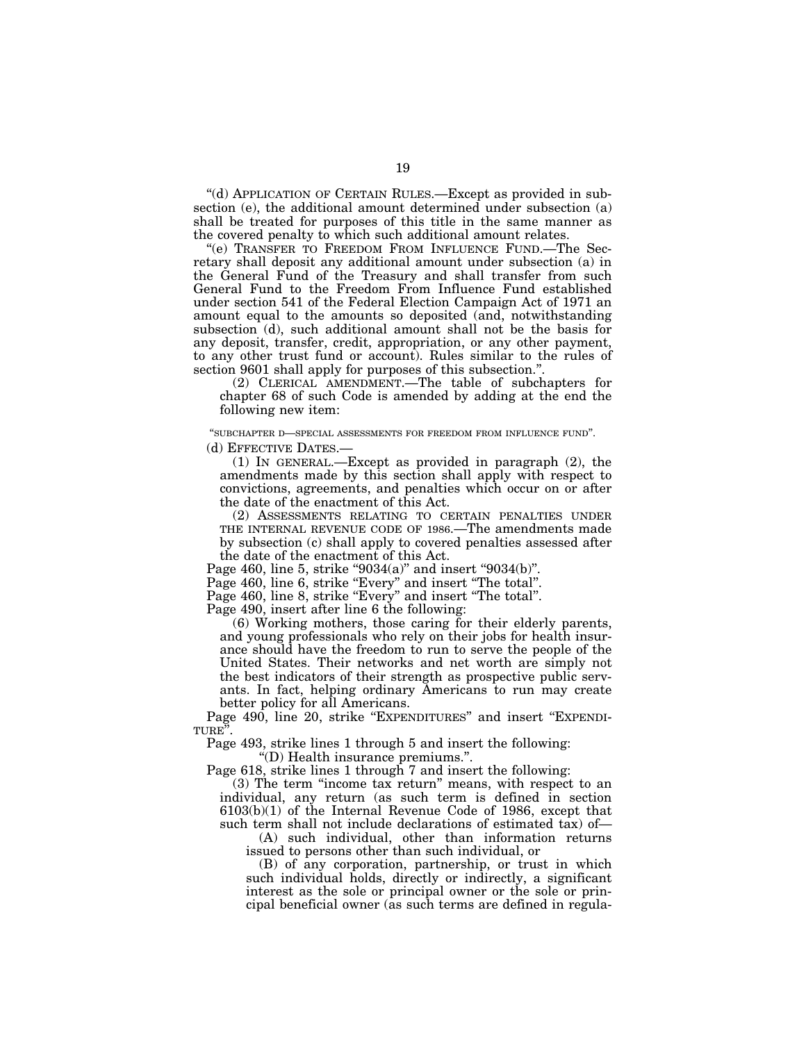"(d) APPLICATION OF CERTAIN RULES.—Except as provided in subsection (e), the additional amount determined under subsection (a) shall be treated for purposes of this title in the same manner as the covered penalty to which such additional amount relates.

"(e) TRANSFER TO FREEDOM FROM INFLUENCE FUND.—The Secretary shall deposit any additional amount under subsection (a) in the General Fund of the Treasury and shall transfer from such General Fund to the Freedom From Influence Fund established under section 541 of the Federal Election Campaign Act of 1971 an amount equal to the amounts so deposited (and, notwithstanding subsection (d), such additional amount shall not be the basis for any deposit, transfer, credit, appropriation, or any other payment, to any other trust fund or account). Rules similar to the rules of section 9601 shall apply for purposes of this subsection.".

(2) CLERICAL AMENDMENT.—The table of subchapters for chapter 68 of such Code is amended by adding at the end the following new item:

"SUBCHAPTER D—SPECIAL ASSESSMENTS FOR FREEDOM FROM INFLUENCE FUND".

(d) EFFECTIVE DATES.—

(1) IN GENERAL.—Except as provided in paragraph (2), the amendments made by this section shall apply with respect to convictions, agreements, and penalties which occur on or after the date of the enactment of this Act.

(2) ASSESSMENTS RELATING TO CERTAIN PENALTIES UNDER THE INTERNAL REVENUE CODE OF 1986.—The amendments made by subsection (c) shall apply to covered penalties assessed after the date of the enactment of this Act.

Page 460, line 5, strike "9034(a)" and insert "9034(b)".

Page 460, line 6, strike "Every" and insert "The total".

Page 460, line 8, strike "Every" and insert "The total".

Page 490, insert after line 6 the following:

(6) Working mothers, those caring for their elderly parents, and young professionals who rely on their jobs for health insurance should have the freedom to run to serve the people of the United States. Their networks and net worth are simply not the best indicators of their strength as prospective public servants. In fact, helping ordinary Americans to run may create better policy for all Americans.

Page 490, line 20, strike "EXPENDITURES" and insert "EXPENDITURE".

Page 493, strike lines 1 through 5 and insert the following:

"(D) Health insurance premiums.".

Page 618, strike lines 1 through 7 and insert the following:

(3) The term "income tax return" means, with respect to an individual, any return (as such term is defined in section 6103(b)(1) of the Internal Revenue Code of 1986, except that such term shall not include declarations of estimated tax) of—

(A) such individual, other than information returns issued to persons other than such individual, or

(B) of any corporation, partnership, or trust in which such individual holds, directly or indirectly, a significant interest as the sole or principal owner or the sole or principal beneficial owner (as such terms are defined in regula-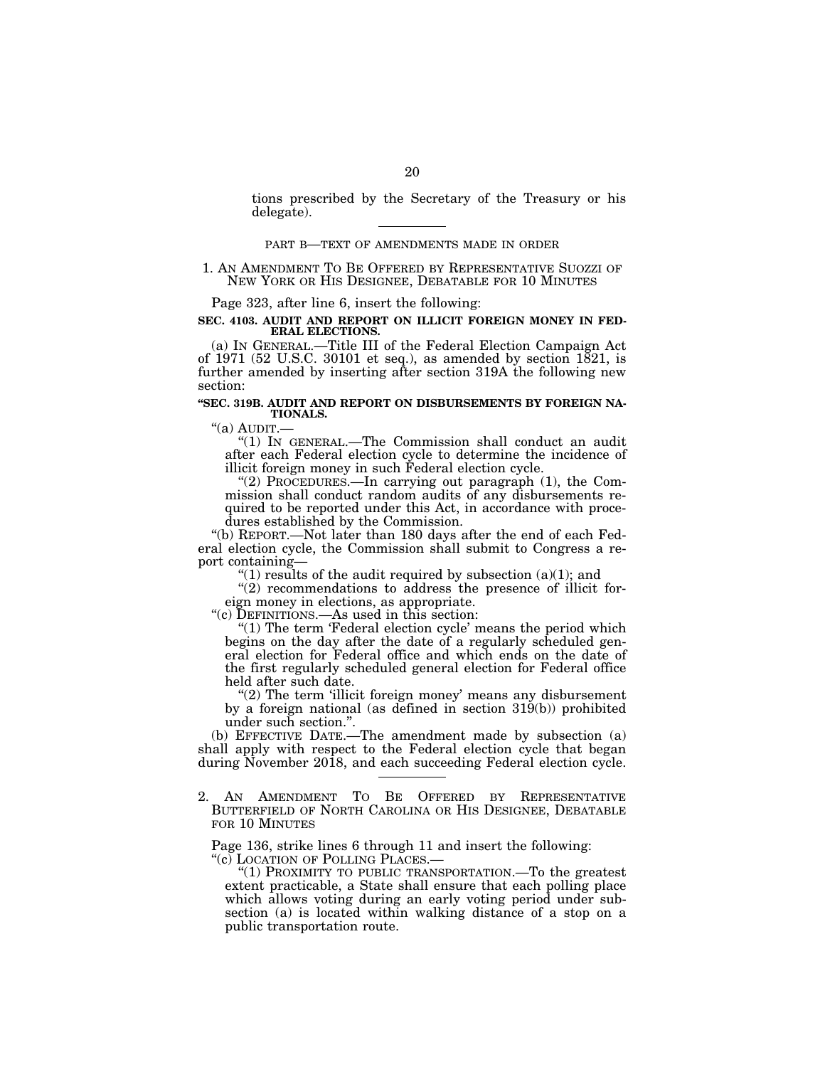tions prescribed by the Secretary of the Treasury or his delegate).

---

PART B—TEXT OF AMENDMENTS MADE IN ORDER

1. AN AMENDMENT TO BE OFFERED BY REPRESENTATIVE SUOZZI OF NEW YORK OR HIS DESIGNEE, DEBATABLE FOR 10 MINUTES

Page 323, after line 6, insert the following:

**SEC. 4103. AUDIT AND REPORT ON ILLICIT FOREIGN MONEY IN FEDERAL ELECTIONS.**

(a) IN GENERAL.—Title III of the Federal Election Campaign Act of 1971 (52 U.S.C. 30101 et seq.), as amended by section 1821, is further amended by inserting after section 319A the following new section:

**"SEC. 319B. AUDIT AND REPORT ON DISBURSEMENTS BY FOREIGN NATIONALS.**

"(a) AUDIT.—

"(1) IN GENERAL.—The Commission shall conduct an audit after each Federal election cycle to determine the incidence of illicit foreign money in such Federal election cycle.

"(2) PROCEDURES.—In carrying out paragraph (1), the Commission shall conduct random audits of any disbursements required to be reported under this Act, in accordance with procedures established by the Commission.

"(b) REPORT.—Not later than 180 days after the end of each Federal election cycle, the Commission shall submit to Congress a report containing—

"(1) results of the audit required by subsection (a)(1); and

"(2) recommendations to address the presence of illicit foreign money in elections, as appropriate.

"(c) DEFINITIONS.—As used in this section:

"(1) The term 'Federal election cycle' means the period which begins on the day after the date of a regularly scheduled general election for Federal office and which ends on the date of the first regularly scheduled general election for Federal office held after such date.

"(2) The term 'illicit foreign money' means any disbursement by a foreign national (as defined in section 319(b)) prohibited under such section.".

(b) EFFECTIVE DATE.—The amendment made by subsection (a) shall apply with respect to the Federal election cycle that began during November 2018, and each succeeding Federal election cycle.

---

2. AN AMENDMENT TO BE OFFERED BY REPRESENTATIVE BUTTERFIELD OF NORTH CAROLINA OR HIS DESIGNEE, DEBATABLE FOR 10 MINUTES

Page 136, strike lines 6 through 11 and insert the following:

"(c) LOCATION OF POLLING PLACES.—

"(1) PROXIMITY TO PUBLIC TRANSPORTATION.—To the greatest extent practicable, a State shall ensure that each polling place which allows voting during an early voting period under subsection (a) is located within walking distance of a stop on a public transportation route.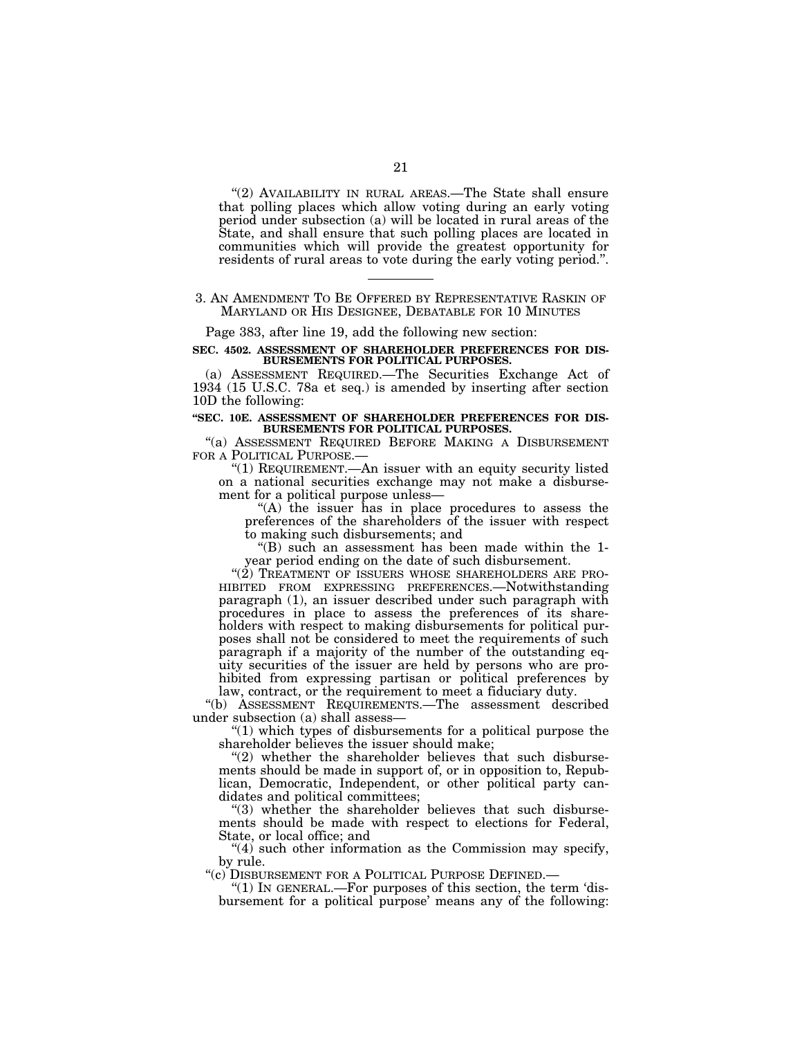"(2) AVAILABILITY IN RURAL AREAS.—The State shall ensure that polling places which allow voting during an early voting period under subsection (a) will be located in rural areas of the State, and shall ensure that such polling places are located in communities which will provide the greatest opportunity for residents of rural areas to vote during the early voting period.".

---

3. AN AMENDMENT TO BE OFFERED BY REPRESENTATIVE RASKIN OF MARYLAND OR HIS DESIGNEE, DEBATABLE FOR 10 MINUTES

Page 383, after line 19, add the following new section:

**SEC. 4502. ASSESSMENT OF SHAREHOLDER PREFERENCES FOR DISBURSEMENTS FOR POLITICAL PURPOSES.**

(a) ASSESSMENT REQUIRED.—The Securities Exchange Act of 1934 (15 U.S.C. 78a et seq.) is amended by inserting after section 10D the following:

**"SEC. 10E. ASSESSMENT OF SHAREHOLDER PREFERENCES FOR DISBURSEMENTS FOR POLITICAL PURPOSES.**

"(a) ASSESSMENT REQUIRED BEFORE MAKING A DISBURSEMENT FOR A POLITICAL PURPOSE.—

"(1) REQUIREMENT.—An issuer with an equity security listed on a national securities exchange may not make a disbursement for a political purpose unless—

"(A) the issuer has in place procedures to assess the preferences of the shareholders of the issuer with respect to making such disbursements; and

"(B) such an assessment has been made within the 1-year period ending on the date of such disbursement.

"(2) TREATMENT OF ISSUERS WHOSE SHAREHOLDERS ARE PROHIBITED FROM EXPRESSING PREFERENCES.—Notwithstanding paragraph (1), an issuer described under such paragraph with procedures in place to assess the preferences of its shareholders with respect to making disbursements for political purposes shall not be considered to meet the requirements of such paragraph if a majority of the number of the outstanding equity securities of the issuer are held by persons who are prohibited from expressing partisan or political preferences by law, contract, or the requirement to meet a fiduciary duty.

"(b) ASSESSMENT REQUIREMENTS.—The assessment described under subsection (a) shall assess—

"(1) which types of disbursements for a political purpose the shareholder believes the issuer should make;

"(2) whether the shareholder believes that such disbursements should be made in support of, or in opposition to, Republican, Democratic, Independent, or other political party candidates and political committees;

"(3) whether the shareholder believes that such disbursements should be made with respect to elections for Federal, State, or local office; and

"(4) such other information as the Commission may specify, by rule.

"(c) DISBURSEMENT FOR A POLITICAL PURPOSE DEFINED.—

"(1) IN GENERAL.—For purposes of this section, the term 'disbursement for a political purpose' means any of the following: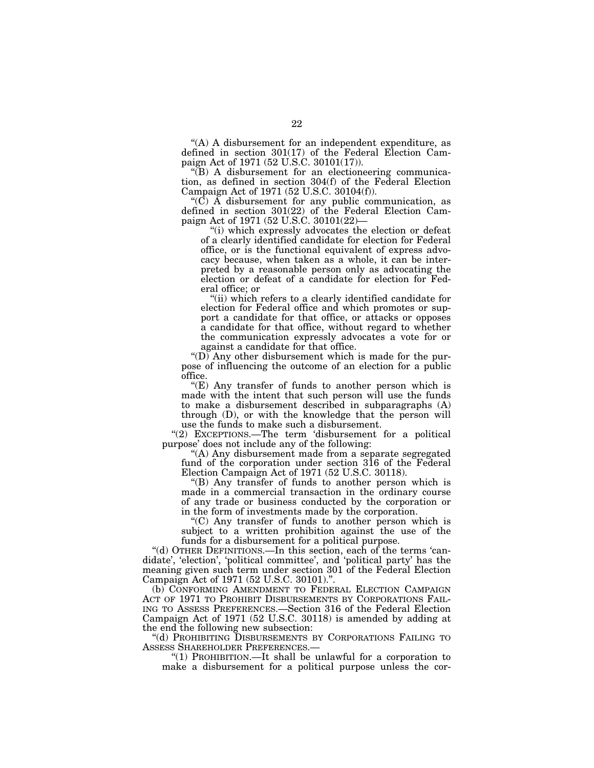"(A) A disbursement for an independent expenditure, as defined in section 301(17) of the Federal Election Campaign Act of 1971 (52 U.S.C. 30101(17)).

"(B) A disbursement for an electioneering communication, as defined in section 304(f) of the Federal Election Campaign Act of 1971 (52 U.S.C. 30104(f)).

"(C) A disbursement for any public communication, as defined in section 301(22) of the Federal Election Campaign Act of 1971 (52 U.S.C. 30101(22)—

"(i) which expressly advocates the election or defeat of a clearly identified candidate for election for Federal office, or is the functional equivalent of express advocacy because, when taken as a whole, it can be interpreted by a reasonable person only as advocating the election or defeat of a candidate for election for Federal office; or

"(ii) which refers to a clearly identified candidate for election for Federal office and which promotes or support a candidate for that office, or attacks or opposes a candidate for that office, without regard to whether the communication expressly advocates a vote for or against a candidate for that office.

"(D) Any other disbursement which is made for the purpose of influencing the outcome of an election for a public office.

"(E) Any transfer of funds to another person which is made with the intent that such person will use the funds to make a disbursement described in subparagraphs (A) through (D), or with the knowledge that the person will use the funds to make such a disbursement.

"(2) EXCEPTIONS.—The term 'disbursement for a political purpose' does not include any of the following:

"(A) Any disbursement made from a separate segregated fund of the corporation under section 316 of the Federal Election Campaign Act of 1971 (52 U.S.C. 30118).

"(B) Any transfer of funds to another person which is made in a commercial transaction in the ordinary course of any trade or business conducted by the corporation or in the form of investments made by the corporation.

"(C) Any transfer of funds to another person which is subject to a written prohibition against the use of the funds for a disbursement for a political purpose.

"(d) OTHER DEFINITIONS.—In this section, each of the terms 'candidate', 'election', 'political committee', and 'political party' has the meaning given such term under section 301 of the Federal Election Campaign Act of 1971 (52 U.S.C. 30101).".

(b) CONFORMING AMENDMENT TO FEDERAL ELECTION CAMPAIGN ACT OF 1971 TO PROHIBIT DISBURSEMENTS BY CORPORATIONS FAILING TO ASSESS PREFERENCES.—Section 316 of the Federal Election Campaign Act of 1971 (52 U.S.C. 30118) is amended by adding at the end the following new subsection:

"(d) PROHIBITING DISBURSEMENTS BY CORPORATIONS FAILING TO ASSESS SHAREHOLDER PREFERENCES.—

"(1) PROHIBITION.—It shall be unlawful for a corporation to make a disbursement for a political purpose unless the cor-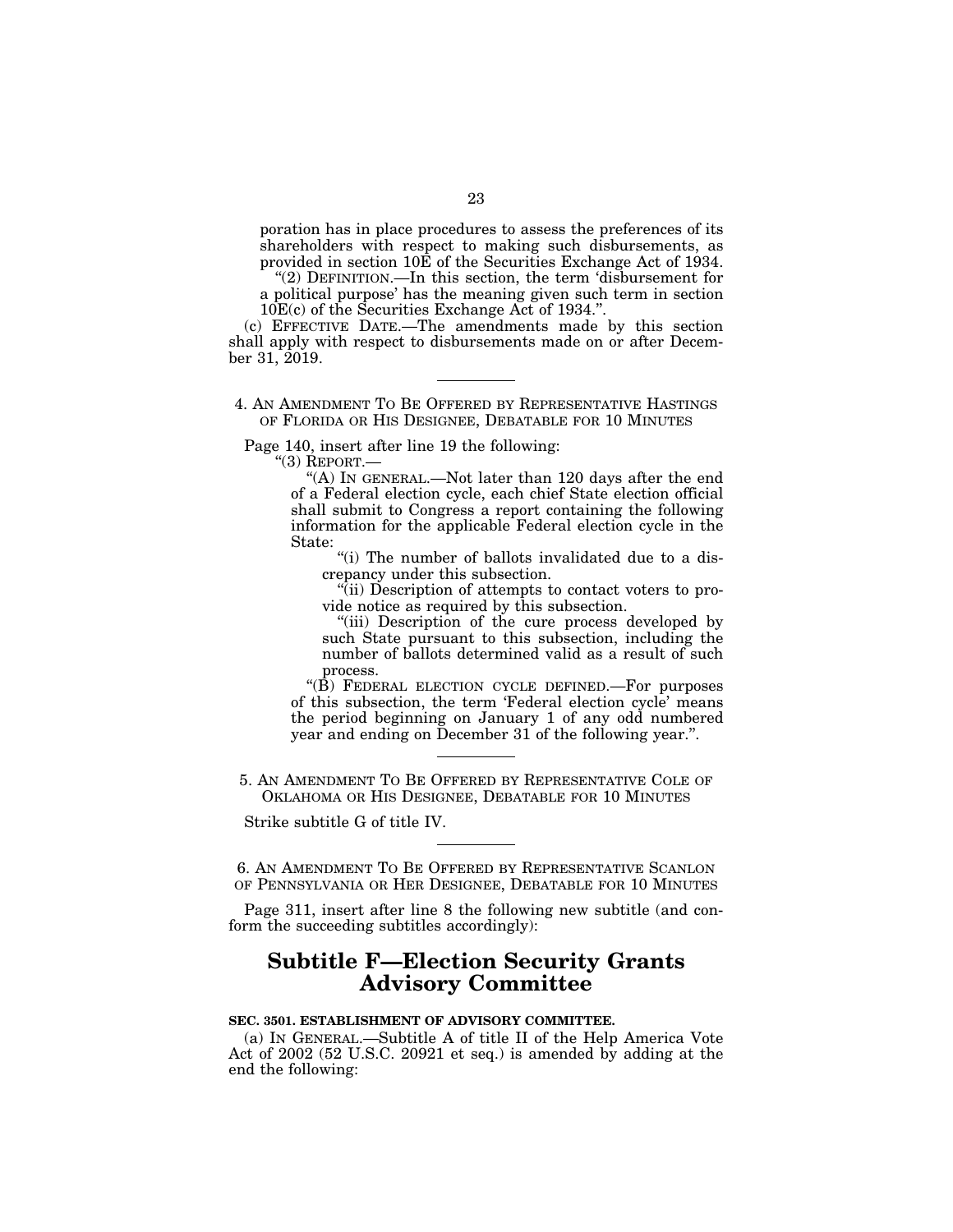poration has in place procedures to assess the preferences of its shareholders with respect to making such disbursements, as provided in section 10E of the Securities Exchange Act of 1934.

"(2) DEFINITION.—In this section, the term 'disbursement for a political purpose' has the meaning given such term in section 10E(c) of the Securities Exchange Act of 1934.".

(c) EFFECTIVE DATE.—The amendments made by this section shall apply with respect to disbursements made on or after December 31, 2019.

---

4. AN AMENDMENT TO BE OFFERED BY REPRESENTATIVE HASTINGS OF FLORIDA OR HIS DESIGNEE, DEBATABLE FOR 10 MINUTES

Page 140, insert after line 19 the following:

"(3) REPORT.—

"(A) IN GENERAL.—Not later than 120 days after the end of a Federal election cycle, each chief State election official shall submit to Congress a report containing the following information for the applicable Federal election cycle in the State:

"(i) The number of ballots invalidated due to a discrepancy under this subsection.

"(ii) Description of attempts to contact voters to provide notice as required by this subsection.

"(iii) Description of the cure process developed by such State pursuant to this subsection, including the number of ballots determined valid as a result of such process.

"(B) FEDERAL ELECTION CYCLE DEFINED.—For purposes of this subsection, the term 'Federal election cycle' means the period beginning on January 1 of any odd numbered year and ending on December 31 of the following year.".

---

5. AN AMENDMENT TO BE OFFERED BY REPRESENTATIVE COLE OF OKLAHOMA OR HIS DESIGNEE, DEBATABLE FOR 10 MINUTES

Strike subtitle G of title IV.

---

6. AN AMENDMENT TO BE OFFERED BY REPRESENTATIVE SCANLON OF PENNSYLVANIA OR HER DESIGNEE, DEBATABLE FOR 10 MINUTES

Page 311, insert after line 8 the following new subtitle (and conform the succeeding subtitles accordingly):

## Subtitle F—Election Security Grants Advisory Committee

**SEC. 3501. ESTABLISHMENT OF ADVISORY COMMITTEE.**

(a) IN GENERAL.—Subtitle A of title II of the Help America Vote Act of 2002 (52 U.S.C. 20921 et seq.) is amended by adding at the end the following: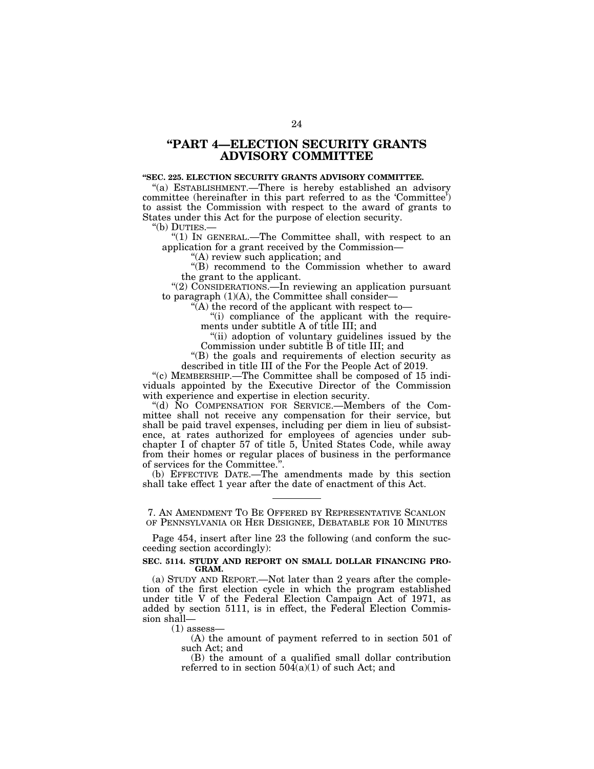## "PART 4—ELECTION SECURITY GRANTS ADVISORY COMMITTEE

**"SEC. 225. ELECTION SECURITY GRANTS ADVISORY COMMITTEE.**

"(a) ESTABLISHMENT.—There is hereby established an advisory committee (hereinafter in this part referred to as the 'Committee') to assist the Commission with respect to the award of grants to States under this Act for the purpose of election security.

"(b) DUTIES.—

"(1) IN GENERAL.—The Committee shall, with respect to an application for a grant received by the Commission—

"(A) review such application; and

"(B) recommend to the Commission whether to award the grant to the applicant.

"(2) CONSIDERATIONS.—In reviewing an application pursuant to paragraph (1)(A), the Committee shall consider—

"(A) the record of the applicant with respect to—

"(i) compliance of the applicant with the requirements under subtitle A of title III; and

"(ii) adoption of voluntary guidelines issued by the Commission under subtitle B of title III; and

"(B) the goals and requirements of election security as described in title III of the For the People Act of 2019.

"(c) MEMBERSHIP.—The Committee shall be composed of 15 individuals appointed by the Executive Director of the Commission with experience and expertise in election security.

"(d) NO COMPENSATION FOR SERVICE.—Members of the Committee shall not receive any compensation for their service, but shall be paid travel expenses, including per diem in lieu of subsistence, at rates authorized for employees of agencies under subchapter I of chapter 57 of title 5, United States Code, while away from their homes or regular places of business in the performance of services for the Committee.".

(b) EFFECTIVE DATE.—The amendments made by this section shall take effect 1 year after the date of enactment of this Act.

---

7. AN AMENDMENT TO BE OFFERED BY REPRESENTATIVE SCANLON OF PENNSYLVANIA OR HER DESIGNEE, DEBATABLE FOR 10 MINUTES

Page 454, insert after line 23 the following (and conform the succeeding section accordingly):

**SEC. 5114. STUDY AND REPORT ON SMALL DOLLAR FINANCING PROGRAM.**

(a) STUDY AND REPORT.—Not later than 2 years after the completion of the first election cycle in which the program established under title V of the Federal Election Campaign Act of 1971, as added by section 5111, is in effect, the Federal Election Commission shall—

(1) assess—

(A) the amount of payment referred to in section 501 of such Act; and

(B) the amount of a qualified small dollar contribution referred to in section 504(a)(1) of such Act; and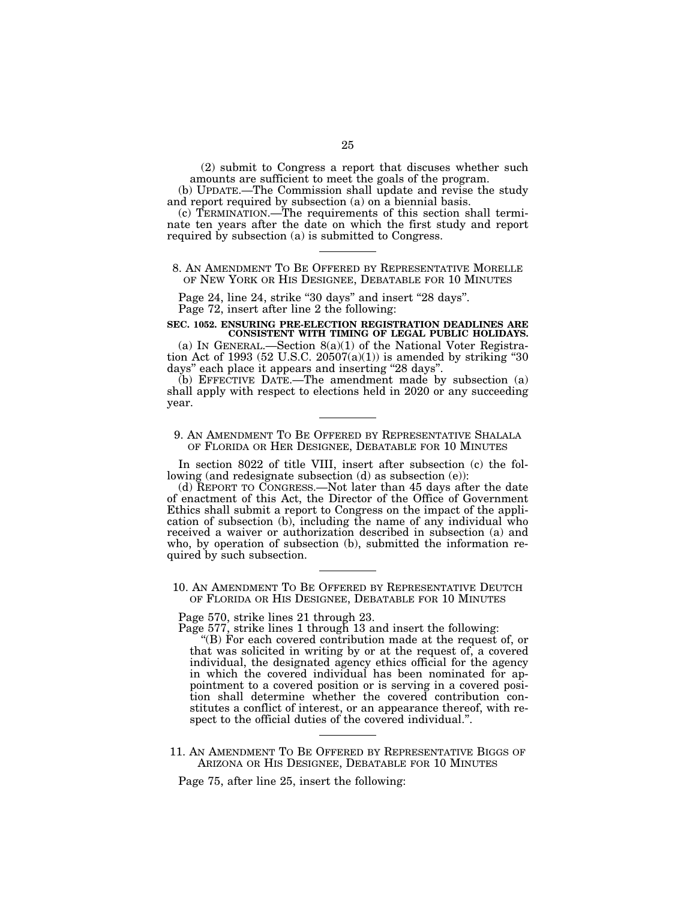(2) submit to Congress a report that discuses whether such amounts are sufficient to meet the goals of the program.

(b) UPDATE.—The Commission shall update and revise the study and report required by subsection (a) on a biennial basis.

(c) TERMINATION.—The requirements of this section shall terminate ten years after the date on which the first study and report required by subsection (a) is submitted to Congress.

---

8. AN AMENDMENT TO BE OFFERED BY REPRESENTATIVE MORELLE OF NEW YORK OR HIS DESIGNEE, DEBATABLE FOR 10 MINUTES

Page 24, line 24, strike "30 days" and insert "28 days".

Page 72, insert after line 2 the following:

**SEC. 1052. ENSURING PRE-ELECTION REGISTRATION DEADLINES ARE CONSISTENT WITH TIMING OF LEGAL PUBLIC HOLIDAYS.**

(a) IN GENERAL.—Section 8(a)(1) of the National Voter Registration Act of 1993 (52 U.S.C. 20507(a)(1)) is amended by striking "30 days" each place it appears and inserting "28 days".

(b) EFFECTIVE DATE.—The amendment made by subsection (a) shall apply with respect to elections held in 2020 or any succeeding year.

---

9. AN AMENDMENT TO BE OFFERED BY REPRESENTATIVE SHALALA OF FLORIDA OR HER DESIGNEE, DEBATABLE FOR 10 MINUTES

In section 8022 of title VIII, insert after subsection (c) the following (and redesignate subsection (d) as subsection (e)):

(d) REPORT TO CONGRESS.—Not later than 45 days after the date of enactment of this Act, the Director of the Office of Government Ethics shall submit a report to Congress on the impact of the application of subsection (b), including the name of any individual who received a waiver or authorization described in subsection (a) and who, by operation of subsection (b), submitted the information required by such subsection.

---

10. AN AMENDMENT TO BE OFFERED BY REPRESENTATIVE DEUTCH OF FLORIDA OR HIS DESIGNEE, DEBATABLE FOR 10 MINUTES

Page 570, strike lines 21 through 23.

Page 577, strike lines 1 through 13 and insert the following:

"(B) For each covered contribution made at the request of, or that was solicited in writing by or at the request of, a covered individual, the designated agency ethics official for the agency in which the covered individual has been nominated for appointment to a covered position or is serving in a covered position shall determine whether the covered contribution constitutes a conflict of interest, or an appearance thereof, with respect to the official duties of the covered individual.".

---

11. AN AMENDMENT TO BE OFFERED BY REPRESENTATIVE BIGGS OF ARIZONA OR HIS DESIGNEE, DEBATABLE FOR 10 MINUTES

Page 75, after line 25, insert the following: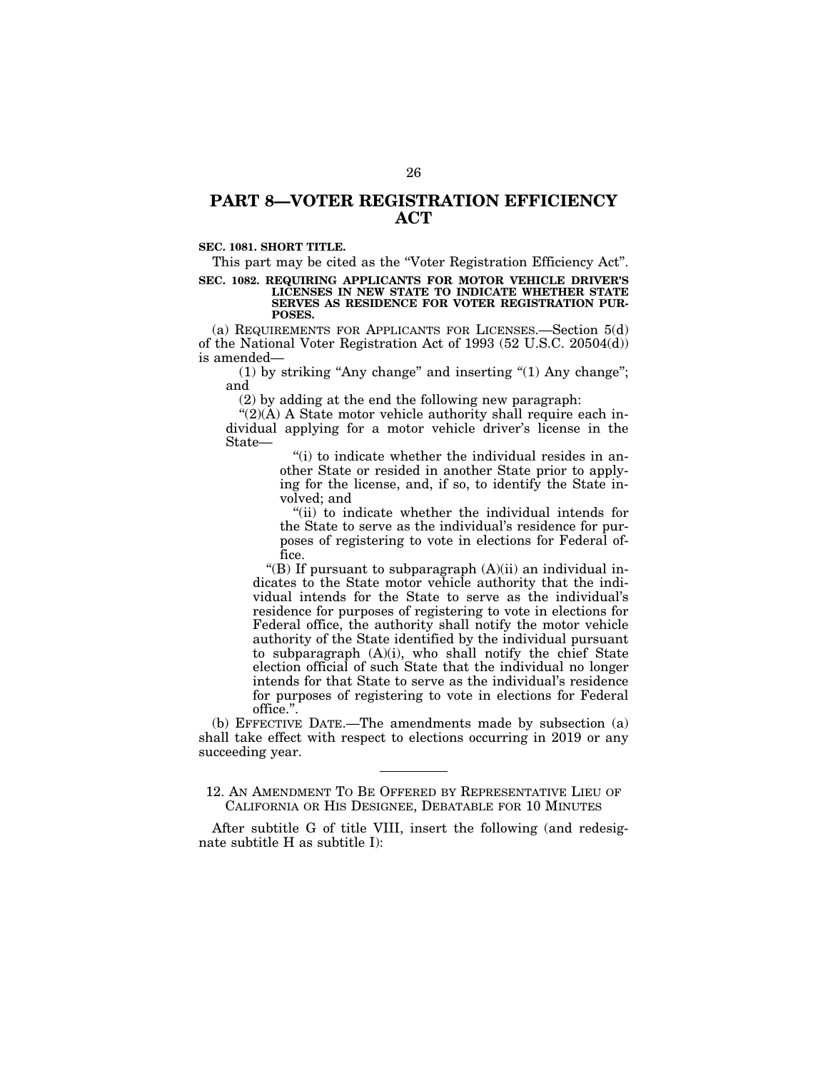## PART 8—VOTER REGISTRATION EFFICIENCY ACT

**SEC. 1081. SHORT TITLE.**

This part may be cited as the "Voter Registration Efficiency Act".

**SEC. 1082. REQUIRING APPLICANTS FOR MOTOR VEHICLE DRIVER'S LICENSES IN NEW STATE TO INDICATE WHETHER STATE SERVES AS RESIDENCE FOR VOTER REGISTRATION PURPOSES.**

(a) REQUIREMENTS FOR APPLICANTS FOR LICENSES.—Section 5(d) of the National Voter Registration Act of 1993 (52 U.S.C. 20504(d)) is amended—

(1) by striking "Any change" and inserting "(1) Any change"; and

(2) by adding at the end the following new paragraph:

"(2)(A) A State motor vehicle authority shall require each individual applying for a motor vehicle driver's license in the State—

"(i) to indicate whether the individual resides in another State or resided in another State prior to applying for the license, and, if so, to identify the State involved; and

"(ii) to indicate whether the individual intends for the State to serve as the individual's residence for purposes of registering to vote in elections for Federal office.

"(B) If pursuant to subparagraph (A)(ii) an individual indicates to the State motor vehicle authority that the individual intends for the State to serve as the individual's residence for purposes of registering to vote in elections for Federal office, the authority shall notify the motor vehicle authority of the State identified by the individual pursuant to subparagraph (A)(i), who shall notify the chief State election official of such State that the individual no longer intends for that State to serve as the individual's residence for purposes of registering to vote in elections for Federal office.".

(b) EFFECTIVE DATE.—The amendments made by subsection (a) shall take effect with respect to elections occurring in 2019 or any succeeding year.

---

12. AN AMENDMENT TO BE OFFERED BY REPRESENTATIVE LIEU OF CALIFORNIA OR HIS DESIGNEE, DEBATABLE FOR 10 MINUTES

After subtitle G of title VIII, insert the following (and redesignate subtitle H as subtitle I):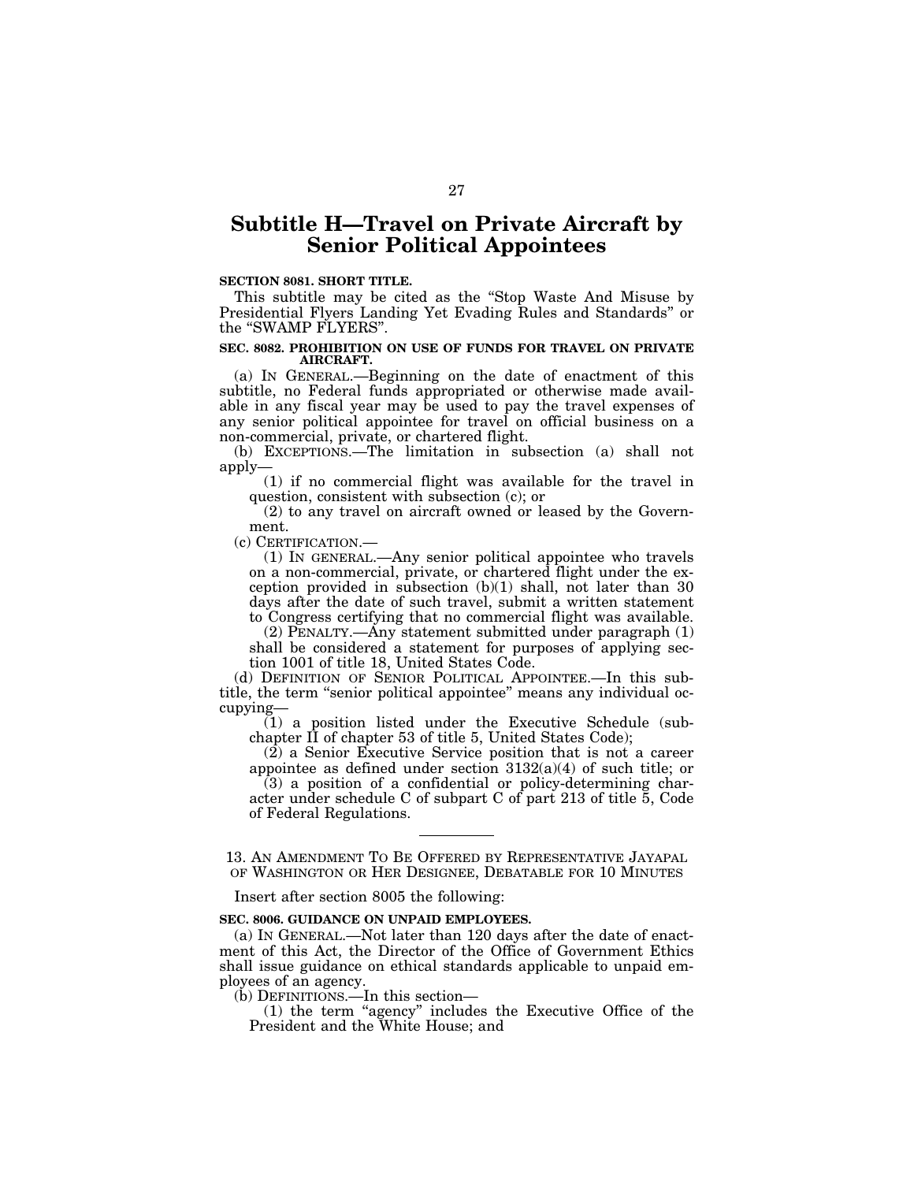# Subtitle H—Travel on Private Aircraft by Senior Political Appointees

**SECTION 8081. SHORT TITLE.**

This subtitle may be cited as the "Stop Waste And Misuse by Presidential Flyers Landing Yet Evading Rules and Standards" or the "SWAMP FLYERS".

**SEC. 8082. PROHIBITION ON USE OF FUNDS FOR TRAVEL ON PRIVATE AIRCRAFT.**

(a) IN GENERAL.—Beginning on the date of enactment of this subtitle, no Federal funds appropriated or otherwise made available in any fiscal year may be used to pay the travel expenses of any senior political appointee for travel on official business on a non-commercial, private, or chartered flight.

(b) EXCEPTIONS.—The limitation in subsection (a) shall not apply—

(1) if no commercial flight was available for the travel in question, consistent with subsection (c); or

(2) to any travel on aircraft owned or leased by the Government.

(c) CERTIFICATION.—

(1) IN GENERAL.—Any senior political appointee who travels on a non-commercial, private, or chartered flight under the exception provided in subsection (b)(1) shall, not later than 30 days after the date of such travel, submit a written statement to Congress certifying that no commercial flight was available.

(2) PENALTY.—Any statement submitted under paragraph (1) shall be considered a statement for purposes of applying section 1001 of title 18, United States Code.

(d) DEFINITION OF SENIOR POLITICAL APPOINTEE.—In this subtitle, the term "senior political appointee" means any individual occupying—

(1) a position listed under the Executive Schedule (subchapter II of chapter 53 of title 5, United States Code);

(2) a Senior Executive Service position that is not a career appointee as defined under section 3132(a)(4) of such title; or

(3) a position of a confidential or policy-determining character under schedule C of subpart C of part 213 of title 5, Code of Federal Regulations.

---

13. AN AMENDMENT TO BE OFFERED BY REPRESENTATIVE JAYAPAL OF WASHINGTON OR HER DESIGNEE, DEBATABLE FOR 10 MINUTES

Insert after section 8005 the following:

**SEC. 8006. GUIDANCE ON UNPAID EMPLOYEES.**

(a) IN GENERAL.—Not later than 120 days after the date of enactment of this Act, the Director of the Office of Government Ethics shall issue guidance on ethical standards applicable to unpaid employees of an agency.

(b) DEFINITIONS.—In this section—

(1) the term "agency" includes the Executive Office of the President and the White House; and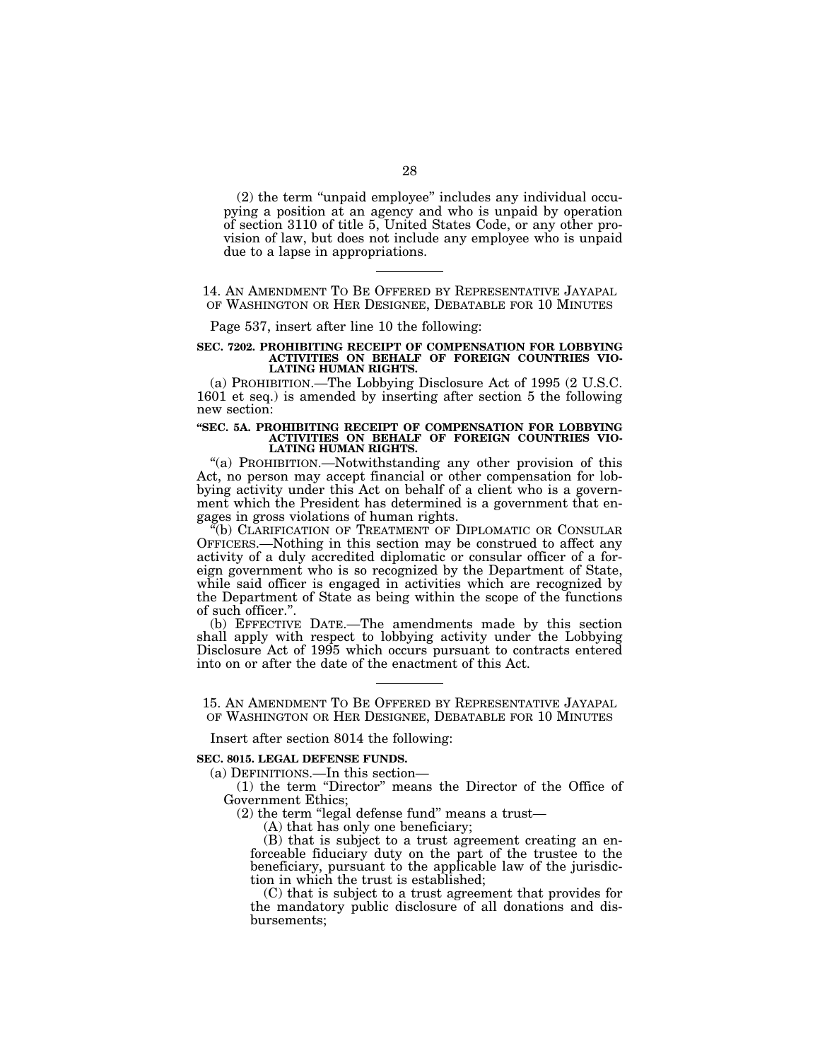(2) the term "unpaid employee" includes any individual occupying a position at an agency and who is unpaid by operation of section 3110 of title 5, United States Code, or any other provision of law, but does not include any employee who is unpaid due to a lapse in appropriations.

---

14. AN AMENDMENT TO BE OFFERED BY REPRESENTATIVE JAYAPAL OF WASHINGTON OR HER DESIGNEE, DEBATABLE FOR 10 MINUTES

Page 537, insert after line 10 the following:

**SEC. 7202. PROHIBITING RECEIPT OF COMPENSATION FOR LOBBYING ACTIVITIES ON BEHALF OF FOREIGN COUNTRIES VIOLATING HUMAN RIGHTS.**

(a) PROHIBITION.—The Lobbying Disclosure Act of 1995 (2 U.S.C. 1601 et seq.) is amended by inserting after section 5 the following new section:

**"SEC. 5A. PROHIBITING RECEIPT OF COMPENSATION FOR LOBBYING ACTIVITIES ON BEHALF OF FOREIGN COUNTRIES VIOLATING HUMAN RIGHTS.**

"(a) PROHIBITION.—Notwithstanding any other provision of this Act, no person may accept financial or other compensation for lobbying activity under this Act on behalf of a client who is a government which the President has determined is a government that engages in gross violations of human rights.

"(b) CLARIFICATION OF TREATMENT OF DIPLOMATIC OR CONSULAR OFFICERS.—Nothing in this section may be construed to affect any activity of a duly accredited diplomatic or consular officer of a foreign government who is so recognized by the Department of State, while said officer is engaged in activities which are recognized by the Department of State as being within the scope of the functions of such officer.".

(b) EFFECTIVE DATE.—The amendments made by this section shall apply with respect to lobbying activity under the Lobbying Disclosure Act of 1995 which occurs pursuant to contracts entered into on or after the date of the enactment of this Act.

---

15. AN AMENDMENT TO BE OFFERED BY REPRESENTATIVE JAYAPAL OF WASHINGTON OR HER DESIGNEE, DEBATABLE FOR 10 MINUTES

Insert after section 8014 the following:

**SEC. 8015. LEGAL DEFENSE FUNDS.**

(a) DEFINITIONS.—In this section—

(1) the term "Director" means the Director of the Office of Government Ethics;

(2) the term "legal defense fund" means a trust—

(A) that has only one beneficiary;

(B) that is subject to a trust agreement creating an enforceable fiduciary duty on the part of the trustee to the beneficiary, pursuant to the applicable law of the jurisdiction in which the trust is established;

(C) that is subject to a trust agreement that provides for the mandatory public disclosure of all donations and disbursements;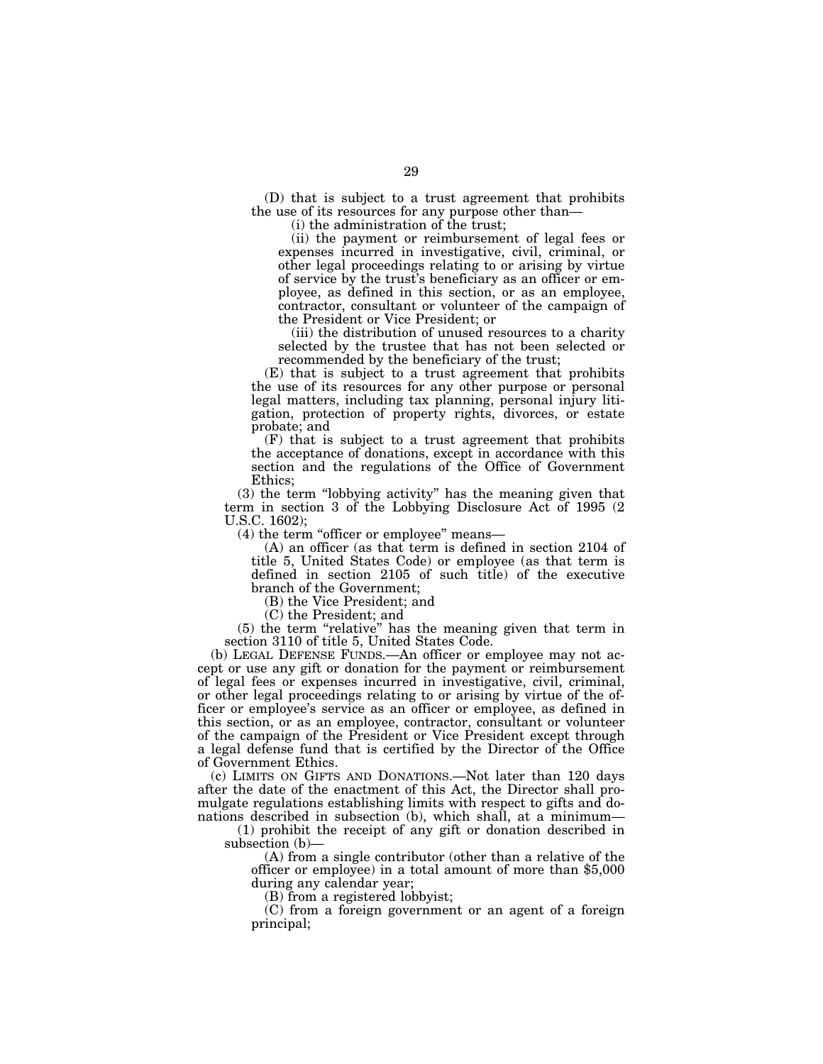(D) that is subject to a trust agreement that prohibits the use of its resources for any purpose other than—

(i) the administration of the trust;

(ii) the payment or reimbursement of legal fees or expenses incurred in investigative, civil, criminal, or other legal proceedings relating to or arising by virtue of service by the trust's beneficiary as an officer or employee, as defined in this section, or as an employee, contractor, consultant or volunteer of the campaign of the President or Vice President; or

(iii) the distribution of unused resources to a charity selected by the trustee that has not been selected or recommended by the beneficiary of the trust;

(E) that is subject to a trust agreement that prohibits the use of its resources for any other purpose or personal legal matters, including tax planning, personal injury litigation, protection of property rights, divorces, or estate probate; and

(F) that is subject to a trust agreement that prohibits the acceptance of donations, except in accordance with this section and the regulations of the Office of Government Ethics;

(3) the term "lobbying activity" has the meaning given that term in section 3 of the Lobbying Disclosure Act of 1995 (2 U.S.C. 1602);

(4) the term "officer or employee" means—

(A) an officer (as that term is defined in section 2104 of title 5, United States Code) or employee (as that term is defined in section 2105 of such title) of the executive branch of the Government;

(B) the Vice President; and

(C) the President; and

(5) the term "relative" has the meaning given that term in section 3110 of title 5, United States Code.

(b) LEGAL DEFENSE FUNDS.—An officer or employee may not accept or use any gift or donation for the payment or reimbursement of legal fees or expenses incurred in investigative, civil, criminal, or other legal proceedings relating to or arising by virtue of the officer or employee's service as an officer or employee, as defined in this section, or as an employee, contractor, consultant or volunteer of the campaign of the President or Vice President except through a legal defense fund that is certified by the Director of the Office of Government Ethics.

(c) LIMITS ON GIFTS AND DONATIONS.—Not later than 120 days after the date of the enactment of this Act, the Director shall promulgate regulations establishing limits with respect to gifts and donations described in subsection (b), which shall, at a minimum—

(1) prohibit the receipt of any gift or donation described in subsection (b)—

(A) from a single contributor (other than a relative of the officer or employee) in a total amount of more than $5,000 during any calendar year;

(B) from a registered lobbyist;

(C) from a foreign government or an agent of a foreign principal;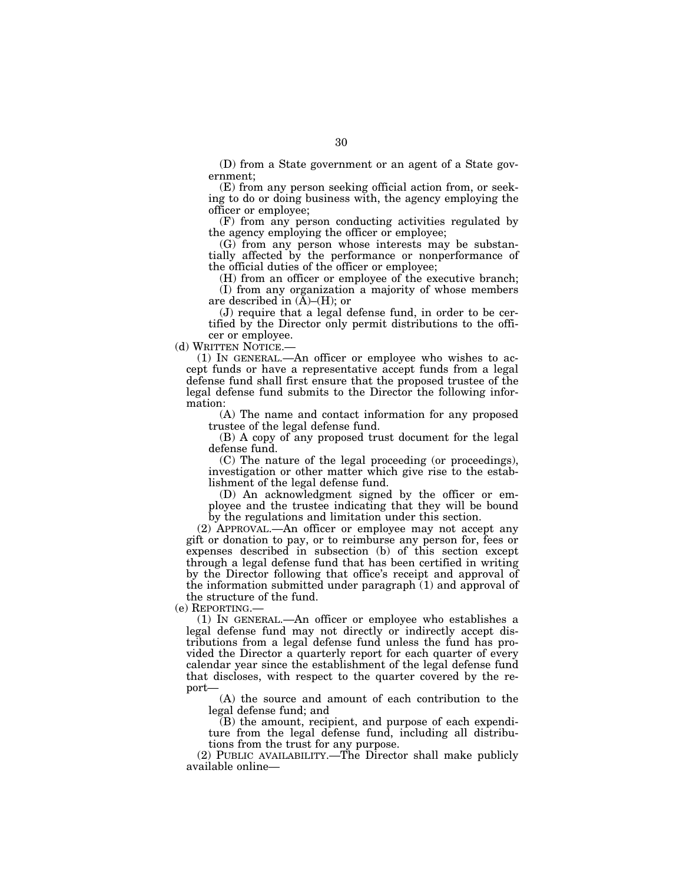(D) from a State government or an agent of a State government;

(E) from any person seeking official action from, or seeking to do or doing business with, the agency employing the officer or employee;

(F) from any person conducting activities regulated by the agency employing the officer or employee;

(G) from any person whose interests may be substantially affected by the performance or nonperformance of the official duties of the officer or employee;

(H) from an officer or employee of the executive branch;

(I) from any organization a majority of whose members are described in (A)–(H); or

(J) require that a legal defense fund, in order to be certified by the Director only permit distributions to the officer or employee.

(d) WRITTEN NOTICE.—

(1) IN GENERAL.—An officer or employee who wishes to accept funds or have a representative accept funds from a legal defense fund shall first ensure that the proposed trustee of the legal defense fund submits to the Director the following information:

(A) The name and contact information for any proposed trustee of the legal defense fund.

(B) A copy of any proposed trust document for the legal defense fund.

(C) The nature of the legal proceeding (or proceedings), investigation or other matter which give rise to the establishment of the legal defense fund.

(D) An acknowledgment signed by the officer or employee and the trustee indicating that they will be bound by the regulations and limitation under this section.

(2) APPROVAL.—An officer or employee may not accept any gift or donation to pay, or to reimburse any person for, fees or expenses described in subsection (b) of this section except through a legal defense fund that has been certified in writing by the Director following that office's receipt and approval of the information submitted under paragraph (1) and approval of the structure of the fund.

(e) REPORTING.—

(1) IN GENERAL.—An officer or employee who establishes a legal defense fund may not directly or indirectly accept distributions from a legal defense fund unless the fund has provided the Director a quarterly report for each quarter of every calendar year since the establishment of the legal defense fund that discloses, with respect to the quarter covered by the report—

(A) the source and amount of each contribution to the legal defense fund; and

(B) the amount, recipient, and purpose of each expenditure from the legal defense fund, including all distributions from the trust for any purpose.

(2) PUBLIC AVAILABILITY.—The Director shall make publicly available online—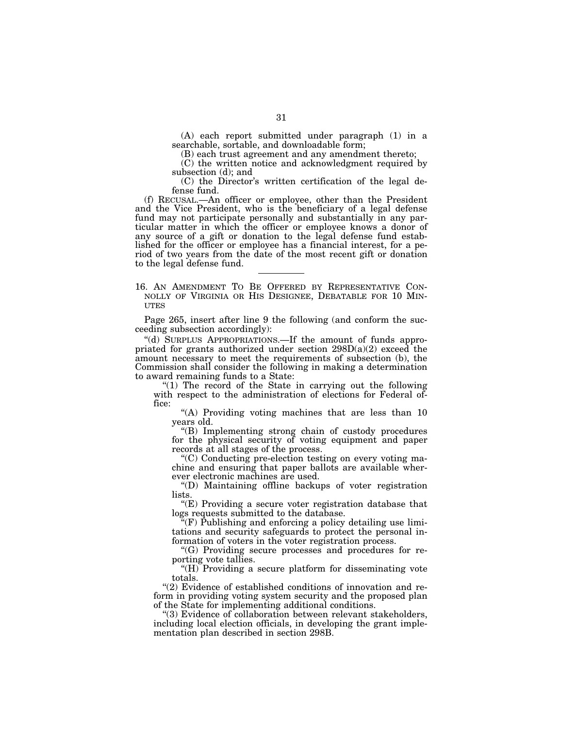(A) each report submitted under paragraph (1) in a searchable, sortable, and downloadable form;

(B) each trust agreement and any amendment thereto;

(C) the written notice and acknowledgment required by subsection (d); and

(C) the Director's written certification of the legal defense fund.

(f) RECUSAL.—An officer or employee, other than the President and the Vice President, who is the beneficiary of a legal defense fund may not participate personally and substantially in any particular matter in which the officer or employee knows a donor of any source of a gift or donation to the legal defense fund established for the officer or employee has a financial interest, for a period of two years from the date of the most recent gift or donation to the legal defense fund.

---

16. AN AMENDMENT TO BE OFFERED BY REPRESENTATIVE CONNOLLY OF VIRGINIA OR HIS DESIGNEE, DEBATABLE FOR 10 MINUTES

Page 265, insert after line 9 the following (and conform the succeeding subsection accordingly):

"(d) SURPLUS APPROPRIATIONS.—If the amount of funds appropriated for grants authorized under section 298D(a)(2) exceed the amount necessary to meet the requirements of subsection (b), the Commission shall consider the following in making a determination to award remaining funds to a State:

"(1) The record of the State in carrying out the following with respect to the administration of elections for Federal office:

"(A) Providing voting machines that are less than 10 years old.

"(B) Implementing strong chain of custody procedures for the physical security of voting equipment and paper records at all stages of the process.

"(C) Conducting pre-election testing on every voting machine and ensuring that paper ballots are available wherever electronic machines are used.

"(D) Maintaining offline backups of voter registration lists.

"(E) Providing a secure voter registration database that logs requests submitted to the database.

"(F) Publishing and enforcing a policy detailing use limitations and security safeguards to protect the personal information of voters in the voter registration process.

"(G) Providing secure processes and procedures for reporting vote tallies.

"(H) Providing a secure platform for disseminating vote totals.

"(2) Evidence of established conditions of innovation and reform in providing voting system security and the proposed plan of the State for implementing additional conditions.

"(3) Evidence of collaboration between relevant stakeholders, including local election officials, in developing the grant implementation plan described in section 298B.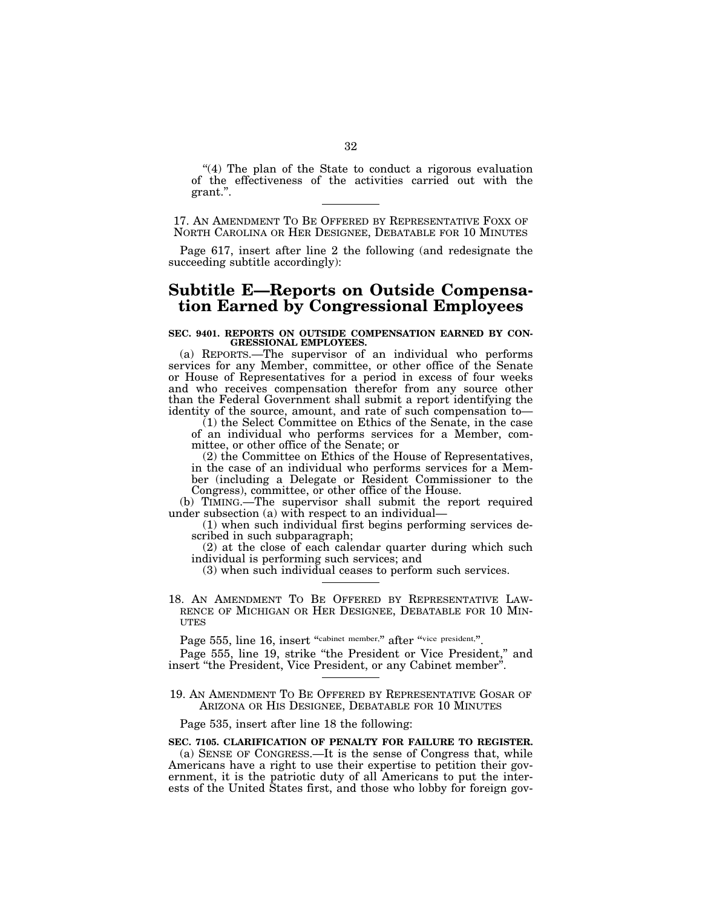"(4) The plan of the State to conduct a rigorous evaluation of the effectiveness of the activities carried out with the grant.".

---

17. AN AMENDMENT TO BE OFFERED BY REPRESENTATIVE FOXX OF NORTH CAROLINA OR HER DESIGNEE, DEBATABLE FOR 10 MINUTES

Page 617, insert after line 2 the following (and redesignate the succeeding subtitle accordingly):

## Subtitle E—Reports on Outside Compensation Earned by Congressional Employees

**SEC. 9401. REPORTS ON OUTSIDE COMPENSATION EARNED BY CONGRESSIONAL EMPLOYEES.**

(a) REPORTS.—The supervisor of an individual who performs services for any Member, committee, or other office of the Senate or House of Representatives for a period in excess of four weeks and who receives compensation therefor from any source other than the Federal Government shall submit a report identifying the identity of the source, amount, and rate of such compensation to—

(1) the Select Committee on Ethics of the Senate, in the case of an individual who performs services for a Member, committee, or other office of the Senate; or

(2) the Committee on Ethics of the House of Representatives, in the case of an individual who performs services for a Member (including a Delegate or Resident Commissioner to the Congress), committee, or other office of the House.

(b) TIMING.—The supervisor shall submit the report required under subsection (a) with respect to an individual—

(1) when such individual first begins performing services described in such subparagraph;

(2) at the close of each calendar quarter during which such individual is performing such services; and

(3) when such individual ceases to perform such services.

---

18. AN AMENDMENT TO BE OFFERED BY REPRESENTATIVE LAWRENCE OF MICHIGAN OR HER DESIGNEE, DEBATABLE FOR 10 MINUTES

Page 555, line 16, insert "cabinet member," after "vice president,".

Page 555, line 19, strike "the President or Vice President," and insert "the President, Vice President, or any Cabinet member".

---

19. AN AMENDMENT TO BE OFFERED BY REPRESENTATIVE GOSAR OF ARIZONA OR HIS DESIGNEE, DEBATABLE FOR 10 MINUTES

Page 535, insert after line 18 the following:

**SEC. 7105. CLARIFICATION OF PENALTY FOR FAILURE TO REGISTER.**

(a) SENSE OF CONGRESS.—It is the sense of Congress that, while Americans have a right to use their expertise to petition their government, it is the patriotic duty of all Americans to put the interests of the United States first, and those who lobby for foreign gov-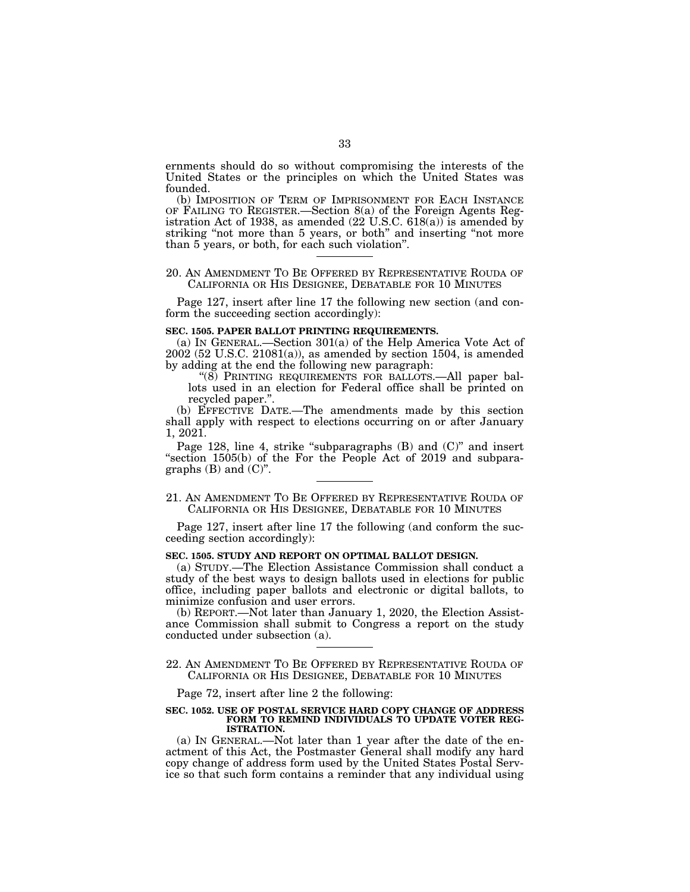ernments should do so without compromising the interests of the United States or the principles on which the United States was founded.

(b) IMPOSITION OF TERM OF IMPRISONMENT FOR EACH INSTANCE OF FAILING TO REGISTER.—Section 8(a) of the Foreign Agents Registration Act of 1938, as amended (22 U.S.C. 618(a)) is amended by striking "not more than 5 years, or both" and inserting "not more than 5 years, or both, for each such violation".

---

## 20. AN AMENDMENT TO BE OFFERED BY REPRESENTATIVE ROUDA OF CALIFORNIA OR HIS DESIGNEE, DEBATABLE FOR 10 MINUTES

Page 127, insert after line 17 the following new section (and conform the succeeding section accordingly):

**SEC. 1505. PAPER BALLOT PRINTING REQUIREMENTS.**

(a) IN GENERAL.—Section 301(a) of the Help America Vote Act of 2002 (52 U.S.C. 21081(a)), as amended by section 1504, is amended by adding at the end the following new paragraph:

"(8) PRINTING REQUIREMENTS FOR BALLOTS.—All paper ballots used in an election for Federal office shall be printed on recycled paper.".

(b) EFFECTIVE DATE.—The amendments made by this section shall apply with respect to elections occurring on or after January 1, 2021.

Page 128, line 4, strike "subparagraphs (B) and (C)" and insert "section 1505(b) of the For the People Act of 2019 and subparagraphs (B) and (C)".

---

## 21. AN AMENDMENT TO BE OFFERED BY REPRESENTATIVE ROUDA OF CALIFORNIA OR HIS DESIGNEE, DEBATABLE FOR 10 MINUTES

Page 127, insert after line 17 the following (and conform the succeeding section accordingly):

**SEC. 1505. STUDY AND REPORT ON OPTIMAL BALLOT DESIGN.**

(a) STUDY.—The Election Assistance Commission shall conduct a study of the best ways to design ballots used in elections for public office, including paper ballots and electronic or digital ballots, to minimize confusion and user errors.

(b) REPORT.—Not later than January 1, 2020, the Election Assistance Commission shall submit to Congress a report on the study conducted under subsection (a).

---

## 22. AN AMENDMENT TO BE OFFERED BY REPRESENTATIVE ROUDA OF CALIFORNIA OR HIS DESIGNEE, DEBATABLE FOR 10 MINUTES

Page 72, insert after line 2 the following:

**SEC. 1052. USE OF POSTAL SERVICE HARD COPY CHANGE OF ADDRESS FORM TO REMIND INDIVIDUALS TO UPDATE VOTER REGISTRATION.**

(a) IN GENERAL.—Not later than 1 year after the date of the enactment of this Act, the Postmaster General shall modify any hard copy change of address form used by the United States Postal Service so that such form contains a reminder that any individual using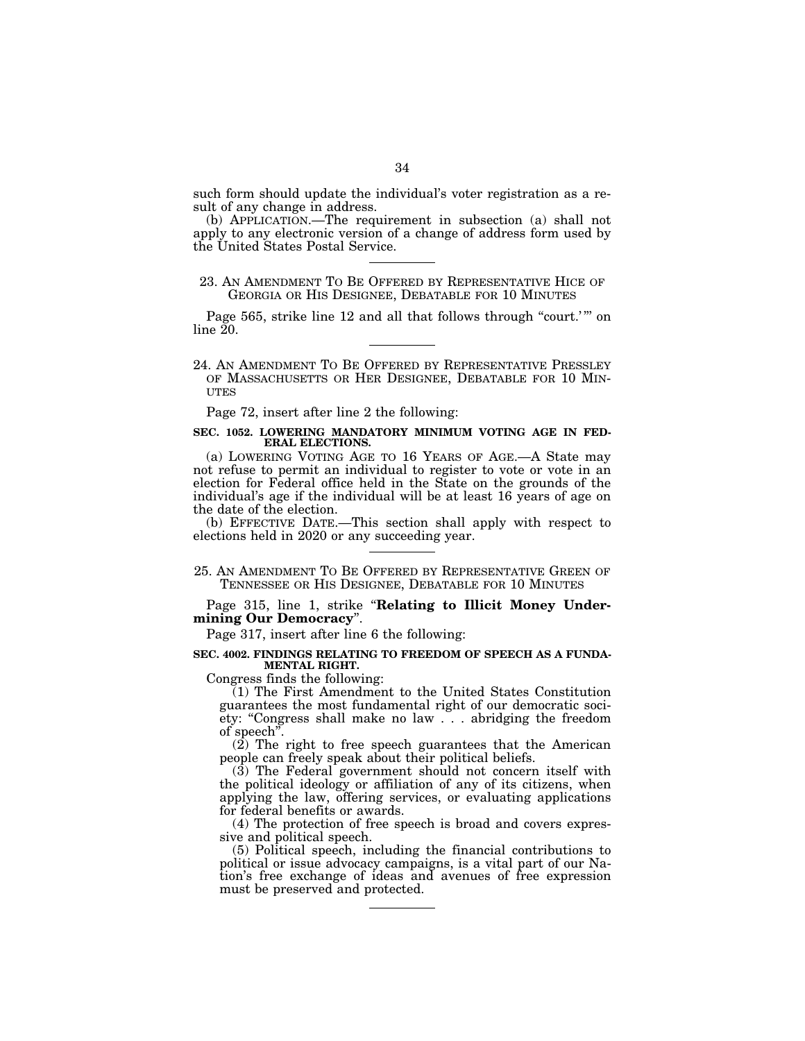such form should update the individual's voter registration as a result of any change in address.

(b) APPLICATION.—The requirement in subsection (a) shall not apply to any electronic version of a change of address form used by the United States Postal Service.

---

23. AN AMENDMENT TO BE OFFERED BY REPRESENTATIVE HICE OF GEORGIA OR HIS DESIGNEE, DEBATABLE FOR 10 MINUTES

Page 565, strike line 12 and all that follows through "court.'" on line 20.

---

24. AN AMENDMENT TO BE OFFERED BY REPRESENTATIVE PRESSLEY OF MASSACHUSETTS OR HER DESIGNEE, DEBATABLE FOR 10 MINUTES

Page 72, insert after line 2 the following:

**SEC. 1052. LOWERING MANDATORY MINIMUM VOTING AGE IN FEDERAL ELECTIONS.**

(a) LOWERING VOTING AGE TO 16 YEARS OF AGE.—A State may not refuse to permit an individual to register to vote or vote in an election for Federal office held in the State on the grounds of the individual's age if the individual will be at least 16 years of age on the date of the election.

(b) EFFECTIVE DATE.—This section shall apply with respect to elections held in 2020 or any succeeding year.

---

25. AN AMENDMENT TO BE OFFERED BY REPRESENTATIVE GREEN OF TENNESSEE OR HIS DESIGNEE, DEBATABLE FOR 10 MINUTES

Page 315, line 1, strike "**Relating to Illicit Money Undermining Our Democracy**".

Page 317, insert after line 6 the following:

**SEC. 4002. FINDINGS RELATING TO FREEDOM OF SPEECH AS A FUNDAMENTAL RIGHT.**

Congress finds the following:

(1) The First Amendment to the United States Constitution guarantees the most fundamental right of our democratic society: "Congress shall make no law . . . abridging the freedom of speech".

(2) The right to free speech guarantees that the American people can freely speak about their political beliefs.

(3) The Federal government should not concern itself with the political ideology or affiliation of any of its citizens, when applying the law, offering services, or evaluating applications for federal benefits or awards.

(4) The protection of free speech is broad and covers expressive and political speech.

(5) Political speech, including the financial contributions to political or issue advocacy campaigns, is a vital part of our Nation's free exchange of ideas and avenues of free expression must be preserved and protected.

---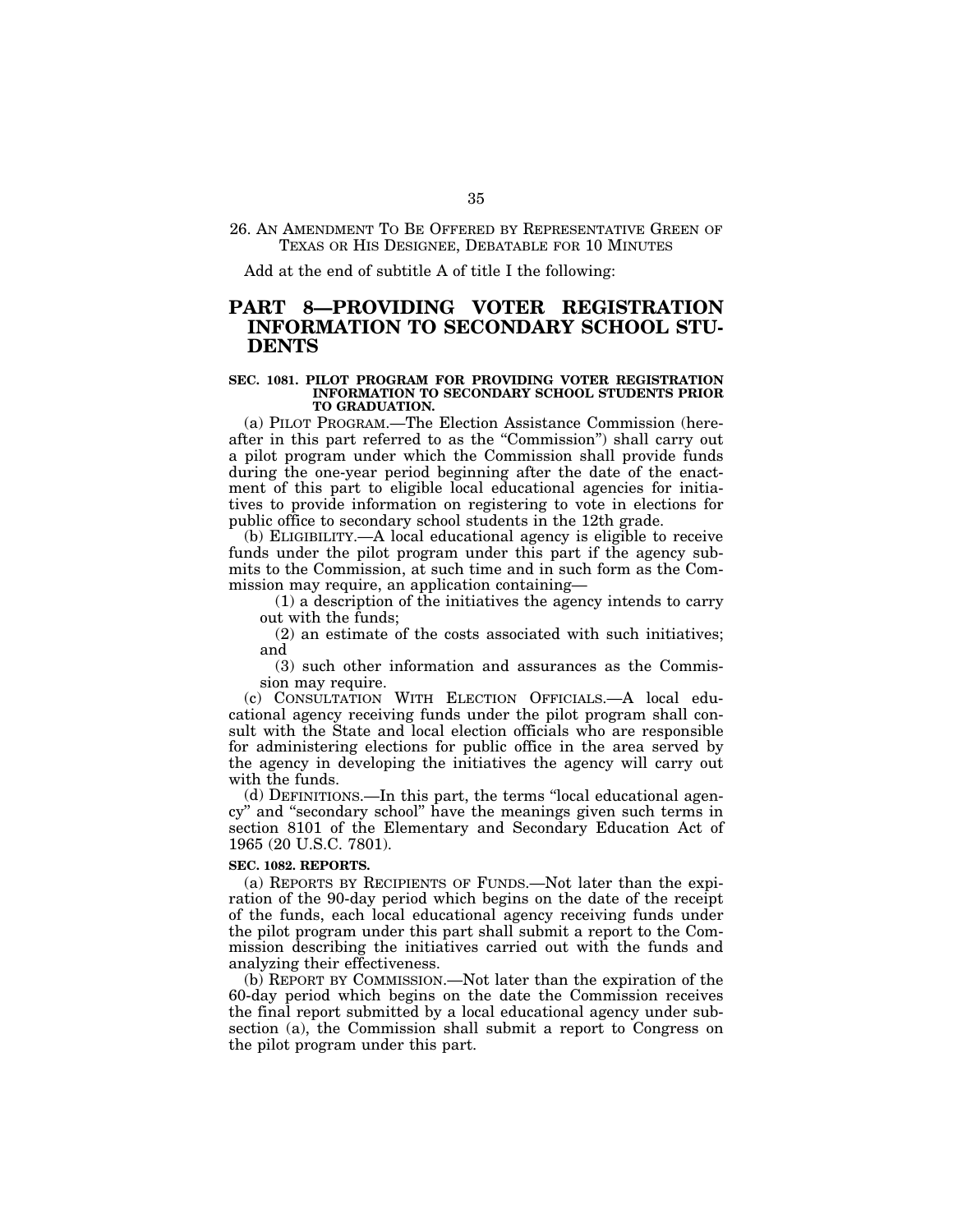26. AN AMENDMENT TO BE OFFERED BY REPRESENTATIVE GREEN OF TEXAS OR HIS DESIGNEE, DEBATABLE FOR 10 MINUTES

Add at the end of subtitle A of title I the following:

# PART 8—PROVIDING VOTER REGISTRATION INFORMATION TO SECONDARY SCHOOL STUDENTS

**SEC. 1081. PILOT PROGRAM FOR PROVIDING VOTER REGISTRATION INFORMATION TO SECONDARY SCHOOL STUDENTS PRIOR TO GRADUATION.**

(a) PILOT PROGRAM.—The Election Assistance Commission (hereafter in this part referred to as the "Commission") shall carry out a pilot program under which the Commission shall provide funds during the one-year period beginning after the date of the enactment of this part to eligible local educational agencies for initiatives to provide information on registering to vote in elections for public office to secondary school students in the 12th grade.

(b) ELIGIBILITY.—A local educational agency is eligible to receive funds under the pilot program under this part if the agency submits to the Commission, at such time and in such form as the Commission may require, an application containing—

(1) a description of the initiatives the agency intends to carry out with the funds;

(2) an estimate of the costs associated with such initiatives; and

(3) such other information and assurances as the Commission may require.

(c) CONSULTATION WITH ELECTION OFFICIALS.—A local educational agency receiving funds under the pilot program shall consult with the State and local election officials who are responsible for administering elections for public office in the area served by the agency in developing the initiatives the agency will carry out with the funds.

(d) DEFINITIONS.—In this part, the terms "local educational agency" and "secondary school" have the meanings given such terms in section 8101 of the Elementary and Secondary Education Act of 1965 (20 U.S.C. 7801).

**SEC. 1082. REPORTS.**

(a) REPORTS BY RECIPIENTS OF FUNDS.—Not later than the expiration of the 90-day period which begins on the date of the receipt of the funds, each local educational agency receiving funds under the pilot program under this part shall submit a report to the Commission describing the initiatives carried out with the funds and analyzing their effectiveness.

(b) REPORT BY COMMISSION.—Not later than the expiration of the 60-day period which begins on the date the Commission receives the final report submitted by a local educational agency under subsection (a), the Commission shall submit a report to Congress on the pilot program under this part.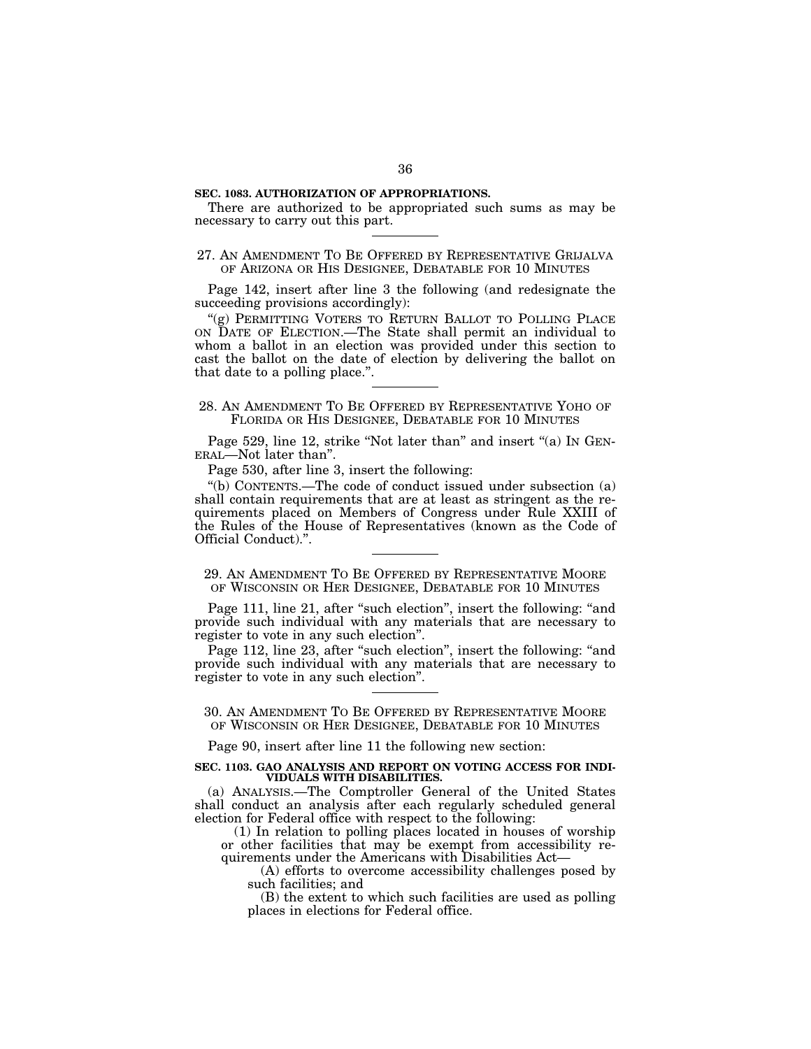**SEC. 1083. AUTHORIZATION OF APPROPRIATIONS.**

There are authorized to be appropriated such sums as may be necessary to carry out this part.

---

27. AN AMENDMENT TO BE OFFERED BY REPRESENTATIVE GRIJALVA OF ARIZONA OR HIS DESIGNEE, DEBATABLE FOR 10 MINUTES

Page 142, insert after line 3 the following (and redesignate the succeeding provisions accordingly):

"(g) PERMITTING VOTERS TO RETURN BALLOT TO POLLING PLACE ON DATE OF ELECTION.—The State shall permit an individual to whom a ballot in an election was provided under this section to cast the ballot on the date of election by delivering the ballot on that date to a polling place.".

---

28. AN AMENDMENT TO BE OFFERED BY REPRESENTATIVE YOHO OF FLORIDA OR HIS DESIGNEE, DEBATABLE FOR 10 MINUTES

Page 529, line 12, strike "Not later than" and insert "(a) IN GENERAL—Not later than".

Page 530, after line 3, insert the following:

"(b) CONTENTS.—The code of conduct issued under subsection (a) shall contain requirements that are at least as stringent as the requirements placed on Members of Congress under Rule XXIII of the Rules of the House of Representatives (known as the Code of Official Conduct).".

---

29. AN AMENDMENT TO BE OFFERED BY REPRESENTATIVE MOORE OF WISCONSIN OR HER DESIGNEE, DEBATABLE FOR 10 MINUTES

Page 111, line 21, after "such election", insert the following: "and provide such individual with any materials that are necessary to register to vote in any such election".

Page 112, line 23, after "such election", insert the following: "and provide such individual with any materials that are necessary to register to vote in any such election".

---

30. AN AMENDMENT TO BE OFFERED BY REPRESENTATIVE MOORE OF WISCONSIN OR HER DESIGNEE, DEBATABLE FOR 10 MINUTES

Page 90, insert after line 11 the following new section:

**SEC. 1103. GAO ANALYSIS AND REPORT ON VOTING ACCESS FOR INDIVIDUALS WITH DISABILITIES.**

(a) ANALYSIS.—The Comptroller General of the United States shall conduct an analysis after each regularly scheduled general election for Federal office with respect to the following:

(1) In relation to polling places located in houses of worship or other facilities that may be exempt from accessibility requirements under the Americans with Disabilities Act—

(A) efforts to overcome accessibility challenges posed by such facilities; and

(B) the extent to which such facilities are used as polling places in elections for Federal office.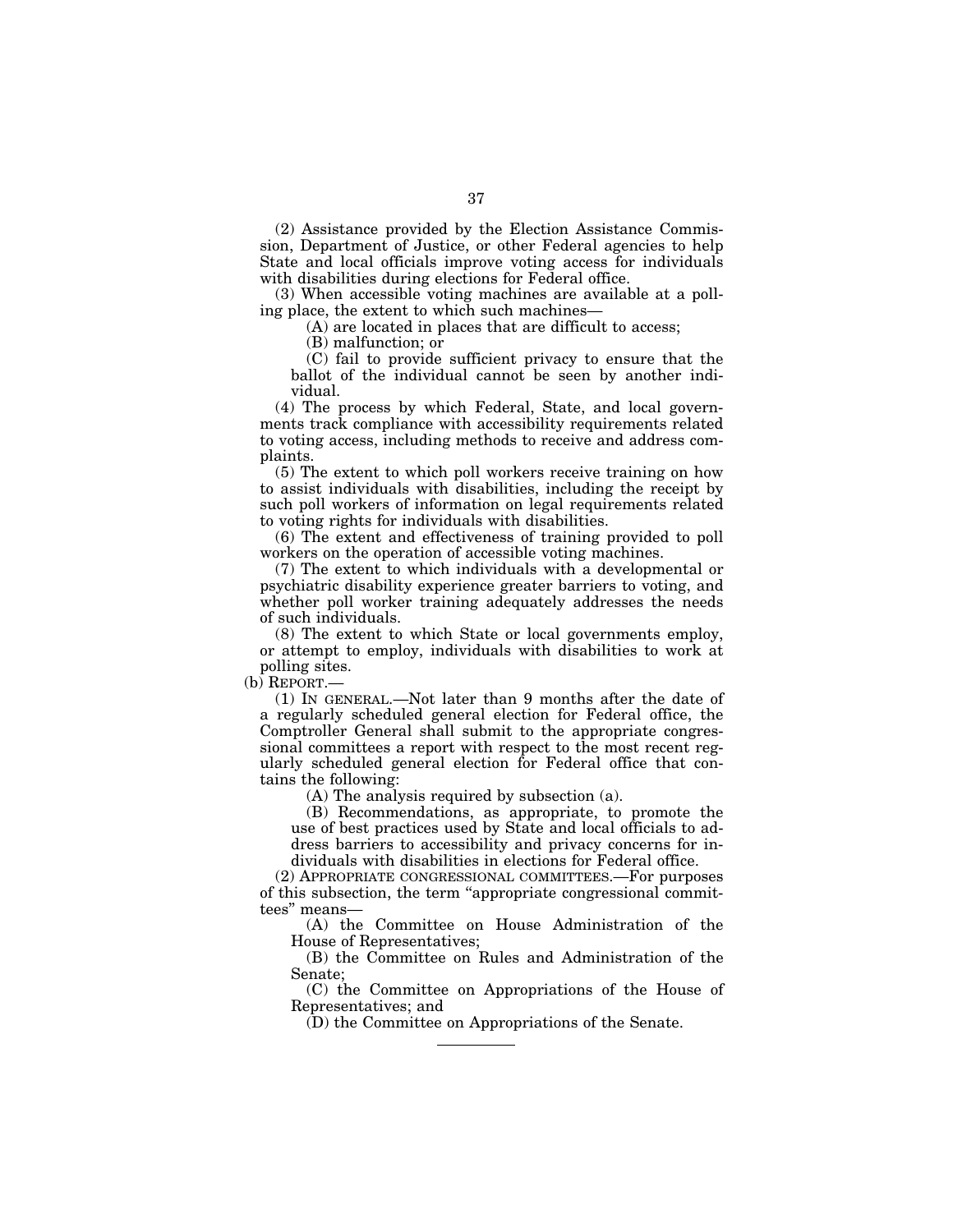(2) Assistance provided by the Election Assistance Commission, Department of Justice, or other Federal agencies to help State and local officials improve voting access for individuals with disabilities during elections for Federal office.

(3) When accessible voting machines are available at a polling place, the extent to which such machines—

(A) are located in places that are difficult to access;

(B) malfunction; or

(C) fail to provide sufficient privacy to ensure that the ballot of the individual cannot be seen by another individual.

(4) The process by which Federal, State, and local governments track compliance with accessibility requirements related to voting access, including methods to receive and address complaints.

(5) The extent to which poll workers receive training on how to assist individuals with disabilities, including the receipt by such poll workers of information on legal requirements related to voting rights for individuals with disabilities.

(6) The extent and effectiveness of training provided to poll workers on the operation of accessible voting machines.

(7) The extent to which individuals with a developmental or psychiatric disability experience greater barriers to voting, and whether poll worker training adequately addresses the needs of such individuals.

(8) The extent to which State or local governments employ, or attempt to employ, individuals with disabilities to work at polling sites.

(b) REPORT.—

(1) IN GENERAL.—Not later than 9 months after the date of a regularly scheduled general election for Federal office, the Comptroller General shall submit to the appropriate congressional committees a report with respect to the most recent regularly scheduled general election for Federal office that contains the following:

(A) The analysis required by subsection (a).

(B) Recommendations, as appropriate, to promote the use of best practices used by State and local officials to address barriers to accessibility and privacy concerns for individuals with disabilities in elections for Federal office.

(2) APPROPRIATE CONGRESSIONAL COMMITTEES.—For purposes of this subsection, the term "appropriate congressional committees" means—

(A) the Committee on House Administration of the House of Representatives;

(B) the Committee on Rules and Administration of the Senate;

(C) the Committee on Appropriations of the House of Representatives; and

(D) the Committee on Appropriations of the Senate.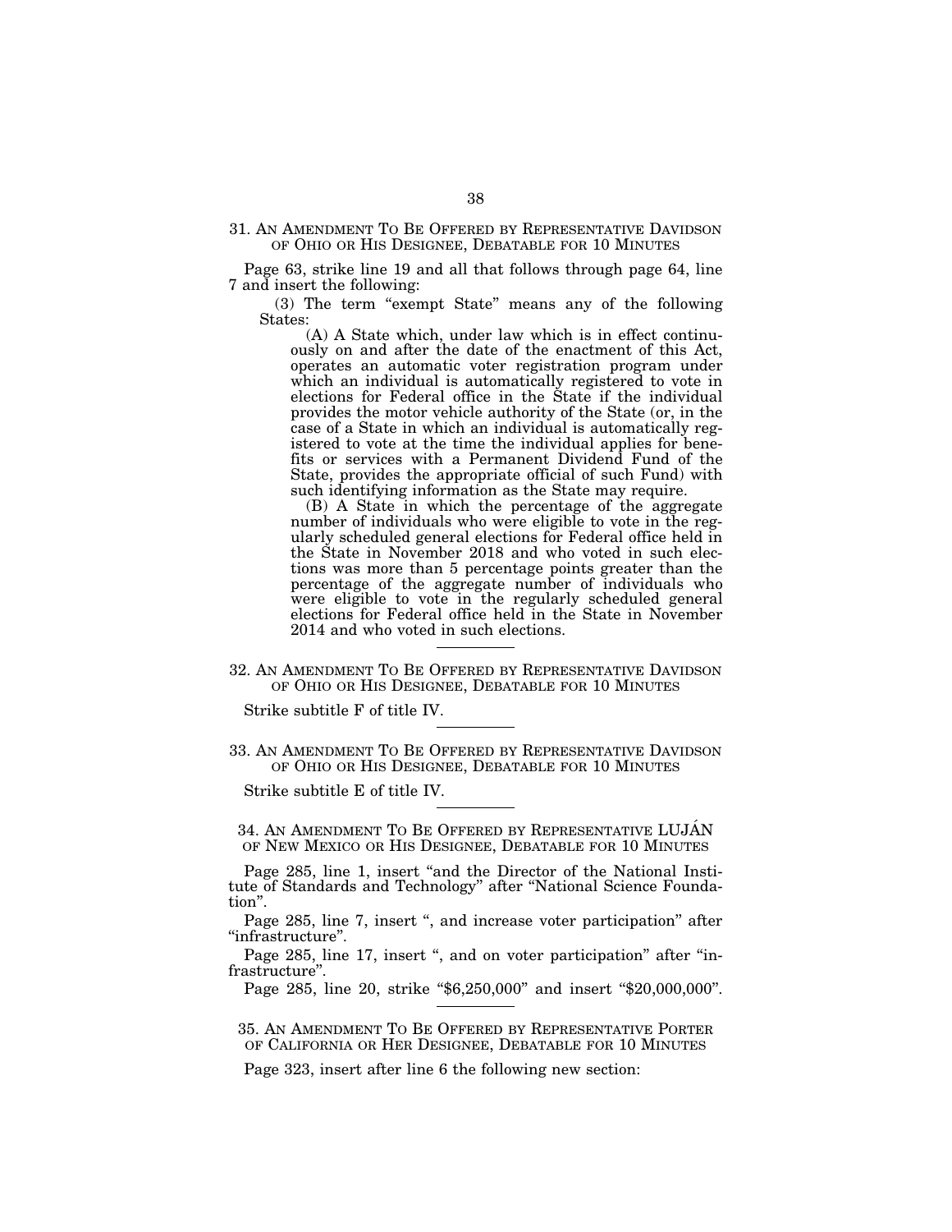31. AN AMENDMENT TO BE OFFERED BY REPRESENTATIVE DAVIDSON OF OHIO OR HIS DESIGNEE, DEBATABLE FOR 10 MINUTES

Page 63, strike line 19 and all that follows through page 64, line 7 and insert the following:

(3) The term "exempt State" means any of the following States:

(A) A State which, under law which is in effect continuously on and after the date of the enactment of this Act, operates an automatic voter registration program under which an individual is automatically registered to vote in elections for Federal office in the State if the individual provides the motor vehicle authority of the State (or, in the case of a State in which an individual is automatically registered to vote at the time the individual applies for benefits or services with a Permanent Dividend Fund of the State, provides the appropriate official of such Fund) with such identifying information as the State may require.

(B) A State in which the percentage of the aggregate number of individuals who were eligible to vote in the regularly scheduled general elections for Federal office held in the State in November 2018 and who voted in such elections was more than 5 percentage points greater than the percentage of the aggregate number of individuals who were eligible to vote in the regularly scheduled general elections for Federal office held in the State in November 2014 and who voted in such elections.

---

32. AN AMENDMENT TO BE OFFERED BY REPRESENTATIVE DAVIDSON OF OHIO OR HIS DESIGNEE, DEBATABLE FOR 10 MINUTES

Strike subtitle F of title IV.

---

33. AN AMENDMENT TO BE OFFERED BY REPRESENTATIVE DAVIDSON OF OHIO OR HIS DESIGNEE, DEBATABLE FOR 10 MINUTES

Strike subtitle E of title IV.

---

34. AN AMENDMENT TO BE OFFERED BY REPRESENTATIVE LUJÁN OF NEW MEXICO OR HIS DESIGNEE, DEBATABLE FOR 10 MINUTES

Page 285, line 1, insert "and the Director of the National Institute of Standards and Technology" after "National Science Foundation".

Page 285, line 7, insert ", and increase voter participation" after "infrastructure".

Page 285, line 17, insert ", and on voter participation" after "infrastructure".

Page 285, line 20, strike "$6,250,000" and insert "$20,000,000".

---

35. AN AMENDMENT TO BE OFFERED BY REPRESENTATIVE PORTER OF CALIFORNIA OR HER DESIGNEE, DEBATABLE FOR 10 MINUTES

Page 323, insert after line 6 the following new section: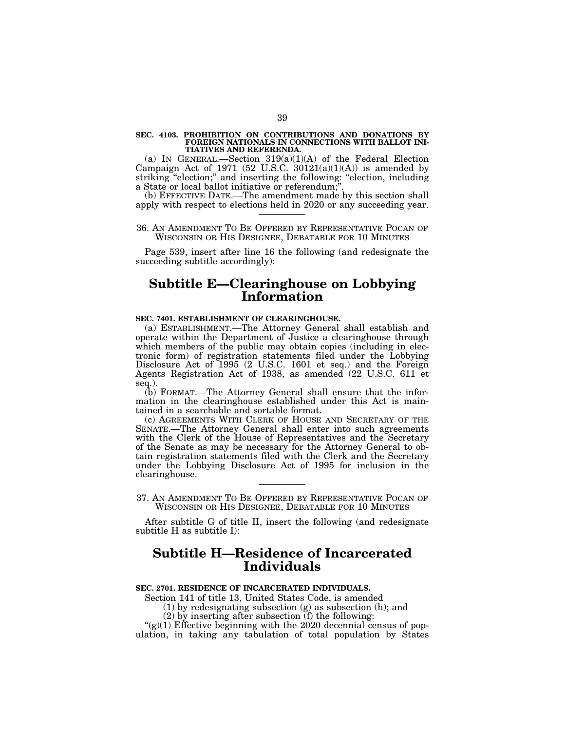**SEC. 4103. PROHIBITION ON CONTRIBUTIONS AND DONATIONS BY FOREIGN NATIONALS IN CONNECTIONS WITH BALLOT INITIATIVES AND REFERENDA.**

(a) IN GENERAL.—Section 319(a)(1)(A) of the Federal Election Campaign Act of 1971 (52 U.S.C. 30121(a)(1)(A)) is amended by striking "election;" and inserting the following: "election, including a State or local ballot initiative or referendum;".

(b) EFFECTIVE DATE.—The amendment made by this section shall apply with respect to elections held in 2020 or any succeeding year.

---

36. AN AMENDMENT TO BE OFFERED BY REPRESENTATIVE POCAN OF WISCONSIN OR HIS DESIGNEE, DEBATABLE FOR 10 MINUTES

Page 539, insert after line 16 the following (and redesignate the succeeding subtitle accordingly):

## Subtitle E—Clearinghouse on Lobbying Information

**SEC. 7401. ESTABLISHMENT OF CLEARINGHOUSE.**

(a) ESTABLISHMENT.—The Attorney General shall establish and operate within the Department of Justice a clearinghouse through which members of the public may obtain copies (including in electronic form) of registration statements filed under the Lobbying Disclosure Act of 1995 (2 U.S.C. 1601 et seq.) and the Foreign Agents Registration Act of 1938, as amended (22 U.S.C. 611 et seq.).

(b) FORMAT.—The Attorney General shall ensure that the information in the clearinghouse established under this Act is maintained in a searchable and sortable format.

(c) AGREEMENTS WITH CLERK OF HOUSE AND SECRETARY OF THE SENATE.—The Attorney General shall enter into such agreements with the Clerk of the House of Representatives and the Secretary of the Senate as may be necessary for the Attorney General to obtain registration statements filed with the Clerk and the Secretary under the Lobbying Disclosure Act of 1995 for inclusion in the clearinghouse.

---

37. AN AMENDMENT TO BE OFFERED BY REPRESENTATIVE POCAN OF WISCONSIN OR HIS DESIGNEE, DEBATABLE FOR 10 MINUTES

After subtitle G of title II, insert the following (and redesignate subtitle H as subtitle I):

## Subtitle H—Residence of Incarcerated Individuals

**SEC. 2701. RESIDENCE OF INCARCERATED INDIVIDUALS.**

Section 141 of title 13, United States Code, is amended

(1) by redesignating subsection (g) as subsection (h); and

(2) by inserting after subsection (f) the following:

"(g)(1) Effective beginning with the 2020 decennial census of population, in taking any tabulation of total population by States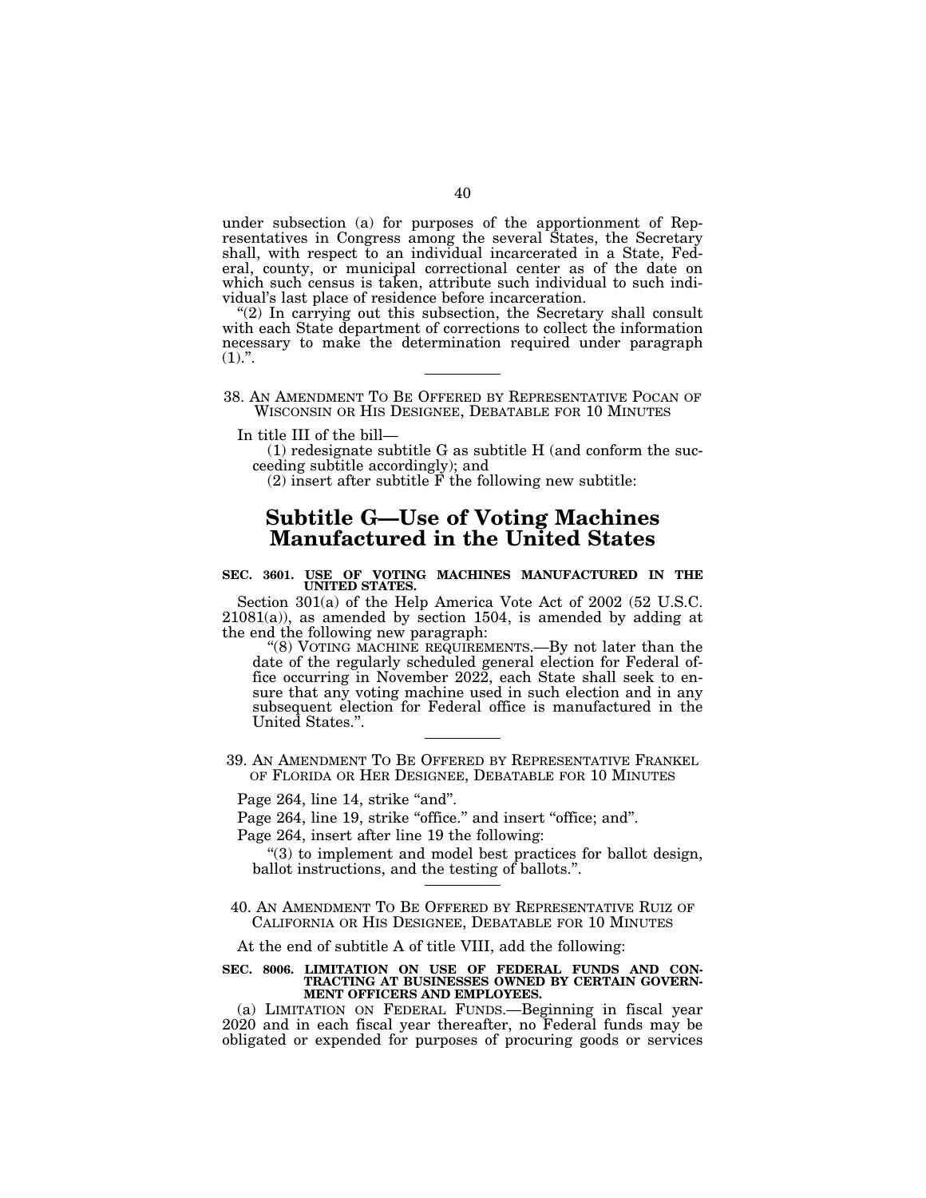under subsection (a) for purposes of the apportionment of Representatives in Congress among the several States, the Secretary shall, with respect to an individual incarcerated in a State, Federal, county, or municipal correctional center as of the date on which such census is taken, attribute such individual to such individual's last place of residence before incarceration.

"(2) In carrying out this subsection, the Secretary shall consult with each State department of corrections to collect the information necessary to make the determination required under paragraph (1).".

---

38. AN AMENDMENT TO BE OFFERED BY REPRESENTATIVE POCAN OF WISCONSIN OR HIS DESIGNEE, DEBATABLE FOR 10 MINUTES

In title III of the bill—

(1) redesignate subtitle G as subtitle H (and conform the succeeding subtitle accordingly); and

(2) insert after subtitle F the following new subtitle:

## Subtitle G—Use of Voting Machines Manufactured in the United States

**SEC. 3601. USE OF VOTING MACHINES MANUFACTURED IN THE UNITED STATES.**

Section 301(a) of the Help America Vote Act of 2002 (52 U.S.C. 21081(a)), as amended by section 1504, is amended by adding at the end the following new paragraph:

"(8) VOTING MACHINE REQUIREMENTS.—By not later than the date of the regularly scheduled general election for Federal office occurring in November 2022, each State shall seek to ensure that any voting machine used in such election and in any subsequent election for Federal office is manufactured in the United States.".

---

39. AN AMENDMENT TO BE OFFERED BY REPRESENTATIVE FRANKEL OF FLORIDA OR HER DESIGNEE, DEBATABLE FOR 10 MINUTES

Page 264, line 14, strike "and".

Page 264, line 19, strike "office." and insert "office; and".

Page 264, insert after line 19 the following:

"(3) to implement and model best practices for ballot design, ballot instructions, and the testing of ballots.".

---

40. AN AMENDMENT TO BE OFFERED BY REPRESENTATIVE RUIZ OF CALIFORNIA OR HIS DESIGNEE, DEBATABLE FOR 10 MINUTES

At the end of subtitle A of title VIII, add the following:

**SEC. 8006. LIMITATION ON USE OF FEDERAL FUNDS AND CONTRACTING AT BUSINESSES OWNED BY CERTAIN GOVERNMENT OFFICERS AND EMPLOYEES.**

(a) LIMITATION ON FEDERAL FUNDS.—Beginning in fiscal year 2020 and in each fiscal year thereafter, no Federal funds may be obligated or expended for purposes of procuring goods or services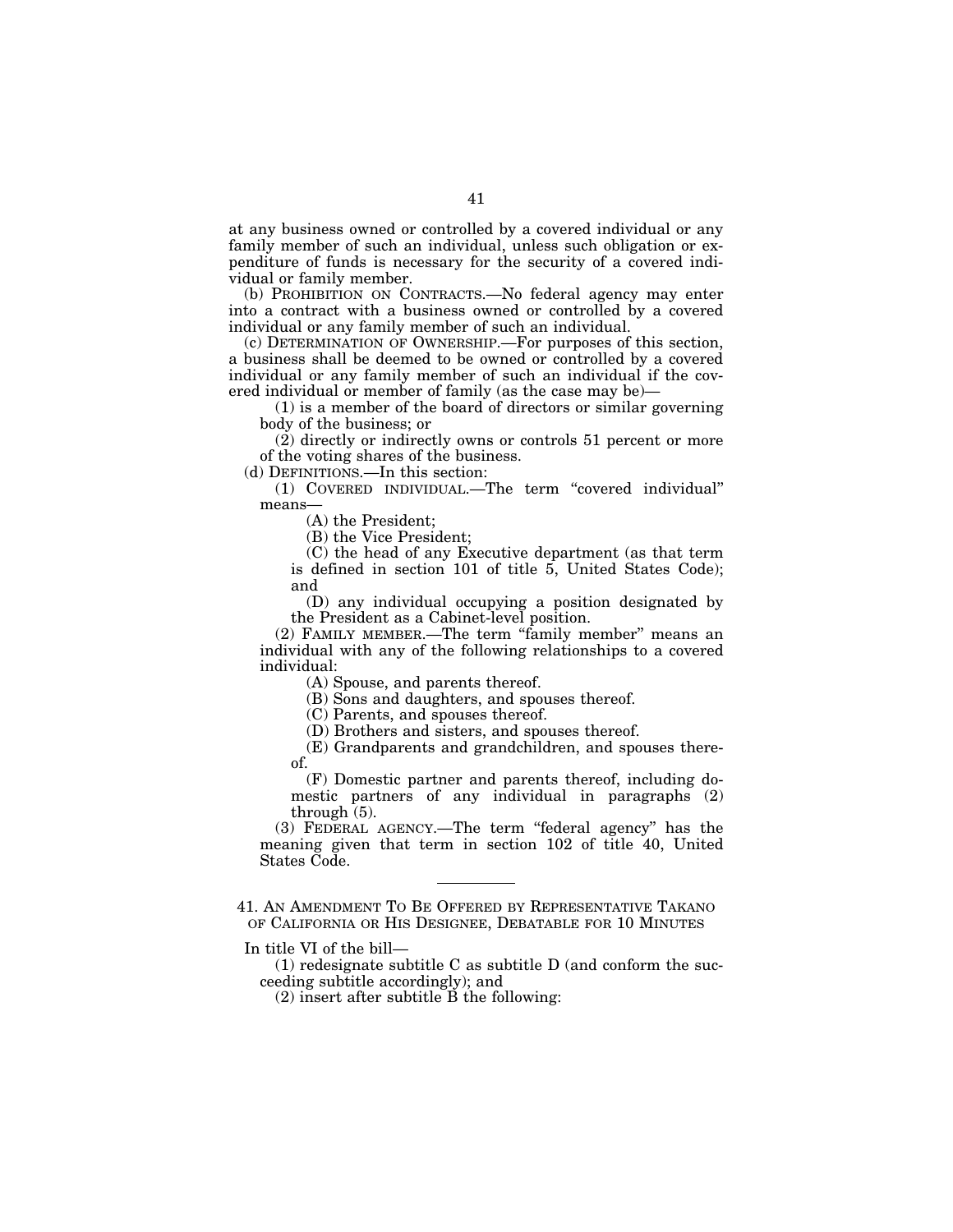at any business owned or controlled by a covered individual or any family member of such an individual, unless such obligation or expenditure of funds is necessary for the security of a covered individual or family member.

(b) PROHIBITION ON CONTRACTS.—No federal agency may enter into a contract with a business owned or controlled by a covered individual or any family member of such an individual.

(c) DETERMINATION OF OWNERSHIP.—For purposes of this section, a business shall be deemed to be owned or controlled by a covered individual or any family member of such an individual if the covered individual or member of family (as the case may be)—

(1) is a member of the board of directors or similar governing body of the business; or

(2) directly or indirectly owns or controls 51 percent or more of the voting shares of the business.

(d) DEFINITIONS.—In this section:

(1) COVERED INDIVIDUAL.—The term "covered individual" means—

(A) the President;

(B) the Vice President;

(C) the head of any Executive department (as that term is defined in section 101 of title 5, United States Code); and

(D) any individual occupying a position designated by the President as a Cabinet-level position.

(2) FAMILY MEMBER.—The term "family member" means an individual with any of the following relationships to a covered individual:

(A) Spouse, and parents thereof.

(B) Sons and daughters, and spouses thereof.

(C) Parents, and spouses thereof.

(D) Brothers and sisters, and spouses thereof.

(E) Grandparents and grandchildren, and spouses thereof.

(F) Domestic partner and parents thereof, including domestic partners of any individual in paragraphs (2) through (5).

(3) FEDERAL AGENCY.—The term "federal agency" has the meaning given that term in section 102 of title 40, United States Code.

---

## 41. AN AMENDMENT TO BE OFFERED BY REPRESENTATIVE TAKANO OF CALIFORNIA OR HIS DESIGNEE, DEBATABLE FOR 10 MINUTES

In title VI of the bill—

(1) redesignate subtitle C as subtitle D (and conform the succeeding subtitle accordingly); and

(2) insert after subtitle B the following: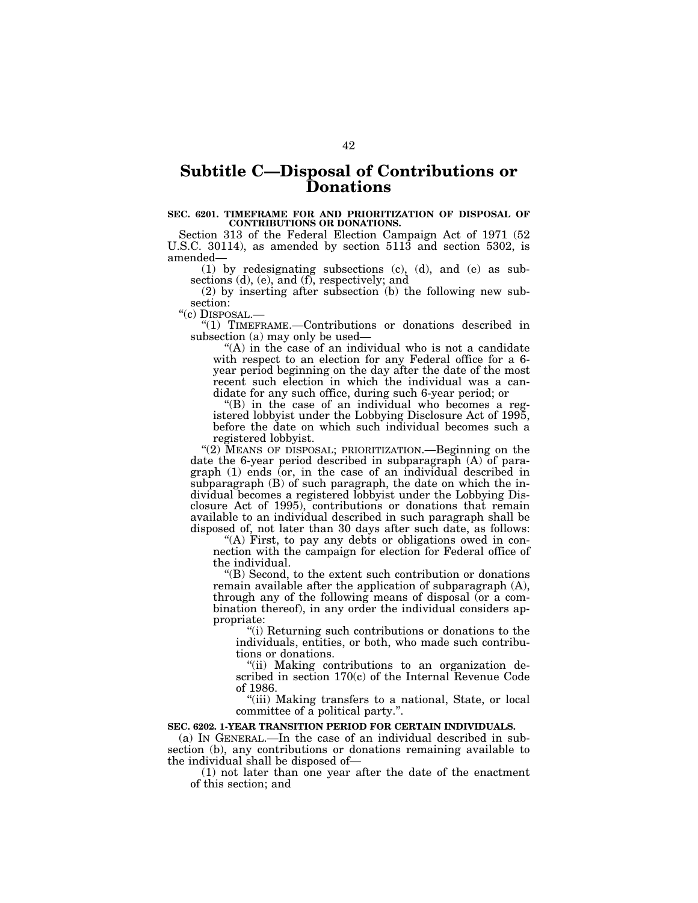## Subtitle C—Disposal of Contributions or Donations

**SEC. 6201. TIMEFRAME FOR AND PRIORITIZATION OF DISPOSAL OF CONTRIBUTIONS OR DONATIONS.**

Section 313 of the Federal Election Campaign Act of 1971 (52 U.S.C. 30114), as amended by section 5113 and section 5302, is amended—

(1) by redesignating subsections (c), (d), and (e) as subsections (d), (e), and (f), respectively; and

(2) by inserting after subsection (b) the following new subsection:

"(c) DISPOSAL.—

"(1) TIMEFRAME.—Contributions or donations described in subsection (a) may only be used—

"(A) in the case of an individual who is not a candidate with respect to an election for any Federal office for a 6-year period beginning on the day after the date of the most recent such election in which the individual was a candidate for any such office, during such 6-year period; or

"(B) in the case of an individual who becomes a registered lobbyist under the Lobbying Disclosure Act of 1995, before the date on which such individual becomes such a registered lobbyist.

"(2) MEANS OF DISPOSAL; PRIORITIZATION.—Beginning on the date the 6-year period described in subparagraph (A) of paragraph (1) ends (or, in the case of an individual described in subparagraph (B) of such paragraph, the date on which the individual becomes a registered lobbyist under the Lobbying Disclosure Act of 1995), contributions or donations that remain available to an individual described in such paragraph shall be disposed of, not later than 30 days after such date, as follows:

"(A) First, to pay any debts or obligations owed in connection with the campaign for election for Federal office of the individual.

"(B) Second, to the extent such contribution or donations remain available after the application of subparagraph (A), through any of the following means of disposal (or a combination thereof), in any order the individual considers appropriate:

"(i) Returning such contributions or donations to the individuals, entities, or both, who made such contributions or donations.

"(ii) Making contributions to an organization described in section 170(c) of the Internal Revenue Code of 1986.

"(iii) Making transfers to a national, State, or local committee of a political party.".

**SEC. 6202. 1-YEAR TRANSITION PERIOD FOR CERTAIN INDIVIDUALS.**

(a) IN GENERAL.—In the case of an individual described in subsection (b), any contributions or donations remaining available to the individual shall be disposed of—

(1) not later than one year after the date of the enactment of this section; and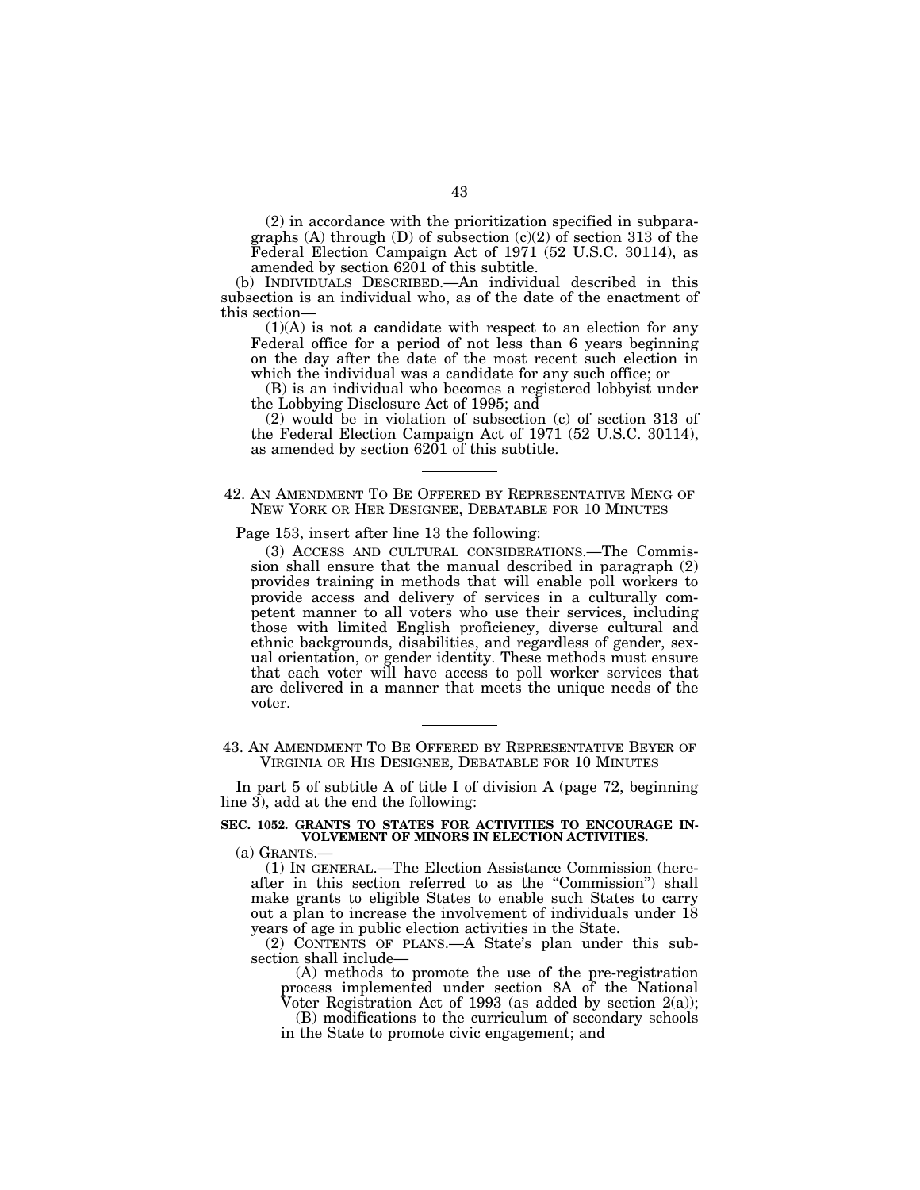(2) in accordance with the prioritization specified in subparagraphs (A) through (D) of subsection (c)(2) of section 313 of the Federal Election Campaign Act of 1971 (52 U.S.C. 30114), as amended by section 6201 of this subtitle.

(b) INDIVIDUALS DESCRIBED.—An individual described in this subsection is an individual who, as of the date of the enactment of this section—

(1)(A) is not a candidate with respect to an election for any Federal office for a period of not less than 6 years beginning on the day after the date of the most recent such election in which the individual was a candidate for any such office; or

(B) is an individual who becomes a registered lobbyist under the Lobbying Disclosure Act of 1995; and

(2) would be in violation of subsection (c) of section 313 of the Federal Election Campaign Act of 1971 (52 U.S.C. 30114), as amended by section 6201 of this subtitle.

---

## 42. AN AMENDMENT TO BE OFFERED BY REPRESENTATIVE MENG OF NEW YORK OR HER DESIGNEE, DEBATABLE FOR 10 MINUTES

Page 153, insert after line 13 the following:

(3) ACCESS AND CULTURAL CONSIDERATIONS.—The Commission shall ensure that the manual described in paragraph (2) provides training in methods that will enable poll workers to provide access and delivery of services in a culturally competent manner to all voters who use their services, including those with limited English proficiency, diverse cultural and ethnic backgrounds, disabilities, and regardless of gender, sexual orientation, or gender identity. These methods must ensure that each voter will have access to poll worker services that are delivered in a manner that meets the unique needs of the voter.

---

## 43. AN AMENDMENT TO BE OFFERED BY REPRESENTATIVE BEYER OF VIRGINIA OR HIS DESIGNEE, DEBATABLE FOR 10 MINUTES

In part 5 of subtitle A of title I of division A (page 72, beginning line 3), add at the end the following:

**SEC. 1052. GRANTS TO STATES FOR ACTIVITIES TO ENCOURAGE INVOLVEMENT OF MINORS IN ELECTION ACTIVITIES.**

(a) GRANTS.—

(1) IN GENERAL.—The Election Assistance Commission (hereafter in this section referred to as the "Commission") shall make grants to eligible States to enable such States to carry out a plan to increase the involvement of individuals under 18 years of age in public election activities in the State.

(2) CONTENTS OF PLANS.—A State's plan under this subsection shall include—

(A) methods to promote the use of the pre-registration process implemented under section 8A of the National Voter Registration Act of 1993 (as added by section 2(a));

(B) modifications to the curriculum of secondary schools in the State to promote civic engagement; and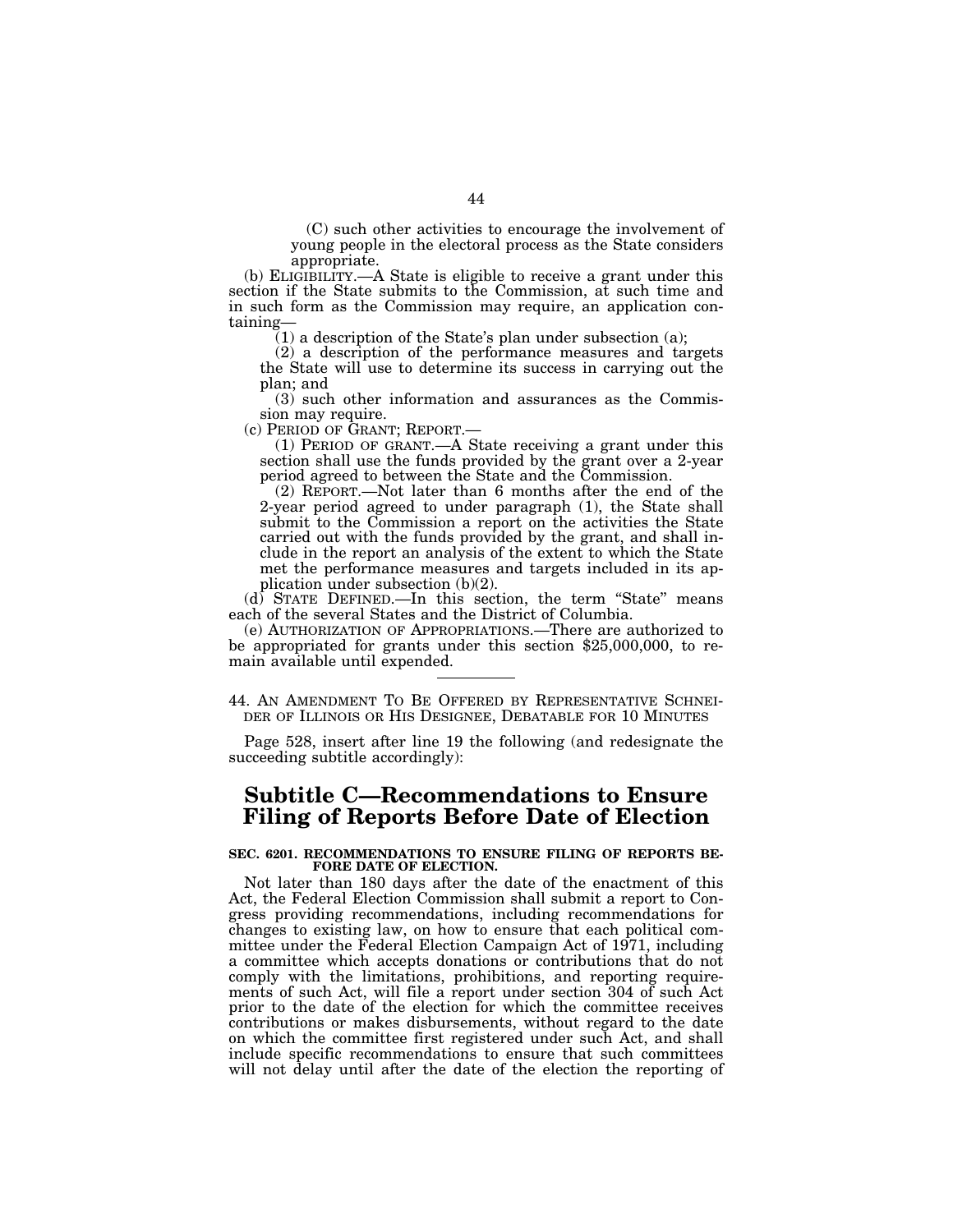(C) such other activities to encourage the involvement of young people in the electoral process as the State considers appropriate.

(b) ELIGIBILITY.—A State is eligible to receive a grant under this section if the State submits to the Commission, at such time and in such form as the Commission may require, an application containing—

(1) a description of the State's plan under subsection (a);

(2) a description of the performance measures and targets the State will use to determine its success in carrying out the plan; and

(3) such other information and assurances as the Commission may require.

(c) PERIOD OF GRANT; REPORT.—

(1) PERIOD OF GRANT.—A State receiving a grant under this section shall use the funds provided by the grant over a 2-year period agreed to between the State and the Commission.

(2) REPORT.—Not later than 6 months after the end of the 2-year period agreed to under paragraph (1), the State shall submit to the Commission a report on the activities the State carried out with the funds provided by the grant, and shall include in the report an analysis of the extent to which the State met the performance measures and targets included in its application under subsection (b)(2).

(d) STATE DEFINED.—In this section, the term "State" means each of the several States and the District of Columbia.

(e) AUTHORIZATION OF APPROPRIATIONS.—There are authorized to be appropriated for grants under this section $25,000,000, to remain available until expended.

---

44. AN AMENDMENT TO BE OFFERED BY REPRESENTATIVE SCHNEIDER OF ILLINOIS OR HIS DESIGNEE, DEBATABLE FOR 10 MINUTES

Page 528, insert after line 19 the following (and redesignate the succeeding subtitle accordingly):

# Subtitle C—Recommendations to Ensure Filing of Reports Before Date of Election

**SEC. 6201. RECOMMENDATIONS TO ENSURE FILING OF REPORTS BEFORE DATE OF ELECTION.**

Not later than 180 days after the date of the enactment of this Act, the Federal Election Commission shall submit a report to Congress providing recommendations, including recommendations for changes to existing law, on how to ensure that each political committee under the Federal Election Campaign Act of 1971, including a committee which accepts donations or contributions that do not comply with the limitations, prohibitions, and reporting requirements of such Act, will file a report under section 304 of such Act prior to the date of the election for which the committee receives contributions or makes disbursements, without regard to the date on which the committee first registered under such Act, and shall include specific recommendations to ensure that such committees will not delay until after the date of the election the reporting of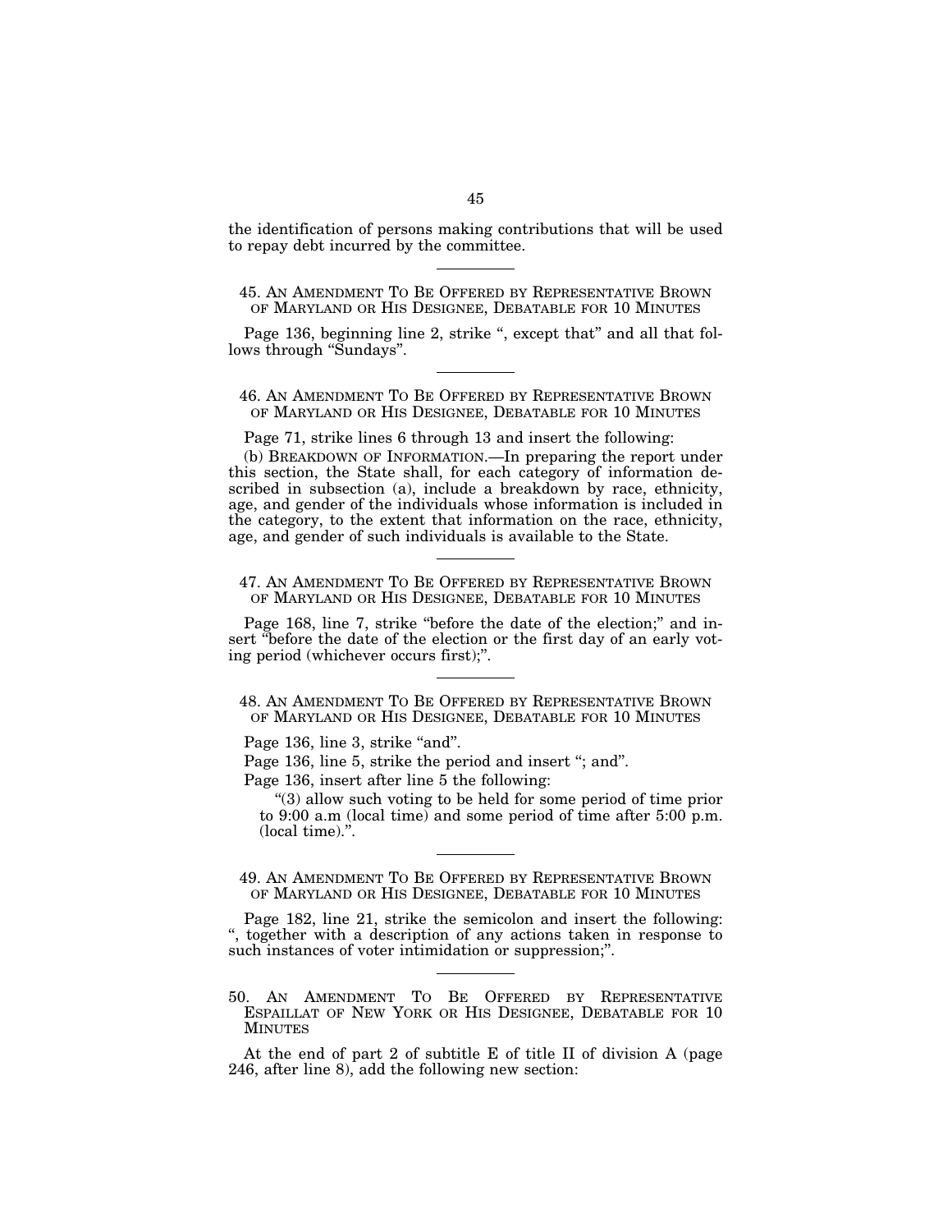the identification of persons making contributions that will be used to repay debt incurred by the committee.

---

45. AN AMENDMENT TO BE OFFERED BY REPRESENTATIVE BROWN OF MARYLAND OR HIS DESIGNEE, DEBATABLE FOR 10 MINUTES

Page 136, beginning line 2, strike ", except that" and all that follows through "Sundays".

---

46. AN AMENDMENT TO BE OFFERED BY REPRESENTATIVE BROWN OF MARYLAND OR HIS DESIGNEE, DEBATABLE FOR 10 MINUTES

Page 71, strike lines 6 through 13 and insert the following:

(b) BREAKDOWN OF INFORMATION.—In preparing the report under this section, the State shall, for each category of information described in subsection (a), include a breakdown by race, ethnicity, age, and gender of the individuals whose information is included in the category, to the extent that information on the race, ethnicity, age, and gender of such individuals is available to the State.

---

47. AN AMENDMENT TO BE OFFERED BY REPRESENTATIVE BROWN OF MARYLAND OR HIS DESIGNEE, DEBATABLE FOR 10 MINUTES

Page 168, line 7, strike "before the date of the election;" and insert "before the date of the election or the first day of an early voting period (whichever occurs first);".

---

48. AN AMENDMENT TO BE OFFERED BY REPRESENTATIVE BROWN OF MARYLAND OR HIS DESIGNEE, DEBATABLE FOR 10 MINUTES

Page 136, line 3, strike "and".

Page 136, line 5, strike the period and insert "; and".

Page 136, insert after line 5 the following:

"(3) allow such voting to be held for some period of time prior to 9:00 a.m (local time) and some period of time after 5:00 p.m. (local time).".

---

49. AN AMENDMENT TO BE OFFERED BY REPRESENTATIVE BROWN OF MARYLAND OR HIS DESIGNEE, DEBATABLE FOR 10 MINUTES

Page 182, line 21, strike the semicolon and insert the following: ", together with a description of any actions taken in response to such instances of voter intimidation or suppression;".

---

50. AN AMENDMENT TO BE OFFERED BY REPRESENTATIVE ESPAILLAT OF NEW YORK OR HIS DESIGNEE, DEBATABLE FOR 10 MINUTES

At the end of part 2 of subtitle E of title II of division A (page 246, after line 8), add the following new section: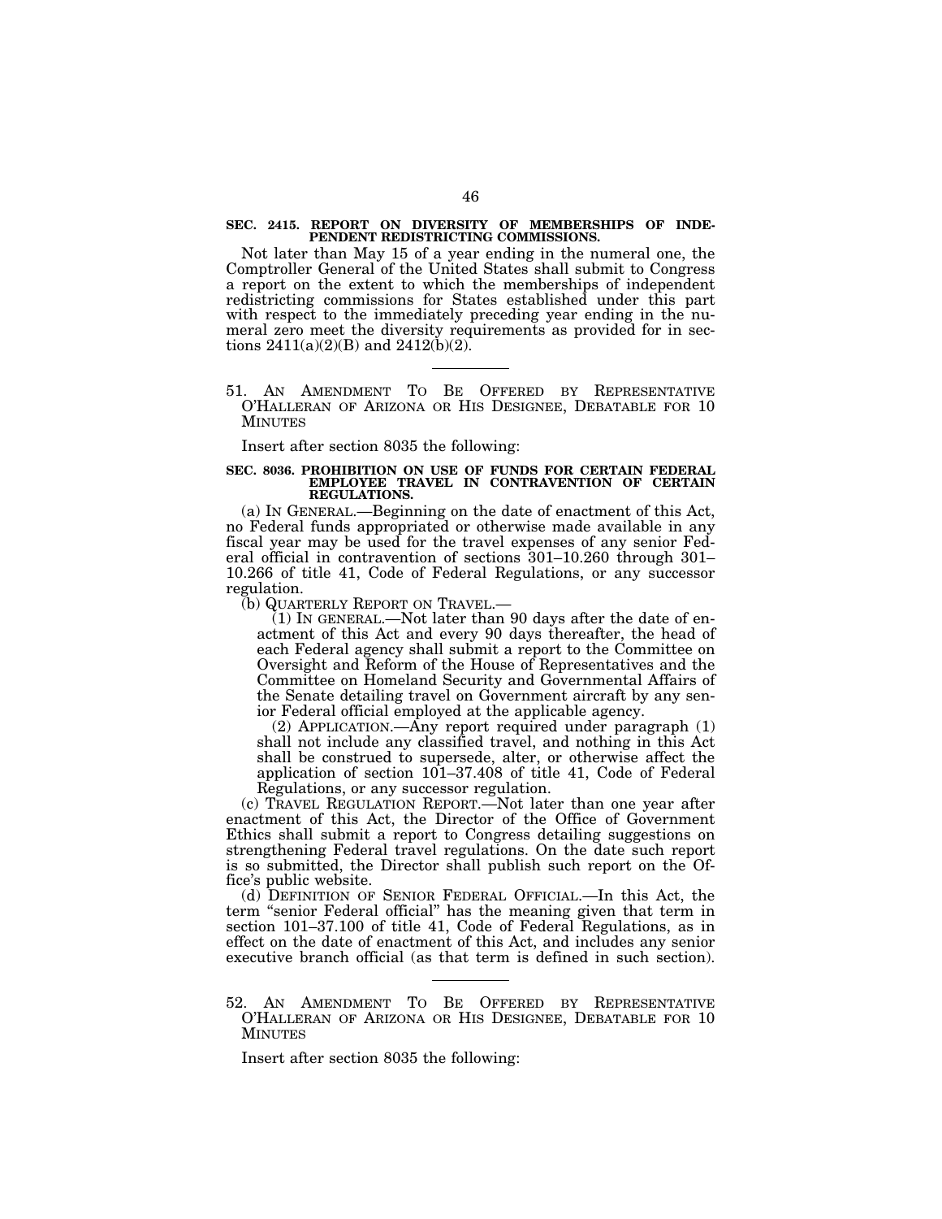**SEC. 2415. REPORT ON DIVERSITY OF MEMBERSHIPS OF INDEPENDENT REDISTRICTING COMMISSIONS.**

Not later than May 15 of a year ending in the numeral one, the Comptroller General of the United States shall submit to Congress a report on the extent to which the memberships of independent redistricting commissions for States established under this part with respect to the immediately preceding year ending in the numeral zero meet the diversity requirements as provided for in sections 2411(a)(2)(B) and 2412(b)(2).

---

51. AN AMENDMENT TO BE OFFERED BY REPRESENTATIVE O'HALLERAN OF ARIZONA OR HIS DESIGNEE, DEBATABLE FOR 10 MINUTES

Insert after section 8035 the following:

**SEC. 8036. PROHIBITION ON USE OF FUNDS FOR CERTAIN FEDERAL EMPLOYEE TRAVEL IN CONTRAVENTION OF CERTAIN REGULATIONS.**

(a) IN GENERAL.—Beginning on the date of enactment of this Act, no Federal funds appropriated or otherwise made available in any fiscal year may be used for the travel expenses of any senior Federal official in contravention of sections 301–10.260 through 301–10.266 of title 41, Code of Federal Regulations, or any successor regulation.

(b) QUARTERLY REPORT ON TRAVEL.—

(1) IN GENERAL.—Not later than 90 days after the date of enactment of this Act and every 90 days thereafter, the head of each Federal agency shall submit a report to the Committee on Oversight and Reform of the House of Representatives and the Committee on Homeland Security and Governmental Affairs of the Senate detailing travel on Government aircraft by any senior Federal official employed at the applicable agency.

(2) APPLICATION.—Any report required under paragraph (1) shall not include any classified travel, and nothing in this Act shall be construed to supersede, alter, or otherwise affect the application of section 101–37.408 of title 41, Code of Federal Regulations, or any successor regulation.

(c) TRAVEL REGULATION REPORT.—Not later than one year after enactment of this Act, the Director of the Office of Government Ethics shall submit a report to Congress detailing suggestions on strengthening Federal travel regulations. On the date such report is so submitted, the Director shall publish such report on the Office's public website.

(d) DEFINITION OF SENIOR FEDERAL OFFICIAL.—In this Act, the term "senior Federal official" has the meaning given that term in section 101–37.100 of title 41, Code of Federal Regulations, as in effect on the date of enactment of this Act, and includes any senior executive branch official (as that term is defined in such section).

---

52. AN AMENDMENT TO BE OFFERED BY REPRESENTATIVE O'HALLERAN OF ARIZONA OR HIS DESIGNEE, DEBATABLE FOR 10 MINUTES

Insert after section 8035 the following: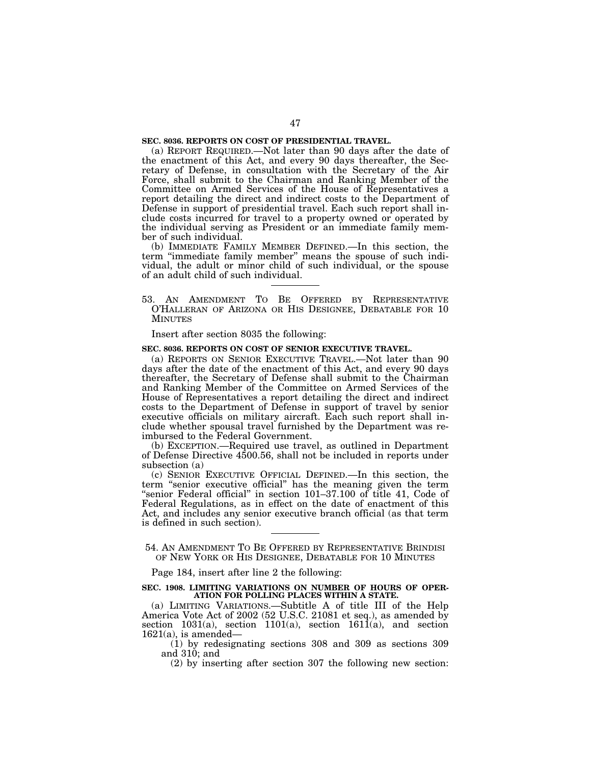**SEC. 8036. REPORTS ON COST OF PRESIDENTIAL TRAVEL.**

(a) REPORT REQUIRED.—Not later than 90 days after the date of the enactment of this Act, and every 90 days thereafter, the Secretary of Defense, in consultation with the Secretary of the Air Force, shall submit to the Chairman and Ranking Member of the Committee on Armed Services of the House of Representatives a report detailing the direct and indirect costs to the Department of Defense in support of presidential travel. Each such report shall include costs incurred for travel to a property owned or operated by the individual serving as President or an immediate family member of such individual.

(b) IMMEDIATE FAMILY MEMBER DEFINED.—In this section, the term "immediate family member" means the spouse of such individual, the adult or minor child of such individual, or the spouse of an adult child of such individual.

---

53. AN AMENDMENT TO BE OFFERED BY REPRESENTATIVE O'HALLERAN OF ARIZONA OR HIS DESIGNEE, DEBATABLE FOR 10 MINUTES

Insert after section 8035 the following:

**SEC. 8036. REPORTS ON COST OF SENIOR EXECUTIVE TRAVEL.**

(a) REPORTS ON SENIOR EXECUTIVE TRAVEL.—Not later than 90 days after the date of the enactment of this Act, and every 90 days thereafter, the Secretary of Defense shall submit to the Chairman and Ranking Member of the Committee on Armed Services of the House of Representatives a report detailing the direct and indirect costs to the Department of Defense in support of travel by senior executive officials on military aircraft. Each such report shall include whether spousal travel furnished by the Department was reimbursed to the Federal Government.

(b) EXCEPTION.—Required use travel, as outlined in Department of Defense Directive 4500.56, shall not be included in reports under subsection (a)

(c) SENIOR EXECUTIVE OFFICIAL DEFINED.—In this section, the term "senior executive official" has the meaning given the term "senior Federal official" in section 101–37.100 of title 41, Code of Federal Regulations, as in effect on the date of enactment of this Act, and includes any senior executive branch official (as that term is defined in such section).

---

54. AN AMENDMENT TO BE OFFERED BY REPRESENTATIVE BRINDISI OF NEW YORK OR HIS DESIGNEE, DEBATABLE FOR 10 MINUTES

Page 184, insert after line 2 the following:

**SEC. 1908. LIMITING VARIATIONS ON NUMBER OF HOURS OF OPERATION FOR POLLING PLACES WITHIN A STATE.**

(a) LIMITING VARIATIONS.—Subtitle A of title III of the Help America Vote Act of 2002 (52 U.S.C. 21081 et seq.), as amended by section 1031(a), section 1101(a), section 1611(a), and section 1621(a), is amended—

(1) by redesignating sections 308 and 309 as sections 309 and 310; and

(2) by inserting after section 307 the following new section: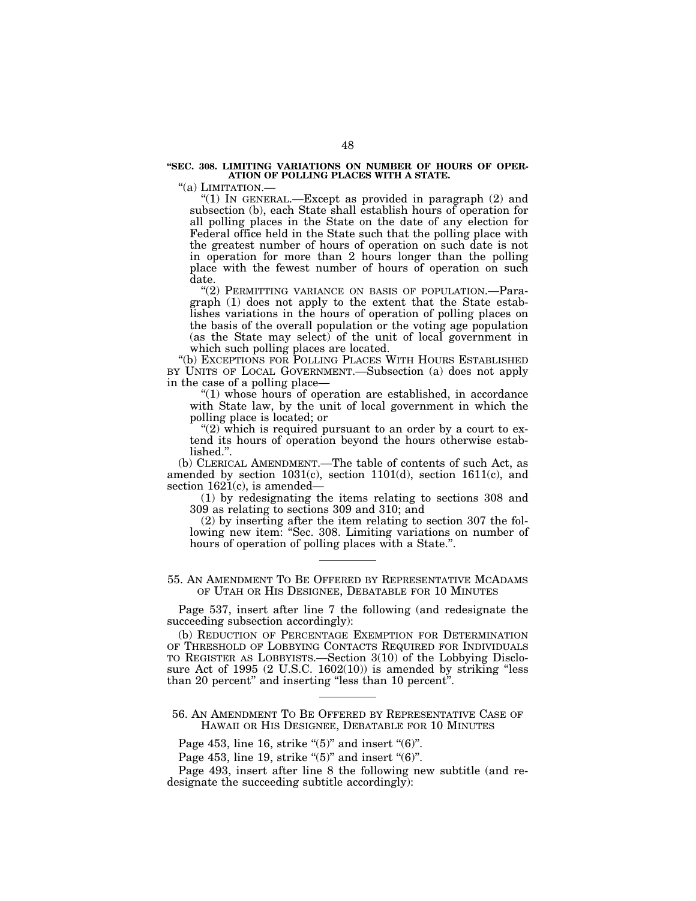**"SEC. 308. LIMITING VARIATIONS ON NUMBER OF HOURS OF OPERATION OF POLLING PLACES WITH A STATE.**

"(a) LIMITATION.—

"(1) IN GENERAL.—Except as provided in paragraph (2) and subsection (b), each State shall establish hours of operation for all polling places in the State on the date of any election for Federal office held in the State such that the polling place with the greatest number of hours of operation on such date is not in operation for more than 2 hours longer than the polling place with the fewest number of hours of operation on such date.

"(2) PERMITTING VARIANCE ON BASIS OF POPULATION.—Paragraph (1) does not apply to the extent that the State establishes variations in the hours of operation of polling places on the basis of the overall population or the voting age population (as the State may select) of the unit of local government in which such polling places are located.

"(b) EXCEPTIONS FOR POLLING PLACES WITH HOURS ESTABLISHED BY UNITS OF LOCAL GOVERNMENT.—Subsection (a) does not apply in the case of a polling place—

"(1) whose hours of operation are established, in accordance with State law, by the unit of local government in which the polling place is located; or

"(2) which is required pursuant to an order by a court to extend its hours of operation beyond the hours otherwise established.".

(b) CLERICAL AMENDMENT.—The table of contents of such Act, as amended by section 1031(c), section 1101(d), section 1611(c), and section 1621(c), is amended—

(1) by redesignating the items relating to sections 308 and 309 as relating to sections 309 and 310; and

(2) by inserting after the item relating to section 307 the following new item: "Sec. 308. Limiting variations on number of hours of operation of polling places with a State.".

---

55. AN AMENDMENT TO BE OFFERED BY REPRESENTATIVE MCADAMS OF UTAH OR HIS DESIGNEE, DEBATABLE FOR 10 MINUTES

Page 537, insert after line 7 the following (and redesignate the succeeding subsection accordingly):

(b) REDUCTION OF PERCENTAGE EXEMPTION FOR DETERMINATION OF THRESHOLD OF LOBBYING CONTACTS REQUIRED FOR INDIVIDUALS TO REGISTER AS LOBBYISTS.—Section 3(10) of the Lobbying Disclosure Act of 1995 (2 U.S.C. 1602(10)) is amended by striking "less than 20 percent" and inserting "less than 10 percent".

---

56. AN AMENDMENT TO BE OFFERED BY REPRESENTATIVE CASE OF HAWAII OR HIS DESIGNEE, DEBATABLE FOR 10 MINUTES

Page 453, line 16, strike "(5)" and insert "(6)".

Page 453, line 19, strike "(5)" and insert "(6)".

Page 493, insert after line 8 the following new subtitle (and redesignate the succeeding subtitle accordingly):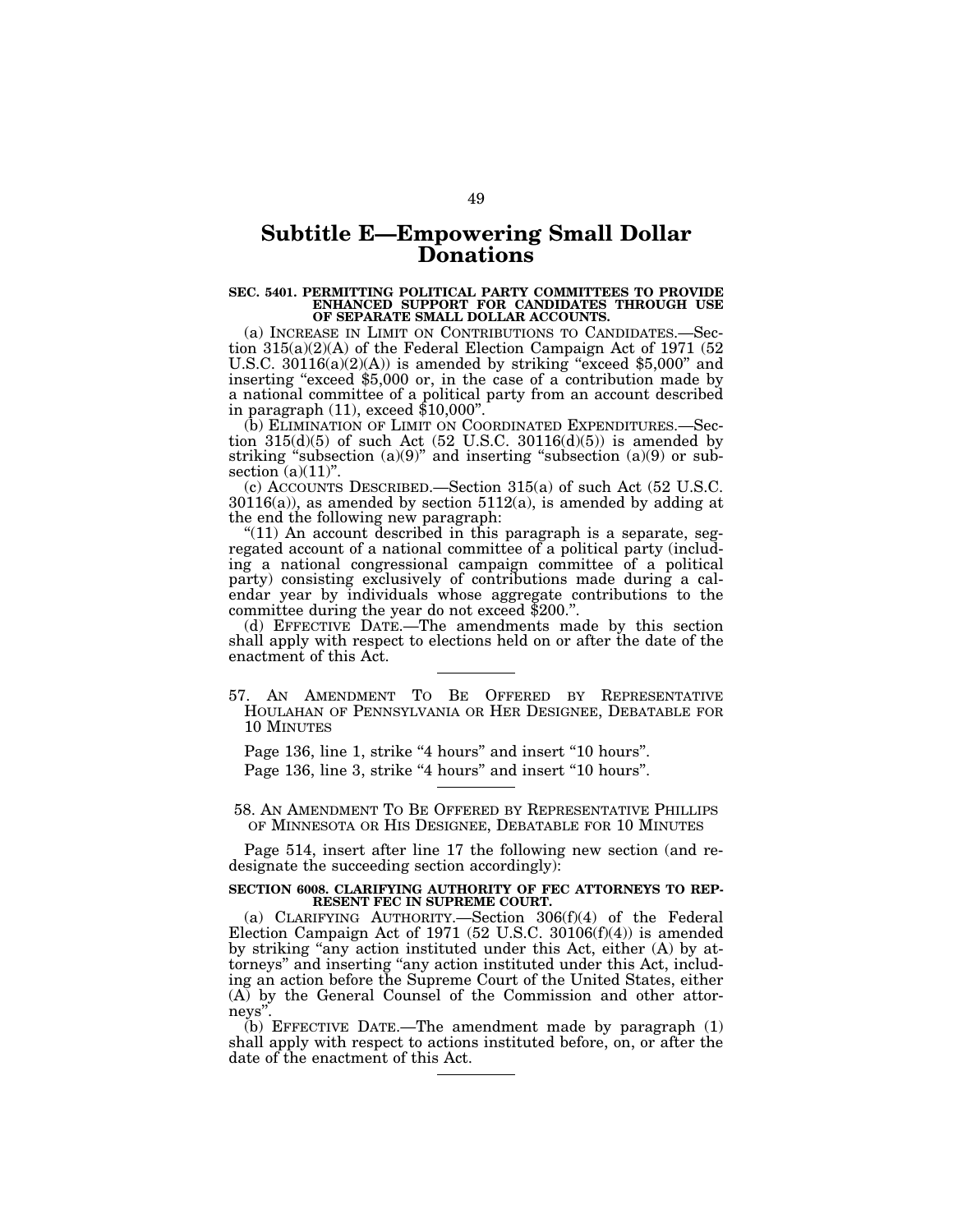## Subtitle E—Empowering Small Dollar Donations

**SEC. 5401. PERMITTING POLITICAL PARTY COMMITTEES TO PROVIDE ENHANCED SUPPORT FOR CANDIDATES THROUGH USE OF SEPARATE SMALL DOLLAR ACCOUNTS.**

(a) INCREASE IN LIMIT ON CONTRIBUTIONS TO CANDIDATES.—Section 315(a)(2)(A) of the Federal Election Campaign Act of 1971 (52 U.S.C. 30116(a)(2)(A)) is amended by striking "exceed $5,000" and inserting "exceed $5,000 or, in the case of a contribution made by a national committee of a political party from an account described in paragraph (11), exceed $10,000".

(b) ELIMINATION OF LIMIT ON COORDINATED EXPENDITURES.—Section 315(d)(5) of such Act (52 U.S.C. 30116(d)(5)) is amended by striking "subsection (a)(9)" and inserting "subsection (a)(9) or subsection (a)(11)".

(c) ACCOUNTS DESCRIBED.—Section 315(a) of such Act (52 U.S.C. 30116(a)), as amended by section 5112(a), is amended by adding at the end the following new paragraph:

"(11) An account described in this paragraph is a separate, segregated account of a national committee of a political party (including a national congressional campaign committee of a political party) consisting exclusively of contributions made during a calendar year by individuals whose aggregate contributions to the committee during the year do not exceed $200.".

(d) EFFECTIVE DATE.—The amendments made by this section shall apply with respect to elections held on or after the date of the enactment of this Act.

---

57. AN AMENDMENT TO BE OFFERED BY REPRESENTATIVE HOULAHAN OF PENNSYLVANIA OR HER DESIGNEE, DEBATABLE FOR 10 MINUTES

Page 136, line 1, strike "4 hours" and insert "10 hours".

Page 136, line 3, strike "4 hours" and insert "10 hours".

---

58. AN AMENDMENT TO BE OFFERED BY REPRESENTATIVE PHILLIPS OF MINNESOTA OR HIS DESIGNEE, DEBATABLE FOR 10 MINUTES

Page 514, insert after line 17 the following new section (and redesignate the succeeding section accordingly):

**SECTION 6008. CLARIFYING AUTHORITY OF FEC ATTORNEYS TO REPRESENT FEC IN SUPREME COURT.**

(a) CLARIFYING AUTHORITY.—Section 306(f)(4) of the Federal Election Campaign Act of 1971 (52 U.S.C. 30106(f)(4)) is amended by striking "any action instituted under this Act, either (A) by attorneys" and inserting "any action instituted under this Act, including an action before the Supreme Court of the United States, either (A) by the General Counsel of the Commission and other attorneys".

(b) EFFECTIVE DATE.—The amendment made by paragraph (1) shall apply with respect to actions instituted before, on, or after the date of the enactment of this Act.

---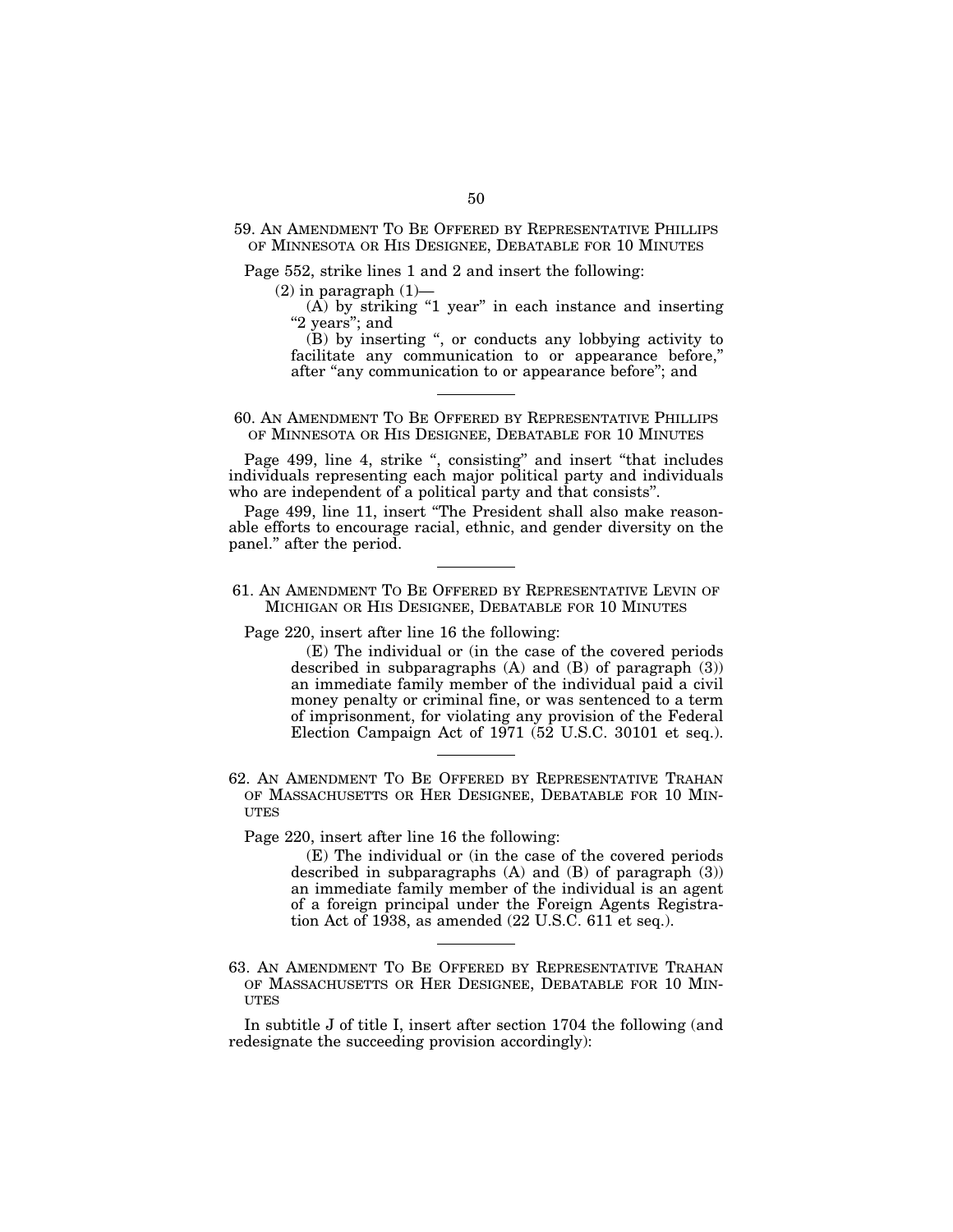## 59. An Amendment To Be Offered by Representative Phillips of Minnesota or His Designee, Debatable for 10 Minutes

Page 552, strike lines 1 and 2 and insert the following:

(2) in paragraph (1)—

(A) by striking "1 year" in each instance and inserting "2 years"; and

(B) by inserting ", or conducts any lobbying activity to facilitate any communication to or appearance before," after "any communication to or appearance before"; and

## 60. An Amendment To Be Offered by Representative Phillips of Minnesota or His Designee, Debatable for 10 Minutes

Page 499, line 4, strike ", consisting" and insert "that includes individuals representing each major political party and individuals who are independent of a political party and that consists".

Page 499, line 11, insert "The President shall also make reasonable efforts to encourage racial, ethnic, and gender diversity on the panel." after the period.

## 61. An Amendment To Be Offered by Representative Levin of Michigan or His Designee, Debatable for 10 Minutes

Page 220, insert after line 16 the following:

(E) The individual or (in the case of the covered periods described in subparagraphs (A) and (B) of paragraph (3)) an immediate family member of the individual paid a civil money penalty or criminal fine, or was sentenced to a term of imprisonment, for violating any provision of the Federal Election Campaign Act of 1971 (52 U.S.C. 30101 et seq.).

## 62. An Amendment To Be Offered by Representative Trahan of Massachusetts or Her Designee, Debatable for 10 Minutes

Page 220, insert after line 16 the following:

(E) The individual or (in the case of the covered periods described in subparagraphs (A) and (B) of paragraph (3)) an immediate family member of the individual is an agent of a foreign principal under the Foreign Agents Registration Act of 1938, as amended (22 U.S.C. 611 et seq.).

## 63. An Amendment To Be Offered by Representative Trahan of Massachusetts or Her Designee, Debatable for 10 Minutes

In subtitle J of title I, insert after section 1704 the following (and redesignate the succeeding provision accordingly):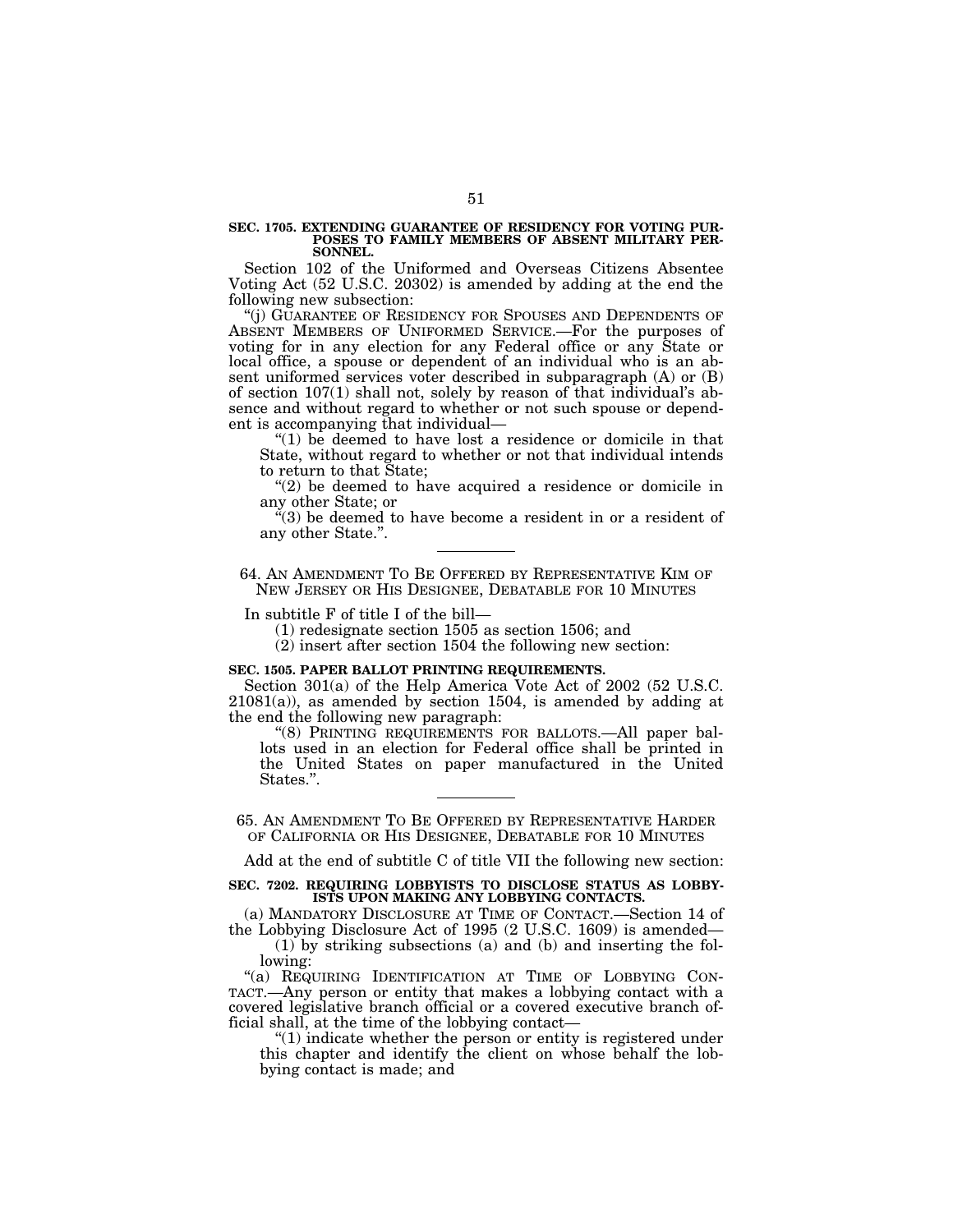**SEC. 1705. EXTENDING GUARANTEE OF RESIDENCY FOR VOTING PURPOSES TO FAMILY MEMBERS OF ABSENT MILITARY PERSONNEL.**

Section 102 of the Uniformed and Overseas Citizens Absentee Voting Act (52 U.S.C. 20302) is amended by adding at the end the following new subsection:

"(j) GUARANTEE OF RESIDENCY FOR SPOUSES AND DEPENDENTS OF ABSENT MEMBERS OF UNIFORMED SERVICE.—For the purposes of voting for in any election for any Federal office or any State or local office, a spouse or dependent of an individual who is an absent uniformed services voter described in subparagraph (A) or (B) of section 107(1) shall not, solely by reason of that individual's absence and without regard to whether or not such spouse or dependent is accompanying that individual—

"(1) be deemed to have lost a residence or domicile in that State, without regard to whether or not that individual intends to return to that State;

"(2) be deemed to have acquired a residence or domicile in any other State; or

"(3) be deemed to have become a resident in or a resident of any other State.".

---

64. AN AMENDMENT TO BE OFFERED BY REPRESENTATIVE KIM OF NEW JERSEY OR HIS DESIGNEE, DEBATABLE FOR 10 MINUTES

In subtitle F of title I of the bill—

(1) redesignate section 1505 as section 1506; and

(2) insert after section 1504 the following new section:

**SEC. 1505. PAPER BALLOT PRINTING REQUIREMENTS.**

Section 301(a) of the Help America Vote Act of 2002 (52 U.S.C. 21081(a)), as amended by section 1504, is amended by adding at the end the following new paragraph:

"(8) PRINTING REQUIREMENTS FOR BALLOTS.—All paper ballots used in an election for Federal office shall be printed in the United States on paper manufactured in the United States.".

---

65. AN AMENDMENT TO BE OFFERED BY REPRESENTATIVE HARDER OF CALIFORNIA OR HIS DESIGNEE, DEBATABLE FOR 10 MINUTES

Add at the end of subtitle C of title VII the following new section:

**SEC. 7202. REQUIRING LOBBYISTS TO DISCLOSE STATUS AS LOBBYISTS UPON MAKING ANY LOBBYING CONTACTS.**

(a) MANDATORY DISCLOSURE AT TIME OF CONTACT.—Section 14 of the Lobbying Disclosure Act of 1995 (2 U.S.C. 1609) is amended—

(1) by striking subsections (a) and (b) and inserting the following:

"(a) REQUIRING IDENTIFICATION AT TIME OF LOBBYING CONTACT.—Any person or entity that makes a lobbying contact with a covered legislative branch official or a covered executive branch official shall, at the time of the lobbying contact—

"(1) indicate whether the person or entity is registered under this chapter and identify the client on whose behalf the lobbying contact is made; and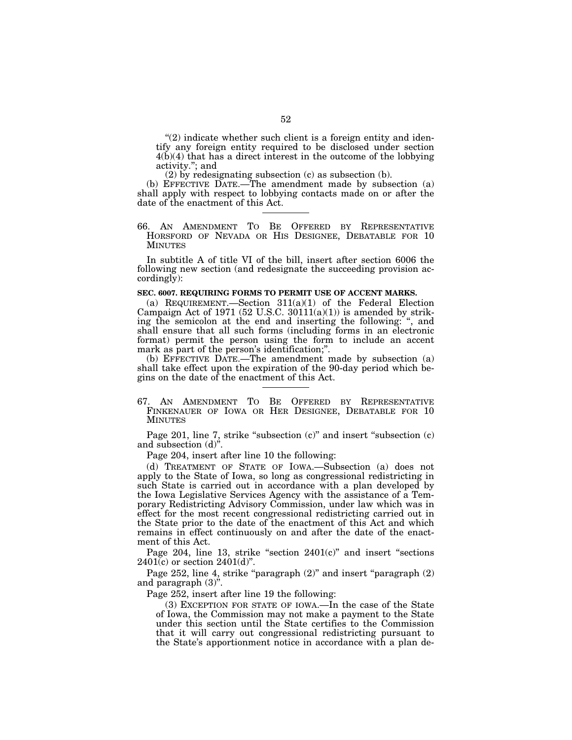"(2) indicate whether such client is a foreign entity and identify any foreign entity required to be disclosed under section 4(b)(4) that has a direct interest in the outcome of the lobbying activity."; and

(2) by redesignating subsection (c) as subsection (b).

(b) EFFECTIVE DATE.—The amendment made by subsection (a) shall apply with respect to lobbying contacts made on or after the date of the enactment of this Act.

---

66. AN AMENDMENT TO BE OFFERED BY REPRESENTATIVE HORSFORD OF NEVADA OR HIS DESIGNEE, DEBATABLE FOR 10 MINUTES

In subtitle A of title VI of the bill, insert after section 6006 the following new section (and redesignate the succeeding provision accordingly):

**SEC. 6007. REQUIRING FORMS TO PERMIT USE OF ACCENT MARKS.**

(a) REQUIREMENT.—Section 311(a)(1) of the Federal Election Campaign Act of 1971 (52 U.S.C. 30111(a)(1)) is amended by striking the semicolon at the end and inserting the following: ", and shall ensure that all such forms (including forms in an electronic format) permit the person using the form to include an accent mark as part of the person's identification;".

(b) EFFECTIVE DATE.—The amendment made by subsection (a) shall take effect upon the expiration of the 90-day period which begins on the date of the enactment of this Act.

---

67. AN AMENDMENT TO BE OFFERED BY REPRESENTATIVE FINKENAUER OF IOWA OR HER DESIGNEE, DEBATABLE FOR 10 MINUTES

Page 201, line 7, strike "subsection (c)" and insert "subsection (c) and subsection (d)".

Page 204, insert after line 10 the following:

(d) TREATMENT OF STATE OF IOWA.—Subsection (a) does not apply to the State of Iowa, so long as congressional redistricting in such State is carried out in accordance with a plan developed by the Iowa Legislative Services Agency with the assistance of a Temporary Redistricting Advisory Commission, under law which was in effect for the most recent congressional redistricting carried out in the State prior to the date of the enactment of this Act and which remains in effect continuously on and after the date of the enactment of this Act.

Page 204, line 13, strike "section 2401(c)" and insert "sections 2401(c) or section 2401(d)".

Page 252, line 4, strike "paragraph (2)" and insert "paragraph (2) and paragraph (3)".

Page 252, insert after line 19 the following:

(3) EXCEPTION FOR STATE OF IOWA.—In the case of the State of Iowa, the Commission may not make a payment to the State under this section until the State certifies to the Commission that it will carry out congressional redistricting pursuant to the State's apportionment notice in accordance with a plan de-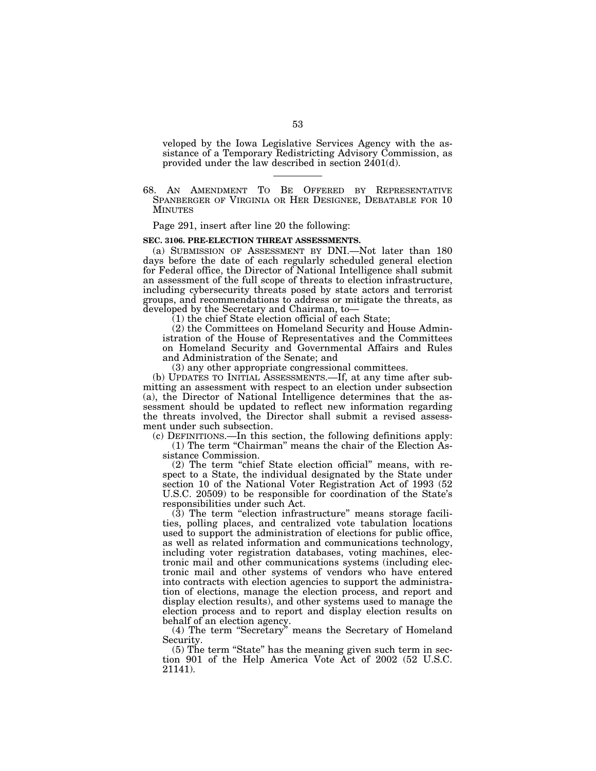veloped by the Iowa Legislative Services Agency with the assistance of a Temporary Redistricting Advisory Commission, as provided under the law described in section 2401(d).

---

68. AN AMENDMENT TO BE OFFERED BY REPRESENTATIVE SPANBERGER OF VIRGINIA OR HER DESIGNEE, DEBATABLE FOR 10 MINUTES

Page 291, insert after line 20 the following:

**SEC. 3106. PRE-ELECTION THREAT ASSESSMENTS.**

(a) SUBMISSION OF ASSESSMENT BY DNI.—Not later than 180 days before the date of each regularly scheduled general election for Federal office, the Director of National Intelligence shall submit an assessment of the full scope of threats to election infrastructure, including cybersecurity threats posed by state actors and terrorist groups, and recommendations to address or mitigate the threats, as developed by the Secretary and Chairman, to—

(1) the chief State election official of each State;

(2) the Committees on Homeland Security and House Administration of the House of Representatives and the Committees on Homeland Security and Governmental Affairs and Rules and Administration of the Senate; and

(3) any other appropriate congressional committees.

(b) UPDATES TO INITIAL ASSESSMENTS.—If, at any time after submitting an assessment with respect to an election under subsection (a), the Director of National Intelligence determines that the assessment should be updated to reflect new information regarding the threats involved, the Director shall submit a revised assessment under such subsection.

(c) DEFINITIONS.—In this section, the following definitions apply:

(1) The term "Chairman" means the chair of the Election Assistance Commission.

(2) The term "chief State election official" means, with respect to a State, the individual designated by the State under section 10 of the National Voter Registration Act of 1993 (52 U.S.C. 20509) to be responsible for coordination of the State's responsibilities under such Act.

(3) The term "election infrastructure" means storage facilities, polling places, and centralized vote tabulation locations used to support the administration of elections for public office, as well as related information and communications technology, including voter registration databases, voting machines, electronic mail and other communications systems (including electronic mail and other systems of vendors who have entered into contracts with election agencies to support the administration of elections, manage the election process, and report and display election results), and other systems used to manage the election process and to report and display election results on behalf of an election agency.

(4) The term "Secretary" means the Secretary of Homeland Security.

(5) The term "State" has the meaning given such term in section 901 of the Help America Vote Act of 2002 (52 U.S.C. 21141).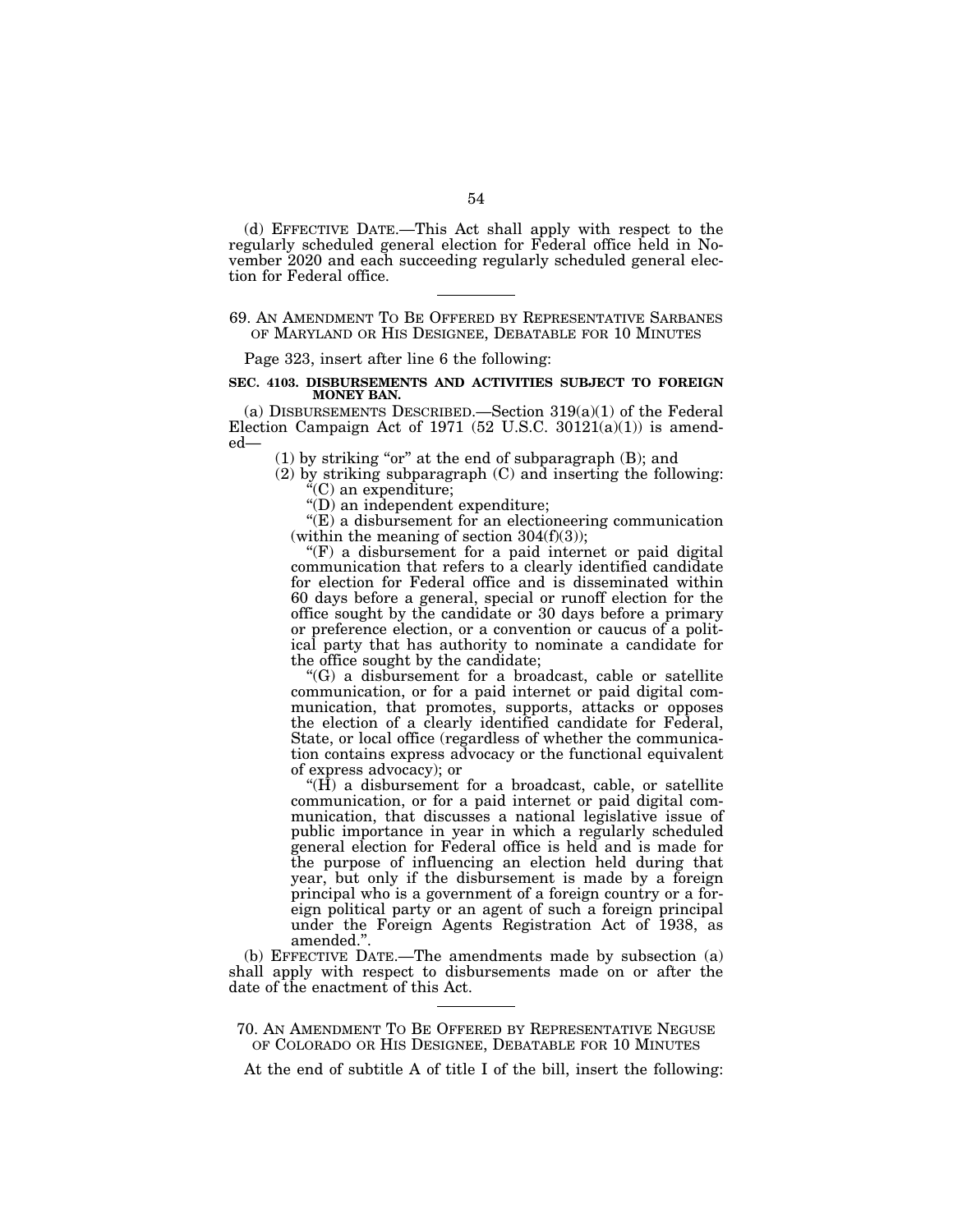(d) EFFECTIVE DATE.—This Act shall apply with respect to the regularly scheduled general election for Federal office held in November 2020 and each succeeding regularly scheduled general election for Federal office.

---

69. AN AMENDMENT TO BE OFFERED BY REPRESENTATIVE SARBANES OF MARYLAND OR HIS DESIGNEE, DEBATABLE FOR 10 MINUTES

Page 323, insert after line 6 the following:

**SEC. 4103. DISBURSEMENTS AND ACTIVITIES SUBJECT TO FOREIGN MONEY BAN.**

(a) DISBURSEMENTS DESCRIBED.—Section 319(a)(1) of the Federal Election Campaign Act of 1971 (52 U.S.C. 30121(a)(1)) is amended—

(1) by striking "or" at the end of subparagraph (B); and

(2) by striking subparagraph (C) and inserting the following:

"(C) an expenditure;

"(D) an independent expenditure;

"(E) a disbursement for an electioneering communication (within the meaning of section 304(f)(3));

"(F) a disbursement for a paid internet or paid digital communication that refers to a clearly identified candidate for election for Federal office and is disseminated within 60 days before a general, special or runoff election for the office sought by the candidate or 30 days before a primary or preference election, or a convention or caucus of a political party that has authority to nominate a candidate for the office sought by the candidate;

"(G) a disbursement for a broadcast, cable or satellite communication, or for a paid internet or paid digital communication, that promotes, supports, attacks or opposes the election of a clearly identified candidate for Federal, State, or local office (regardless of whether the communication contains express advocacy or the functional equivalent of express advocacy); or

"(H) a disbursement for a broadcast, cable, or satellite communication, or for a paid internet or paid digital communication, that discusses a national legislative issue of public importance in year in which a regularly scheduled general election for Federal office is held and is made for the purpose of influencing an election held during that year, but only if the disbursement is made by a foreign principal who is a government of a foreign country or a foreign political party or an agent of such a foreign principal under the Foreign Agents Registration Act of 1938, as amended.".

(b) EFFECTIVE DATE.—The amendments made by subsection (a) shall apply with respect to disbursements made on or after the date of the enactment of this Act.

---

70. AN AMENDMENT TO BE OFFERED BY REPRESENTATIVE NEGUSE OF COLORADO OR HIS DESIGNEE, DEBATABLE FOR 10 MINUTES

At the end of subtitle A of title I of the bill, insert the following: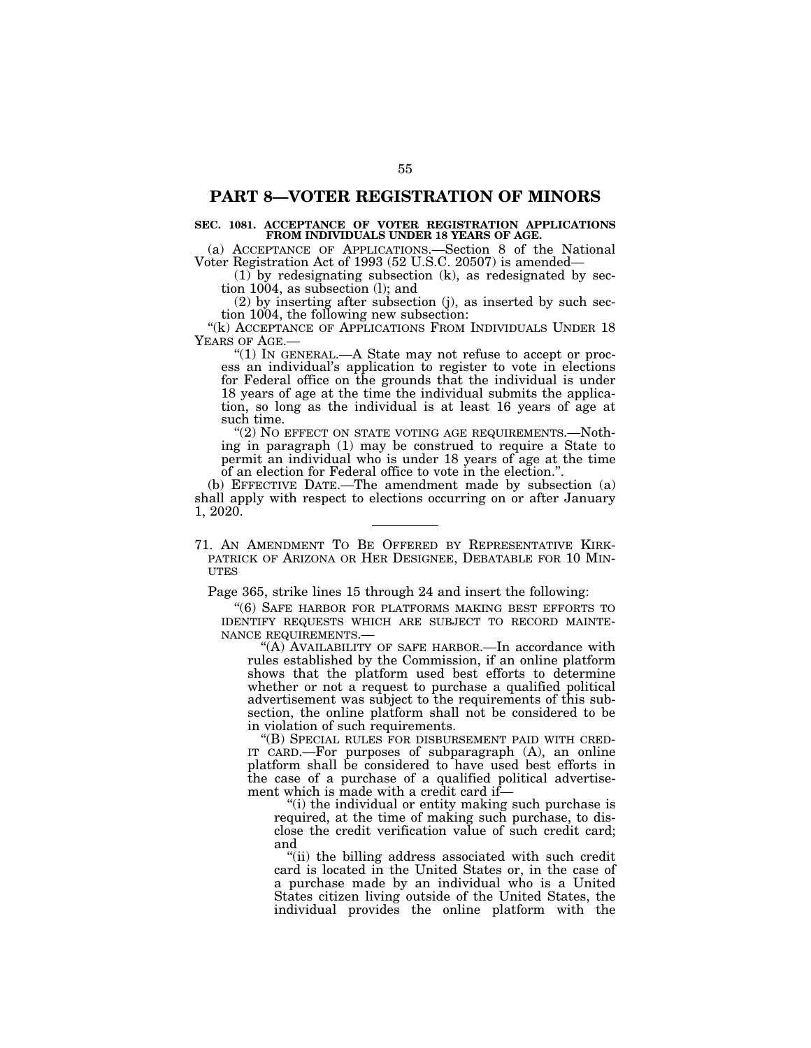## PART 8—VOTER REGISTRATION OF MINORS

**SEC. 1081. ACCEPTANCE OF VOTER REGISTRATION APPLICATIONS FROM INDIVIDUALS UNDER 18 YEARS OF AGE.**

(a) ACCEPTANCE OF APPLICATIONS.—Section 8 of the National Voter Registration Act of 1993 (52 U.S.C. 20507) is amended—

(1) by redesignating subsection (k), as redesignated by section 1004, as subsection (l); and

(2) by inserting after subsection (j), as inserted by such section 1004, the following new subsection:

"(k) ACCEPTANCE OF APPLICATIONS FROM INDIVIDUALS UNDER 18 YEARS OF AGE.—

"(1) IN GENERAL.—A State may not refuse to accept or process an individual's application to register to vote in elections for Federal office on the grounds that the individual is under 18 years of age at the time the individual submits the application, so long as the individual is at least 16 years of age at such time.

"(2) NO EFFECT ON STATE VOTING AGE REQUIREMENTS.—Nothing in paragraph (1) may be construed to require a State to permit an individual who is under 18 years of age at the time of an election for Federal office to vote in the election.".

(b) EFFECTIVE DATE.—The amendment made by subsection (a) shall apply with respect to elections occurring on or after January 1, 2020.

---

71. AN AMENDMENT TO BE OFFERED BY REPRESENTATIVE KIRKPATRICK OF ARIZONA OR HER DESIGNEE, DEBATABLE FOR 10 MINUTES

Page 365, strike lines 15 through 24 and insert the following:

"(6) SAFE HARBOR FOR PLATFORMS MAKING BEST EFFORTS TO IDENTIFY REQUESTS WHICH ARE SUBJECT TO RECORD MAINTENANCE REQUIREMENTS.—

"(A) AVAILABILITY OF SAFE HARBOR.—In accordance with rules established by the Commission, if an online platform shows that the platform used best efforts to determine whether or not a request to purchase a qualified political advertisement was subject to the requirements of this subsection, the online platform shall not be considered to be in violation of such requirements.

"(B) SPECIAL RULES FOR DISBURSEMENT PAID WITH CREDIT CARD.—For purposes of subparagraph (A), an online platform shall be considered to have used best efforts in the case of a purchase of a qualified political advertisement which is made with a credit card if—

"(i) the individual or entity making such purchase is required, at the time of making such purchase, to disclose the credit verification value of such credit card; and

"(ii) the billing address associated with such credit card is located in the United States or, in the case of a purchase made by an individual who is a United States citizen living outside of the United States, the individual provides the online platform with the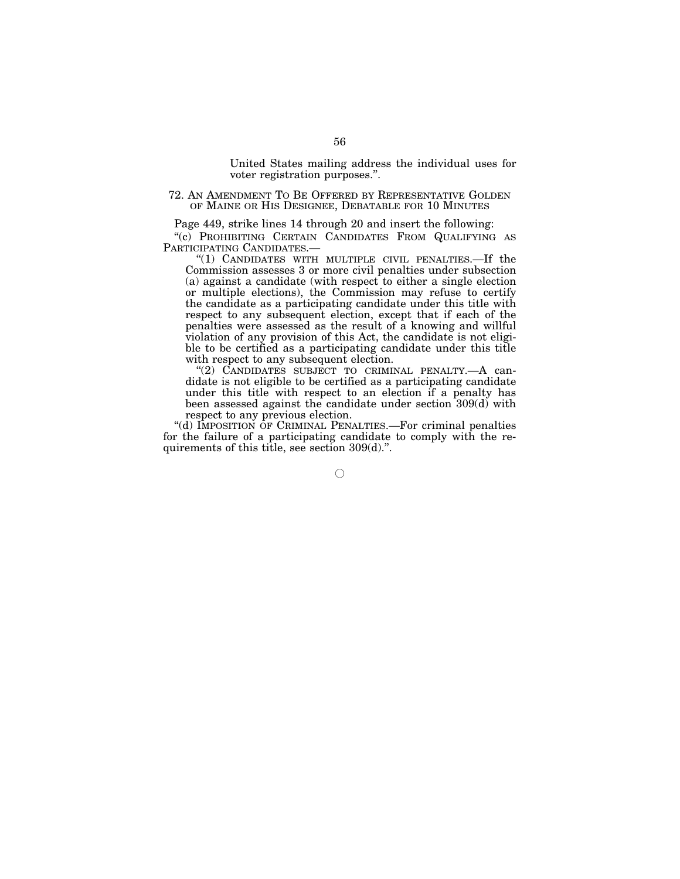United States mailing address the individual uses for voter registration purposes.".

### 72. AN AMENDMENT TO BE OFFERED BY REPRESENTATIVE GOLDEN OF MAINE OR HIS DESIGNEE, DEBATABLE FOR 10 MINUTES

Page 449, strike lines 14 through 20 and insert the following:

"(c) PROHIBITING CERTAIN CANDIDATES FROM QUALIFYING AS PARTICIPATING CANDIDATES.—

"(1) CANDIDATES WITH MULTIPLE CIVIL PENALTIES.—If the Commission assesses 3 or more civil penalties under subsection (a) against a candidate (with respect to either a single election or multiple elections), the Commission may refuse to certify the candidate as a participating candidate under this title with respect to any subsequent election, except that if each of the penalties were assessed as the result of a knowing and willful violation of any provision of this Act, the candidate is not eligible to be certified as a participating candidate under this title with respect to any subsequent election.

"(2) CANDIDATES SUBJECT TO CRIMINAL PENALTY.—A candidate is not eligible to be certified as a participating candidate under this title with respect to an election if a penalty has been assessed against the candidate under section 309(d) with respect to any previous election.

"(d) IMPOSITION OF CRIMINAL PENALTIES.—For criminal penalties for the failure of a participating candidate to comply with the requirements of this title, see section 309(d).".